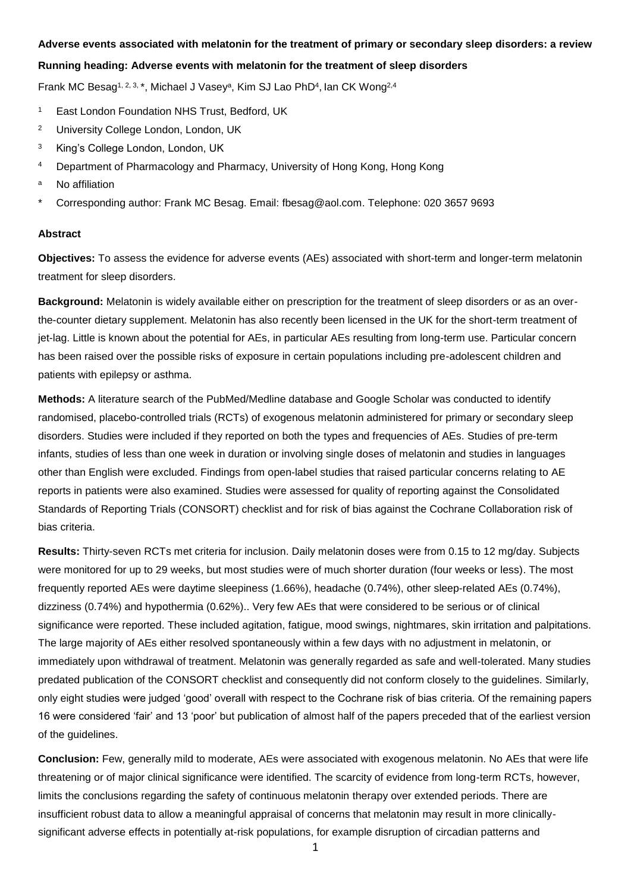**Adverse events associated with melatonin for the treatment of primary or secondary sleep disorders: a review**

**Running heading: Adverse events with melatonin for the treatment of sleep disorders**

Frank MC Besag[1, 2, 3, *], Michael J Vasey[a], Kim SJ Lao PhD[4], Ian CK Wong[2,4]

- [1] East London Foundation NHS Trust, Bedford, UK
- [2] University College London, London, UK
- [3] King's College London, London, UK
- [4] Department of Pharmacology and Pharmacy, University of Hong Kong, Hong Kong
- [a] No affiliation
- [*] Corresponding author: Frank MC Besag. Email: fbesag@aol.com. Telephone: 020 3657 9693

**Abstract**

**Objectives:** To assess the evidence for adverse events (AEs) associated with short-term and longer-term melatonin treatment for sleep disorders.

**Background:** Melatonin is widely available either on prescription for the treatment of sleep disorders or as an over-the-counter dietary supplement. Melatonin has also recently been licensed in the UK for the short-term treatment of jet-lag. Little is known about the potential for AEs, in particular AEs resulting from long-term use. Particular concern has been raised over the possible risks of exposure in certain populations including pre-adolescent children and patients with epilepsy or asthma.

**Methods:** A literature search of the PubMed/Medline database and Google Scholar was conducted to identify randomised, placebo-controlled trials (RCTs) of exogenous melatonin administered for primary or secondary sleep disorders. Studies were included if they reported on both the types and frequencies of AEs. Studies of pre-term infants, studies of less than one week in duration or involving single doses of melatonin and studies in languages other than English were excluded. Findings from open-label studies that raised particular concerns relating to AE reports in patients were also examined. Studies were assessed for quality of reporting against the Consolidated Standards of Reporting Trials (CONSORT) checklist and for risk of bias against the Cochrane Collaboration risk of bias criteria.

**Results:** Thirty-seven RCTs met criteria for inclusion. Daily melatonin doses were from 0.15 to 12 mg/day. Subjects were monitored for up to 29 weeks, but most studies were of much shorter duration (four weeks or less). The most frequently reported AEs were daytime sleepiness (1.66%), headache (0.74%), other sleep-related AEs (0.74%), dizziness (0.74%) and hypothermia (0.62%).. Very few AEs that were considered to be serious or of clinical significance were reported. These included agitation, fatigue, mood swings, nightmares, skin irritation and palpitations. The large majority of AEs either resolved spontaneously within a few days with no adjustment in melatonin, or immediately upon withdrawal of treatment. Melatonin was generally regarded as safe and well-tolerated. Many studies predated publication of the CONSORT checklist and consequently did not conform closely to the guidelines. Similarly, only eight studies were judged 'good' overall with respect to the Cochrane risk of bias criteria. Of the remaining papers 16 were considered 'fair' and 13 'poor' but publication of almost half of the papers preceded that of the earliest version of the guidelines.

**Conclusion:** Few, generally mild to moderate, AEs were associated with exogenous melatonin. No AEs that were life threatening or of major clinical significance were identified. The scarcity of evidence from long-term RCTs, however, limits the conclusions regarding the safety of continuous melatonin therapy over extended periods. There are insufficient robust data to allow a meaningful appraisal of concerns that melatonin may result in more clinically-significant adverse effects in potentially at-risk populations, for example disruption of circadian patterns and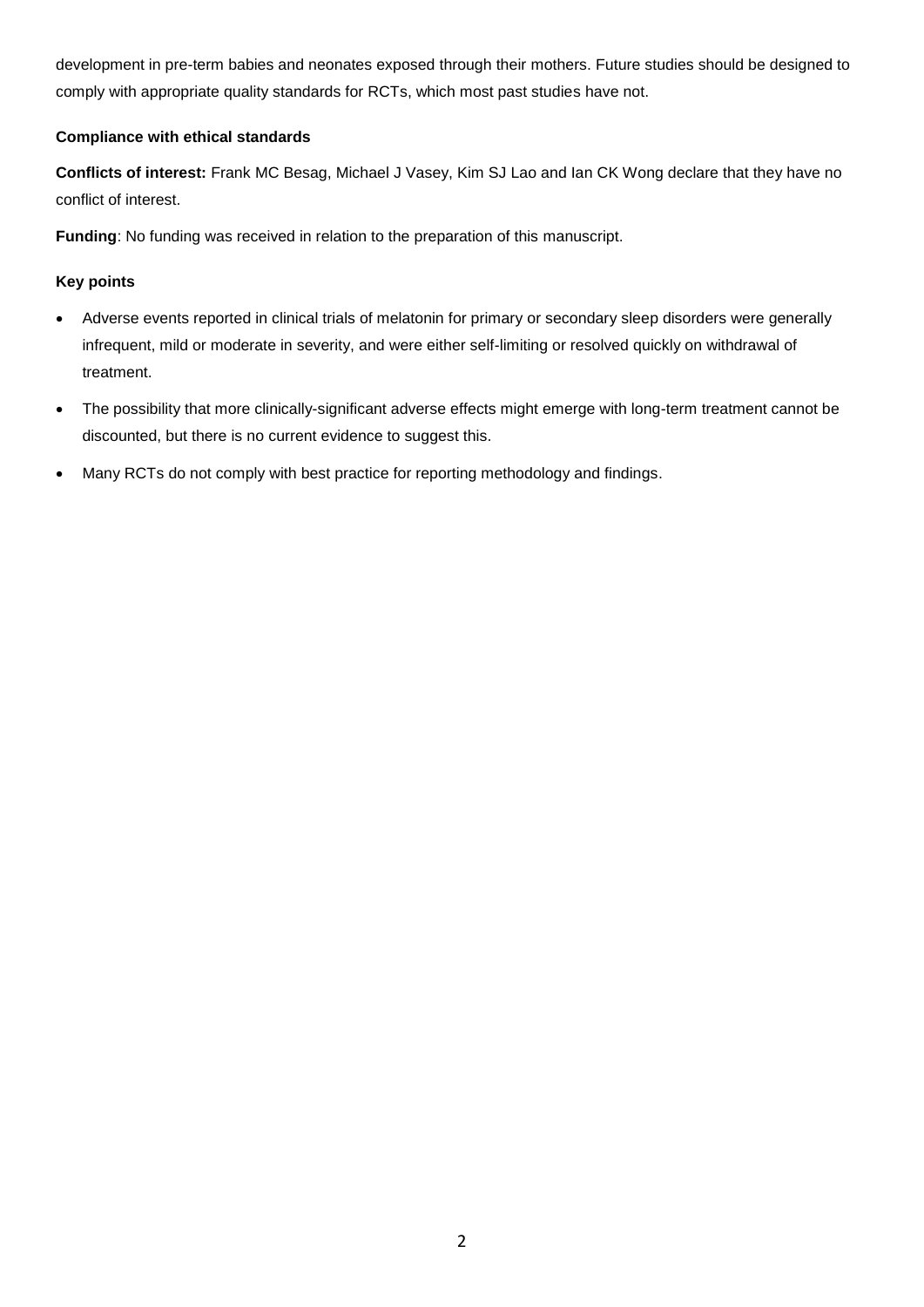development in pre-term babies and neonates exposed through their mothers. Future studies should be designed to comply with appropriate quality standards for RCTs, which most past studies have not.

**Compliance with ethical standards**

**Conflicts of interest:** Frank MC Besag, Michael J Vasey, Kim SJ Lao and Ian CK Wong declare that they have no conflict of interest.

**Funding**: No funding was received in relation to the preparation of this manuscript.

**Key points**

- Adverse events reported in clinical trials of melatonin for primary or secondary sleep disorders were generally infrequent, mild or moderate in severity, and were either self-limiting or resolved quickly on withdrawal of treatment.
- The possibility that more clinically-significant adverse effects might emerge with long-term treatment cannot be discounted, but there is no current evidence to suggest this.
- Many RCTs do not comply with best practice for reporting methodology and findings.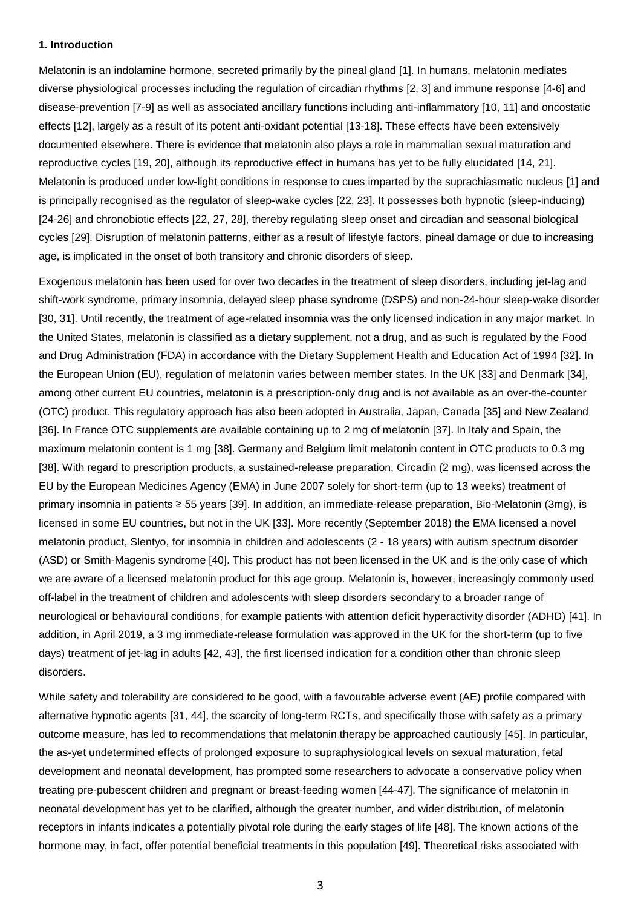#### 1. Introduction

Melatonin is an indolamine hormone, secreted primarily by the pineal gland [1]. In humans, melatonin mediates diverse physiological processes including the regulation of circadian rhythms [2, 3] and immune response [4-6] and disease-prevention [7-9] as well as associated ancillary functions including anti-inflammatory [10, 11] and oncostatic effects [12], largely as a result of its potent anti-oxidant potential [13-18]. These effects have been extensively documented elsewhere. There is evidence that melatonin also plays a role in mammalian sexual maturation and reproductive cycles [19, 20], although its reproductive effect in humans has yet to be fully elucidated [14, 21]. Melatonin is produced under low-light conditions in response to cues imparted by the suprachiasmatic nucleus [1] and is principally recognised as the regulator of sleep-wake cycles [22, 23]. It possesses both hypnotic (sleep-inducing) [24-26] and chronobiotic effects [22, 27, 28], thereby regulating sleep onset and circadian and seasonal biological cycles [29]. Disruption of melatonin patterns, either as a result of lifestyle factors, pineal damage or due to increasing age, is implicated in the onset of both transitory and chronic disorders of sleep.

Exogenous melatonin has been used for over two decades in the treatment of sleep disorders, including jet-lag and shift-work syndrome, primary insomnia, delayed sleep phase syndrome (DSPS) and non-24-hour sleep-wake disorder [30, 31]. Until recently, the treatment of age-related insomnia was the only licensed indication in any major market. In the United States, melatonin is classified as a dietary supplement, not a drug, and as such is regulated by the Food and Drug Administration (FDA) in accordance with the Dietary Supplement Health and Education Act of 1994 [32]. In the European Union (EU), regulation of melatonin varies between member states. In the UK [33] and Denmark [34], among other current EU countries, melatonin is a prescription-only drug and is not available as an over-the-counter (OTC) product. This regulatory approach has also been adopted in Australia, Japan, Canada [35] and New Zealand [36]. In France OTC supplements are available containing up to 2 mg of melatonin [37]. In Italy and Spain, the maximum melatonin content is 1 mg [38]. Germany and Belgium limit melatonin content in OTC products to 0.3 mg [38]. With regard to prescription products, a sustained-release preparation, Circadin (2 mg), was licensed across the EU by the European Medicines Agency (EMA) in June 2007 solely for short-term (up to 13 weeks) treatment of primary insomnia in patients ≥ 55 years [39]. In addition, an immediate-release preparation, Bio-Melatonin (3mg), is licensed in some EU countries, but not in the UK [33]. More recently (September 2018) the EMA licensed a novel melatonin product, Slentyo, for insomnia in children and adolescents (2 - 18 years) with autism spectrum disorder (ASD) or Smith-Magenis syndrome [40]. This product has not been licensed in the UK and is the only case of which we are aware of a licensed melatonin product for this age group. Melatonin is, however, increasingly commonly used off-label in the treatment of children and adolescents with sleep disorders secondary to a broader range of neurological or behavioural conditions, for example patients with attention deficit hyperactivity disorder (ADHD) [41]. In addition, in April 2019, a 3 mg immediate-release formulation was approved in the UK for the short-term (up to five days) treatment of jet-lag in adults [42, 43], the first licensed indication for a condition other than chronic sleep disorders.

While safety and tolerability are considered to be good, with a favourable adverse event (AE) profile compared with alternative hypnotic agents [31, 44], the scarcity of long-term RCTs, and specifically those with safety as a primary outcome measure, has led to recommendations that melatonin therapy be approached cautiously [45]. In particular, the as-yet undetermined effects of prolonged exposure to supraphysiological levels on sexual maturation, fetal development and neonatal development, has prompted some researchers to advocate a conservative policy when treating pre-pubescent children and pregnant or breast-feeding women [44-47]. The significance of melatonin in neonatal development has yet to be clarified, although the greater number, and wider distribution, of melatonin receptors in infants indicates a potentially pivotal role during the early stages of life [48]. The known actions of the hormone may, in fact, offer potential beneficial treatments in this population [49]. Theoretical risks associated with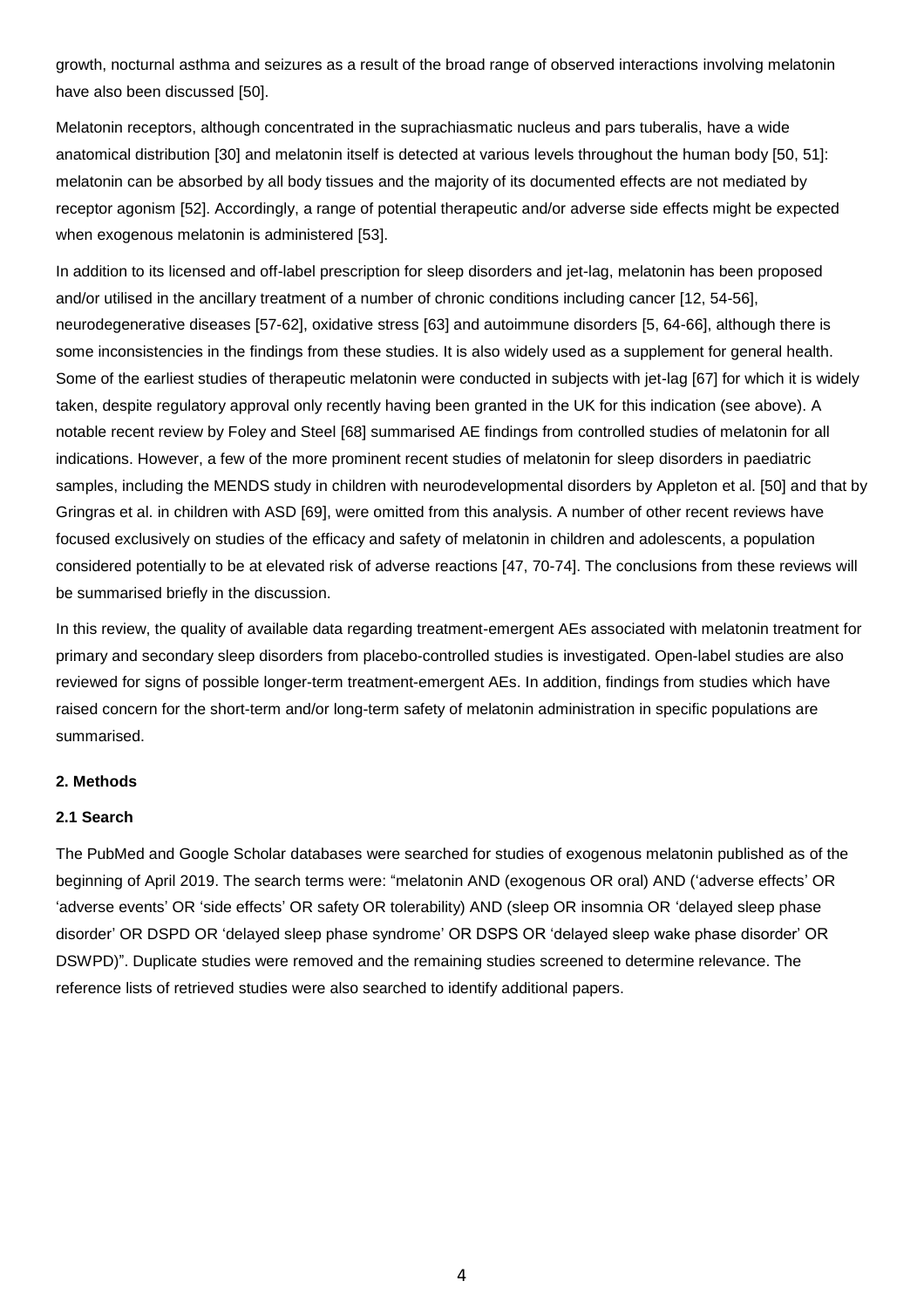growth, nocturnal asthma and seizures as a result of the broad range of observed interactions involving melatonin have also been discussed [50].

Melatonin receptors, although concentrated in the suprachiasmatic nucleus and pars tuberalis, have a wide anatomical distribution [30] and melatonin itself is detected at various levels throughout the human body [50, 51]: melatonin can be absorbed by all body tissues and the majority of its documented effects are not mediated by receptor agonism [52]. Accordingly, a range of potential therapeutic and/or adverse side effects might be expected when exogenous melatonin is administered [53].

In addition to its licensed and off-label prescription for sleep disorders and jet-lag, melatonin has been proposed and/or utilised in the ancillary treatment of a number of chronic conditions including cancer [12, 54-56], neurodegenerative diseases [57-62], oxidative stress [63] and autoimmune disorders [5, 64-66], although there is some inconsistencies in the findings from these studies. It is also widely used as a supplement for general health. Some of the earliest studies of therapeutic melatonin were conducted in subjects with jet-lag [67] for which it is widely taken, despite regulatory approval only recently having been granted in the UK for this indication (see above). A notable recent review by Foley and Steel [68] summarised AE findings from controlled studies of melatonin for all indications. However, a few of the more prominent recent studies of melatonin for sleep disorders in paediatric samples, including the MENDS study in children with neurodevelopmental disorders by Appleton et al. [50] and that by Gringras et al. in children with ASD [69], were omitted from this analysis. A number of other recent reviews have focused exclusively on studies of the efficacy and safety of melatonin in children and adolescents, a population considered potentially to be at elevated risk of adverse reactions [47, 70-74]. The conclusions from these reviews will be summarised briefly in the discussion.

In this review, the quality of available data regarding treatment-emergent AEs associated with melatonin treatment for primary and secondary sleep disorders from placebo-controlled studies is investigated. Open-label studies are also reviewed for signs of possible longer-term treatment-emergent AEs. In addition, findings from studies which have raised concern for the short-term and/or long-term safety of melatonin administration in specific populations are summarised.

## 2. Methods

### 2.1 Search

The PubMed and Google Scholar databases were searched for studies of exogenous melatonin published as of the beginning of April 2019. The search terms were: "melatonin AND (exogenous OR oral) AND ('adverse effects' OR 'adverse events' OR 'side effects' OR safety OR tolerability) AND (sleep OR insomnia OR 'delayed sleep phase disorder' OR DSPD OR 'delayed sleep phase syndrome' OR DSPS OR 'delayed sleep wake phase disorder' OR DSWPD)". Duplicate studies were removed and the remaining studies screened to determine relevance. The reference lists of retrieved studies were also searched to identify additional papers.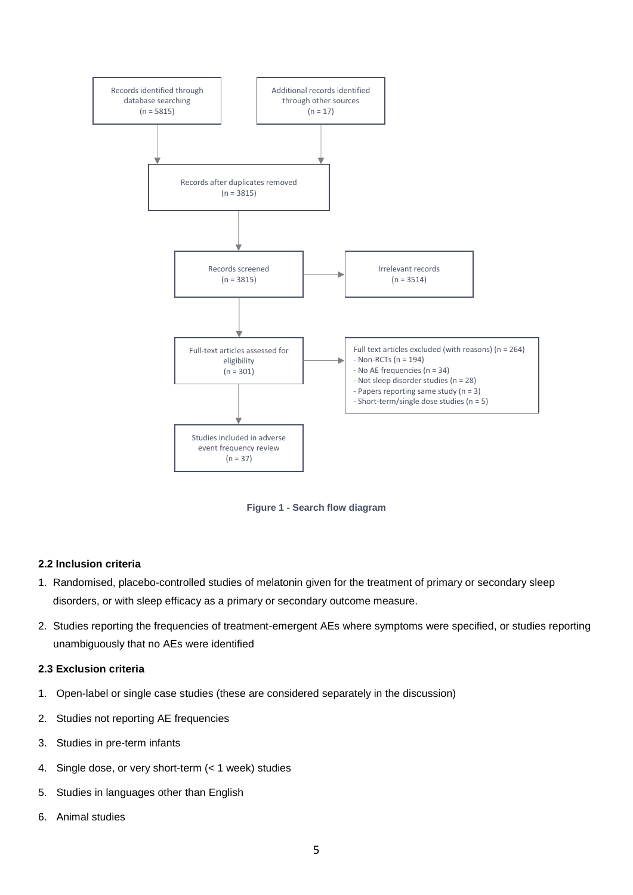Records identified through database searching (n = 5815)

Additional records identified through other sources (n = 17)

Records after duplicates removed (n = 3815)

Records screened (n = 3815)

Irrelevant records (n = 3514)

Full-text articles assessed for eligibility (n = 301)

Full text articles excluded (with reasons) (n = 264)
- Non-RCTs (n = 194)
- No AE frequencies (n = 34)
- Not sleep disorder studies (n = 28)
- Papers reporting same study (n = 3)
- Short-term/single dose studies (n = 5)

Studies included in adverse event frequency review (n = 37)

**Figure 1 - Search flow diagram**

### 2.2 Inclusion criteria

1. Randomised, placebo-controlled studies of melatonin given for the treatment of primary or secondary sleep disorders, or with sleep efficacy as a primary or secondary outcome measure.
2. Studies reporting the frequencies of treatment-emergent AEs where symptoms were specified, or studies reporting unambiguously that no AEs were identified

### 2.3 Exclusion criteria

1. Open-label or single case studies (these are considered separately in the discussion)
2. Studies not reporting AE frequencies
3. Studies in pre-term infants
4. Single dose, or very short-term (< 1 week) studies
5. Studies in languages other than English
6. Animal studies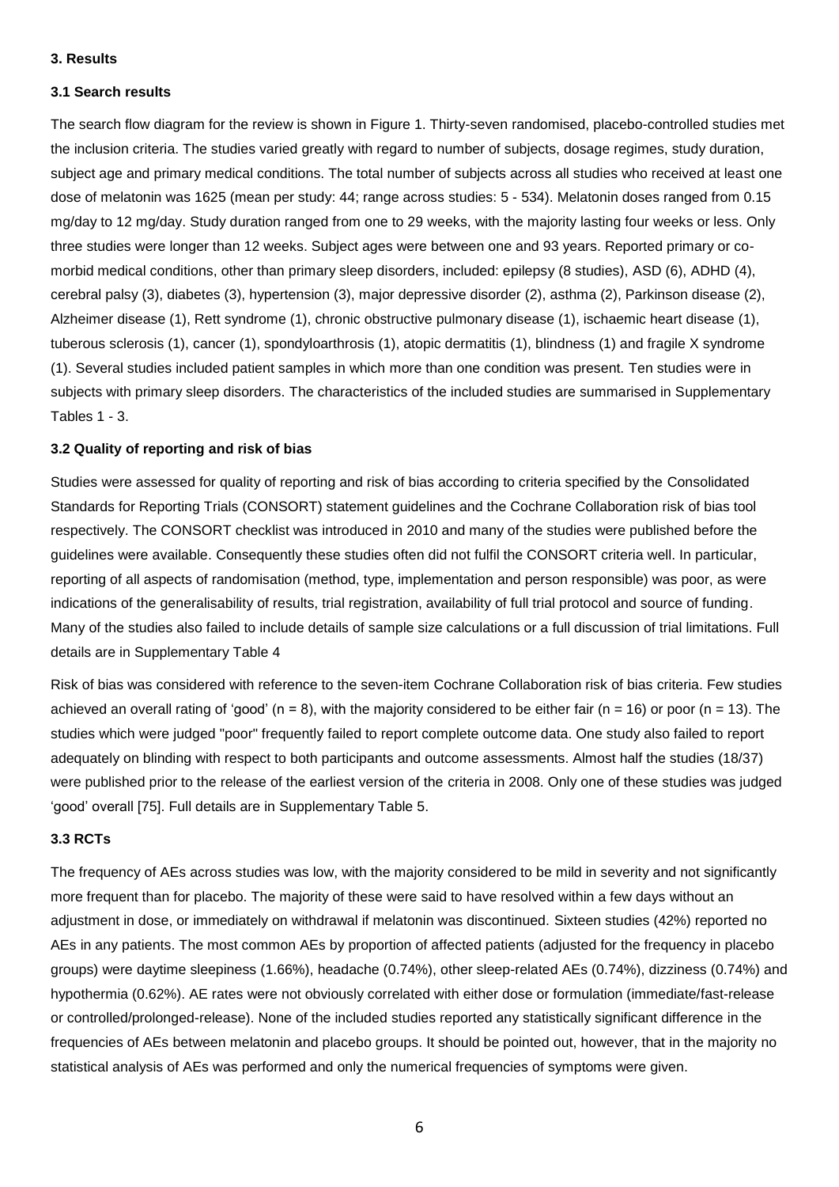## 3. Results

### 3.1 Search results

The search flow diagram for the review is shown in Figure 1. Thirty-seven randomised, placebo-controlled studies met the inclusion criteria. The studies varied greatly with regard to number of subjects, dosage regimes, study duration, subject age and primary medical conditions. The total number of subjects across all studies who received at least one dose of melatonin was 1625 (mean per study: 44; range across studies: 5 - 534). Melatonin doses ranged from 0.15 mg/day to 12 mg/day. Study duration ranged from one to 29 weeks, with the majority lasting four weeks or less. Only three studies were longer than 12 weeks. Subject ages were between one and 93 years. Reported primary or co-morbid medical conditions, other than primary sleep disorders, included: epilepsy (8 studies), ASD (6), ADHD (4), cerebral palsy (3), diabetes (3), hypertension (3), major depressive disorder (2), asthma (2), Parkinson disease (2), Alzheimer disease (1), Rett syndrome (1), chronic obstructive pulmonary disease (1), ischaemic heart disease (1), tuberous sclerosis (1), cancer (1), spondyloarthrosis (1), atopic dermatitis (1), blindness (1) and fragile X syndrome (1). Several studies included patient samples in which more than one condition was present. Ten studies were in subjects with primary sleep disorders. The characteristics of the included studies are summarised in Supplementary Tables 1 - 3.

### 3.2 Quality of reporting and risk of bias

Studies were assessed for quality of reporting and risk of bias according to criteria specified by the Consolidated Standards for Reporting Trials (CONSORT) statement guidelines and the Cochrane Collaboration risk of bias tool respectively. The CONSORT checklist was introduced in 2010 and many of the studies were published before the guidelines were available. Consequently these studies often did not fulfil the CONSORT criteria well. In particular, reporting of all aspects of randomisation (method, type, implementation and person responsible) was poor, as were indications of the generalisability of results, trial registration, availability of full trial protocol and source of funding. Many of the studies also failed to include details of sample size calculations or a full discussion of trial limitations. Full details are in Supplementary Table 4

Risk of bias was considered with reference to the seven-item Cochrane Collaboration risk of bias criteria. Few studies achieved an overall rating of 'good' (n = 8), with the majority considered to be either fair (n = 16) or poor (n = 13). The studies which were judged "poor" frequently failed to report complete outcome data. One study also failed to report adequately on blinding with respect to both participants and outcome assessments. Almost half the studies (18/37) were published prior to the release of the earliest version of the criteria in 2008. Only one of these studies was judged 'good' overall [75]. Full details are in Supplementary Table 5.

### 3.3 RCTs

The frequency of AEs across studies was low, with the majority considered to be mild in severity and not significantly more frequent than for placebo. The majority of these were said to have resolved within a few days without an adjustment in dose, or immediately on withdrawal if melatonin was discontinued. Sixteen studies (42%) reported no AEs in any patients. The most common AEs by proportion of affected patients (adjusted for the frequency in placebo groups) were daytime sleepiness (1.66%), headache (0.74%), other sleep-related AEs (0.74%), dizziness (0.74%) and hypothermia (0.62%). AE rates were not obviously correlated with either dose or formulation (immediate/fast-release or controlled/prolonged-release). None of the included studies reported any statistically significant difference in the frequencies of AEs between melatonin and placebo groups. It should be pointed out, however, that in the majority no statistical analysis of AEs was performed and only the numerical frequencies of symptoms were given.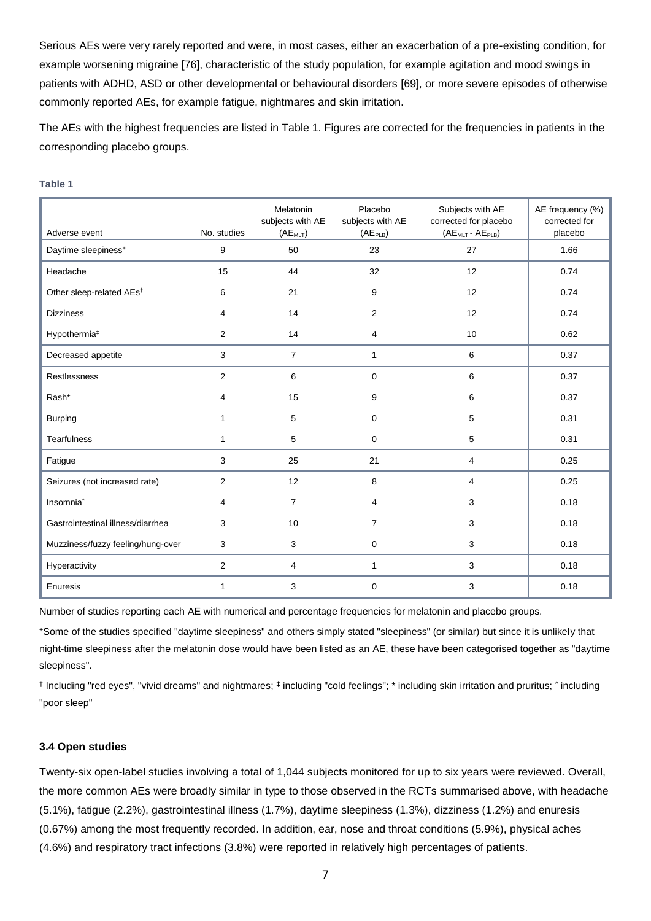Serious AEs were very rarely reported and were, in most cases, either an exacerbation of a pre-existing condition, for example worsening migraine [76], characteristic of the study population, for example agitation and mood swings in patients with ADHD, ASD or other developmental or behavioural disorders [69], or more severe episodes of otherwise commonly reported AEs, for example fatigue, nightmares and skin irritation.

The AEs with the highest frequencies are listed in Table 1. Figures are corrected for the frequencies in patients in the corresponding placebo groups.

**Table 1**

| Adverse event | No. studies | Melatonin subjects with AE ($AE_{MLT}$) | Placebo subjects with AE ($AE_{PLB}$) | Subjects with AE corrected for placebo ($AE_{MLT}$ - $AE_{PLB}$) | AE frequency (%) corrected for placebo |
|---|---|---|---|---|---|
| Daytime sleepiness[+] | 9 | 50 | 23 | 27 | 1.66 |
| Headache | 15 | 44 | 32 | 12 | 0.74 |
| Other sleep-related AEs[†] | 6 | 21 | 9 | 12 | 0.74 |
| Dizziness | 4 | 14 | 2 | 12 | 0.74 |
| Hypothermia[‡] | 2 | 14 | 4 | 10 | 0.62 |
| Decreased appetite | 3 | 7 | 1 | 6 | 0.37 |
| Restlessness | 2 | 6 | 0 | 6 | 0.37 |
| Rash* | 4 | 15 | 9 | 6 | 0.37 |
| Burping | 1 | 5 | 0 | 5 | 0.31 |
| Tearfulness | 1 | 5 | 0 | 5 | 0.31 |
| Fatigue | 3 | 25 | 21 | 4 | 0.25 |
| Seizures (not increased rate) | 2 | 12 | 8 | 4 | 0.25 |
| Insomnia[^] | 4 | 7 | 4 | 3 | 0.18 |
| Gastrointestinal illness/diarrhea | 3 | 10 | 7 | 3 | 0.18 |
| Muzziness/fuzzy feeling/hung-over | 3 | 3 | 0 | 3 | 0.18 |
| Hyperactivity | 2 | 4 | 1 | 3 | 0.18 |
| Enuresis | 1 | 3 | 0 | 3 | 0.18 |

Number of studies reporting each AE with numerical and percentage frequencies for melatonin and placebo groups.

[+]Some of the studies specified "daytime sleepiness" and others simply stated "sleepiness" (or similar) but since it is unlikely that night-time sleepiness after the melatonin dose would have been listed as an AE, these have been categorised together as "daytime sleepiness".

[†] Including "red eyes", "vivid dreams" and nightmares; [‡] including "cold feelings"; * including skin irritation and pruritus; [^] including "poor sleep"

### 3.4 Open studies

Twenty-six open-label studies involving a total of 1,044 subjects monitored for up to six years were reviewed. Overall, the more common AEs were broadly similar in type to those observed in the RCTs summarised above, with headache (5.1%), fatigue (2.2%), gastrointestinal illness (1.7%), daytime sleepiness (1.3%), dizziness (1.2%) and enuresis (0.67%) among the most frequently recorded. In addition, ear, nose and throat conditions (5.9%), physical aches (4.6%) and respiratory tract infections (3.8%) were reported in relatively high percentages of patients.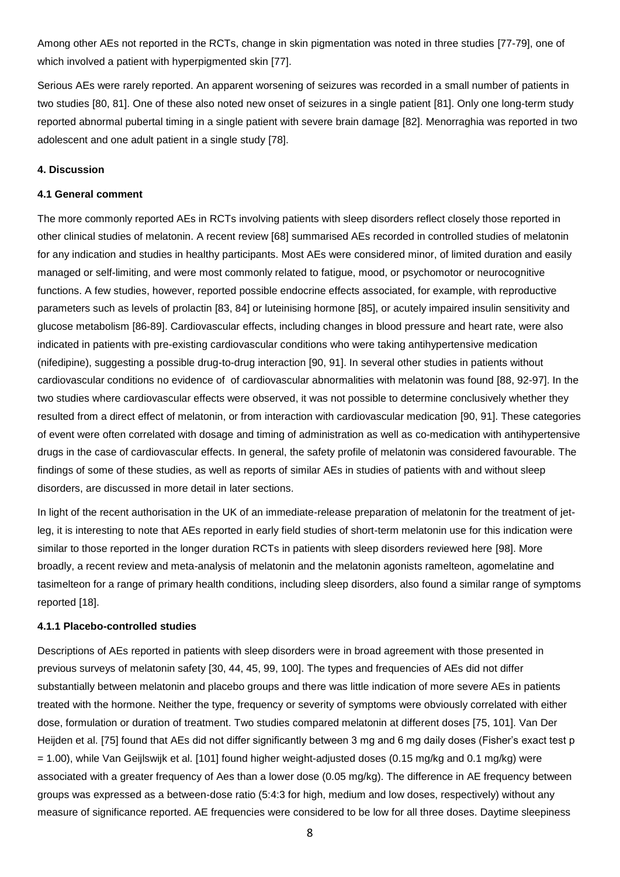Among other AEs not reported in the RCTs, change in skin pigmentation was noted in three studies [77-79], one of which involved a patient with hyperpigmented skin [77].

Serious AEs were rarely reported. An apparent worsening of seizures was recorded in a small number of patients in two studies [80, 81]. One of these also noted new onset of seizures in a single patient [81]. Only one long-term study reported abnormal pubertal timing in a single patient with severe brain damage [82]. Menorraghia was reported in two adolescent and one adult patient in a single study [78].

## 4. Discussion

### 4.1 General comment

The more commonly reported AEs in RCTs involving patients with sleep disorders reflect closely those reported in other clinical studies of melatonin. A recent review [68] summarised AEs recorded in controlled studies of melatonin for any indication and studies in healthy participants. Most AEs were considered minor, of limited duration and easily managed or self-limiting, and were most commonly related to fatigue, mood, or psychomotor or neurocognitive functions. A few studies, however, reported possible endocrine effects associated, for example, with reproductive parameters such as levels of prolactin [83, 84] or luteinising hormone [85], or acutely impaired insulin sensitivity and glucose metabolism [86-89]. Cardiovascular effects, including changes in blood pressure and heart rate, were also indicated in patients with pre-existing cardiovascular conditions who were taking antihypertensive medication (nifedipine), suggesting a possible drug-to-drug interaction [90, 91]. In several other studies in patients without cardiovascular conditions no evidence of of cardiovascular abnormalities with melatonin was found [88, 92-97]. In the two studies where cardiovascular effects were observed, it was not possible to determine conclusively whether they resulted from a direct effect of melatonin, or from interaction with cardiovascular medication [90, 91]. These categories of event were often correlated with dosage and timing of administration as well as co-medication with antihypertensive drugs in the case of cardiovascular effects. In general, the safety profile of melatonin was considered favourable. The findings of some of these studies, as well as reports of similar AEs in studies of patients with and without sleep disorders, are discussed in more detail in later sections.

In light of the recent authorisation in the UK of an immediate-release preparation of melatonin for the treatment of jet-leg, it is interesting to note that AEs reported in early field studies of short-term melatonin use for this indication were similar to those reported in the longer duration RCTs in patients with sleep disorders reviewed here [98]. More broadly, a recent review and meta-analysis of melatonin and the melatonin agonists ramelteon, agomelatine and tasimelteon for a range of primary health conditions, including sleep disorders, also found a similar range of symptoms reported [18].

#### 4.1.1 Placebo-controlled studies

Descriptions of AEs reported in patients with sleep disorders were in broad agreement with those presented in previous surveys of melatonin safety [30, 44, 45, 99, 100]. The types and frequencies of AEs did not differ substantially between melatonin and placebo groups and there was little indication of more severe AEs in patients treated with the hormone. Neither the type, frequency or severity of symptoms were obviously correlated with either dose, formulation or duration of treatment. Two studies compared melatonin at different doses [75, 101]. Van Der Heijden et al. [75] found that AEs did not differ significantly between 3 mg and 6 mg daily doses (Fisher's exact test $p = 1.00$), while Van Geijlswijk et al. [101] found higher weight-adjusted doses (0.15 mg/kg and 0.1 mg/kg) were associated with a greater frequency of Aes than a lower dose (0.05 mg/kg). The difference in AE frequency between groups was expressed as a between-dose ratio (5:4:3 for high, medium and low doses, respectively) without any measure of significance reported. AE frequencies were considered to be low for all three doses. Daytime sleepiness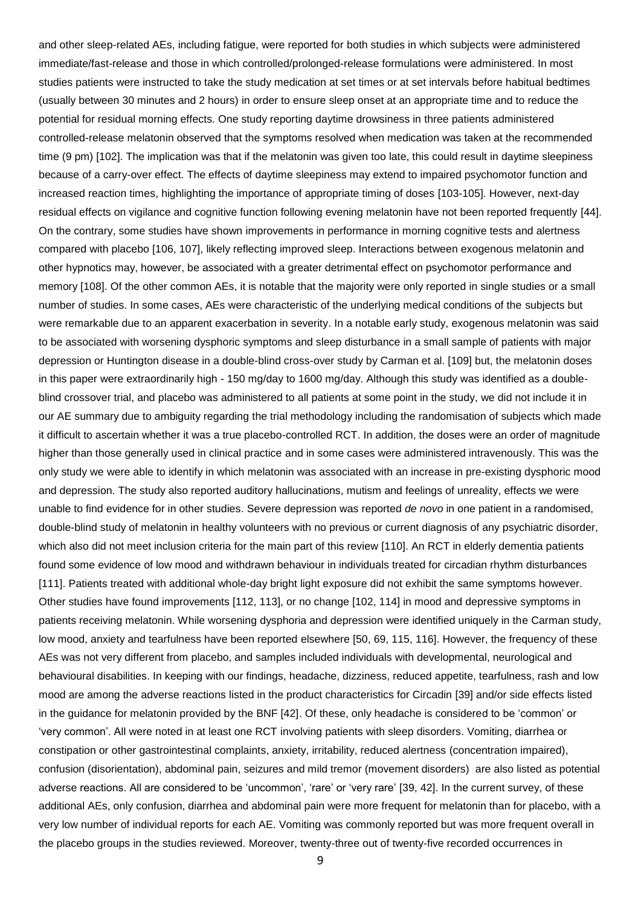and other sleep-related AEs, including fatigue, were reported for both studies in which subjects were administered immediate/fast-release and those in which controlled/prolonged-release formulations were administered. In most studies patients were instructed to take the study medication at set times or at set intervals before habitual bedtimes (usually between 30 minutes and 2 hours) in order to ensure sleep onset at an appropriate time and to reduce the potential for residual morning effects. One study reporting daytime drowsiness in three patients administered controlled-release melatonin observed that the symptoms resolved when medication was taken at the recommended time (9 pm) [102]. The implication was that if the melatonin was given too late, this could result in daytime sleepiness because of a carry-over effect. The effects of daytime sleepiness may extend to impaired psychomotor function and increased reaction times, highlighting the importance of appropriate timing of doses [103-105]. However, next-day residual effects on vigilance and cognitive function following evening melatonin have not been reported frequently [44]. On the contrary, some studies have shown improvements in performance in morning cognitive tests and alertness compared with placebo [106, 107], likely reflecting improved sleep. Interactions between exogenous melatonin and other hypnotics may, however, be associated with a greater detrimental effect on psychomotor performance and memory [108]. Of the other common AEs, it is notable that the majority were only reported in single studies or a small number of studies. In some cases, AEs were characteristic of the underlying medical conditions of the subjects but were remarkable due to an apparent exacerbation in severity. In a notable early study, exogenous melatonin was said to be associated with worsening dysphoric symptoms and sleep disturbance in a small sample of patients with major depression or Huntington disease in a double-blind cross-over study by Carman et al. [109] but, the melatonin doses in this paper were extraordinarily high - 150 mg/day to 1600 mg/day. Although this study was identified as a double-blind crossover trial, and placebo was administered to all patients at some point in the study, we did not include it in our AE summary due to ambiguity regarding the trial methodology including the randomisation of subjects which made it difficult to ascertain whether it was a true placebo-controlled RCT. In addition, the doses were an order of magnitude higher than those generally used in clinical practice and in some cases were administered intravenously. This was the only study we were able to identify in which melatonin was associated with an increase in pre-existing dysphoric mood and depression. The study also reported auditory hallucinations, mutism and feelings of unreality, effects we were unable to find evidence for in other studies. Severe depression was reported *de novo* in one patient in a randomised, double-blind study of melatonin in healthy volunteers with no previous or current diagnosis of any psychiatric disorder, which also did not meet inclusion criteria for the main part of this review [110]. An RCT in elderly dementia patients found some evidence of low mood and withdrawn behaviour in individuals treated for circadian rhythm disturbances [111]. Patients treated with additional whole-day bright light exposure did not exhibit the same symptoms however. Other studies have found improvements [112, 113], or no change [102, 114] in mood and depressive symptoms in patients receiving melatonin. While worsening dysphoria and depression were identified uniquely in the Carman study, low mood, anxiety and tearfulness have been reported elsewhere [50, 69, 115, 116]. However, the frequency of these AEs was not very different from placebo, and samples included individuals with developmental, neurological and behavioural disabilities. In keeping with our findings, headache, dizziness, reduced appetite, tearfulness, rash and low mood are among the adverse reactions listed in the product characteristics for Circadin [39] and/or side effects listed in the guidance for melatonin provided by the BNF [42]. Of these, only headache is considered to be 'common' or 'very common'. All were noted in at least one RCT involving patients with sleep disorders. Vomiting, diarrhea or constipation or other gastrointestinal complaints, anxiety, irritability, reduced alertness (concentration impaired), confusion (disorientation), abdominal pain, seizures and mild tremor (movement disorders) are also listed as potential adverse reactions. All are considered to be 'uncommon', 'rare' or 'very rare' [39, 42]. In the current survey, of these additional AEs, only confusion, diarrhea and abdominal pain were more frequent for melatonin than for placebo, with a very low number of individual reports for each AE. Vomiting was commonly reported but was more frequent overall in the placebo groups in the studies reviewed. Moreover, twenty-three out of twenty-five recorded occurrences in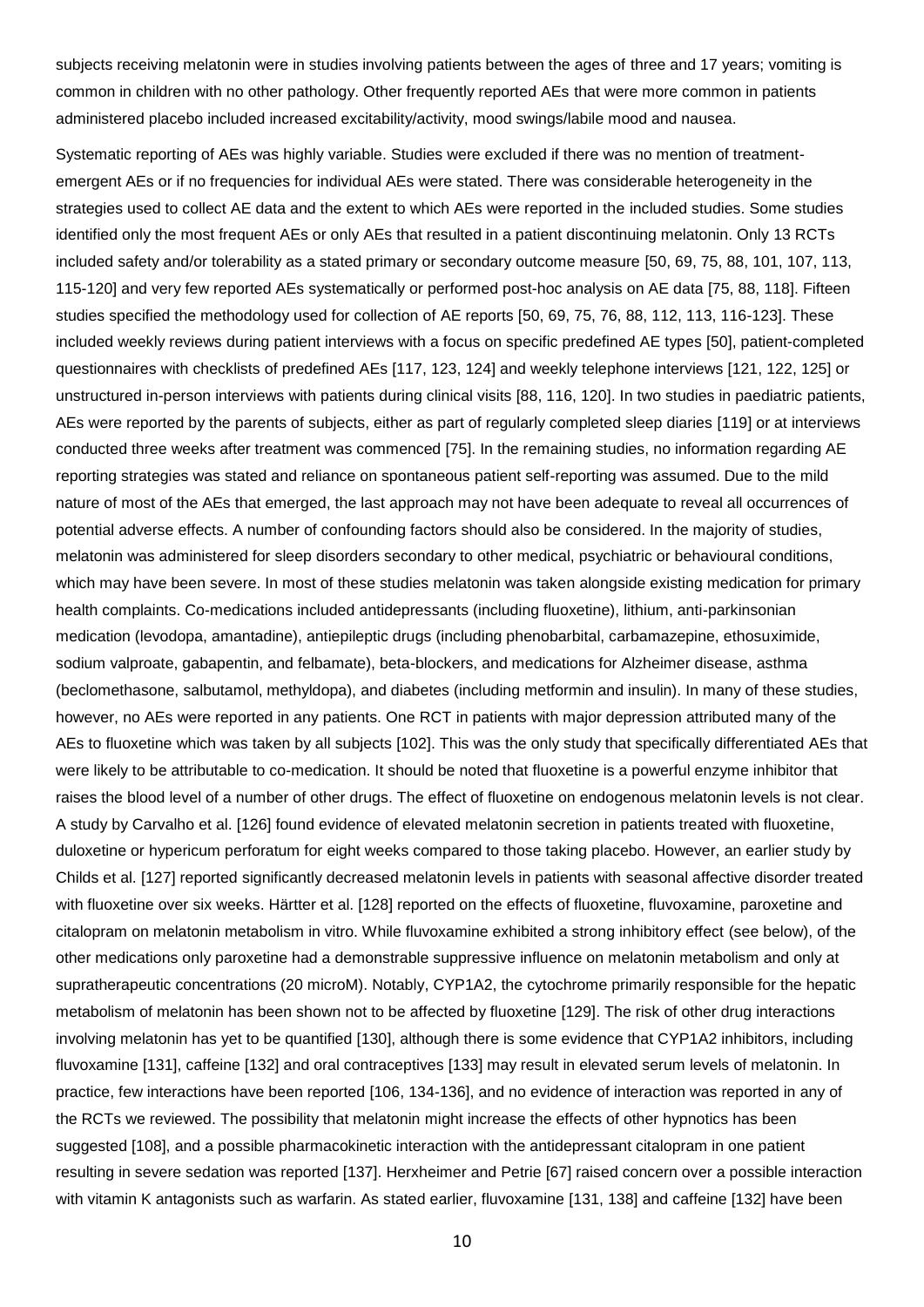subjects receiving melatonin were in studies involving patients between the ages of three and 17 years; vomiting is common in children with no other pathology. Other frequently reported AEs that were more common in patients administered placebo included increased excitability/activity, mood swings/labile mood and nausea.

Systematic reporting of AEs was highly variable. Studies were excluded if there was no mention of treatment-emergent AEs or if no frequencies for individual AEs were stated. There was considerable heterogeneity in the strategies used to collect AE data and the extent to which AEs were reported in the included studies. Some studies identified only the most frequent AEs or only AEs that resulted in a patient discontinuing melatonin. Only 13 RCTs included safety and/or tolerability as a stated primary or secondary outcome measure [50, 69, 75, 88, 101, 107, 113, 115-120] and very few reported AEs systematically or performed post-hoc analysis on AE data [75, 88, 118]. Fifteen studies specified the methodology used for collection of AE reports [50, 69, 75, 76, 88, 112, 113, 116-123]. These included weekly reviews during patient interviews with a focus on specific predefined AE types [50], patient-completed questionnaires with checklists of predefined AEs [117, 123, 124] and weekly telephone interviews [121, 122, 125] or unstructured in-person interviews with patients during clinical visits [88, 116, 120]. In two studies in paediatric patients, AEs were reported by the parents of subjects, either as part of regularly completed sleep diaries [119] or at interviews conducted three weeks after treatment was commenced [75]. In the remaining studies, no information regarding AE reporting strategies was stated and reliance on spontaneous patient self-reporting was assumed. Due to the mild nature of most of the AEs that emerged, the last approach may not have been adequate to reveal all occurrences of potential adverse effects. A number of confounding factors should also be considered. In the majority of studies, melatonin was administered for sleep disorders secondary to other medical, psychiatric or behavioural conditions, which may have been severe. In most of these studies melatonin was taken alongside existing medication for primary health complaints. Co-medications included antidepressants (including fluoxetine), lithium, anti-parkinsonian medication (levodopa, amantadine), antiepileptic drugs (including phenobarbital, carbamazepine, ethosuximide, sodium valproate, gabapentin, and felbamate), beta-blockers, and medications for Alzheimer disease, asthma (beclomethasone, salbutamol, methyldopa), and diabetes (including metformin and insulin). In many of these studies, however, no AEs were reported in any patients. One RCT in patients with major depression attributed many of the AEs to fluoxetine which was taken by all subjects [102]. This was the only study that specifically differentiated AEs that were likely to be attributable to co-medication. It should be noted that fluoxetine is a powerful enzyme inhibitor that raises the blood level of a number of other drugs. The effect of fluoxetine on endogenous melatonin levels is not clear. A study by Carvalho et al. [126] found evidence of elevated melatonin secretion in patients treated with fluoxetine, duloxetine or hypericum perforatum for eight weeks compared to those taking placebo. However, an earlier study by Childs et al. [127] reported significantly decreased melatonin levels in patients with seasonal affective disorder treated with fluoxetine over six weeks. Härtter et al. [128] reported on the effects of fluoxetine, fluvoxamine, paroxetine and citalopram on melatonin metabolism in vitro. While fluvoxamine exhibited a strong inhibitory effect (see below), of the other medications only paroxetine had a demonstrable suppressive influence on melatonin metabolism and only at supratherapeutic concentrations (20 microM). Notably, CYP1A2, the cytochrome primarily responsible for the hepatic metabolism of melatonin has been shown not to be affected by fluoxetine [129]. The risk of other drug interactions involving melatonin has yet to be quantified [130], although there is some evidence that CYP1A2 inhibitors, including fluvoxamine [131], caffeine [132] and oral contraceptives [133] may result in elevated serum levels of melatonin. In practice, few interactions have been reported [106, 134-136], and no evidence of interaction was reported in any of the RCTs we reviewed. The possibility that melatonin might increase the effects of other hypnotics has been suggested [108], and a possible pharmacokinetic interaction with the antidepressant citalopram in one patient resulting in severe sedation was reported [137]. Herxheimer and Petrie [67] raised concern over a possible interaction with vitamin K antagonists such as warfarin. As stated earlier, fluvoxamine [131, 138] and caffeine [132] have been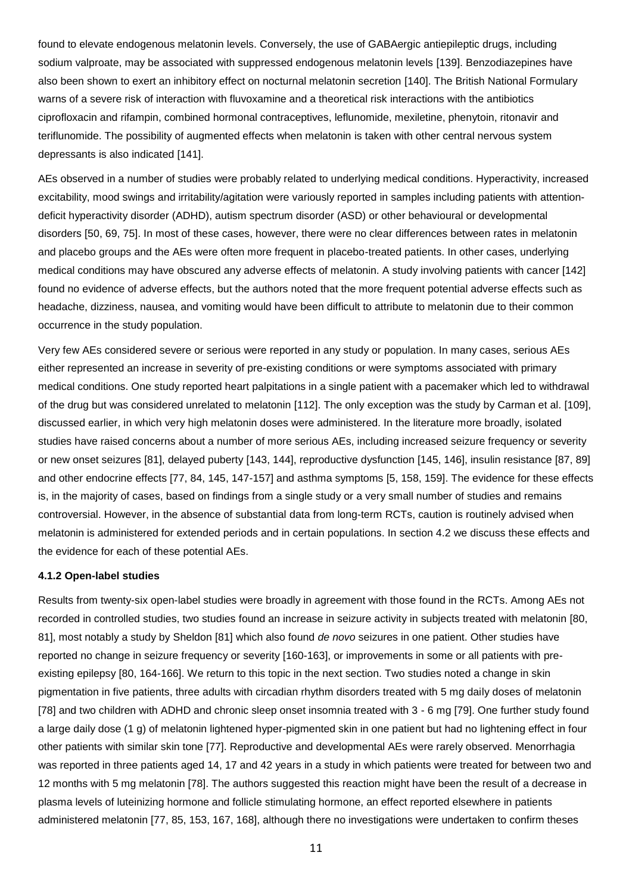found to elevate endogenous melatonin levels. Conversely, the use of GABAergic antiepileptic drugs, including sodium valproate, may be associated with suppressed endogenous melatonin levels [139]. Benzodiazepines have also been shown to exert an inhibitory effect on nocturnal melatonin secretion [140]. The British National Formulary warns of a severe risk of interaction with fluvoxamine and a theoretical risk interactions with the antibiotics ciprofloxacin and rifampin, combined hormonal contraceptives, leflunomide, mexiletine, phenytoin, ritonavir and teriflunomide. The possibility of augmented effects when melatonin is taken with other central nervous system depressants is also indicated [141].

AEs observed in a number of studies were probably related to underlying medical conditions. Hyperactivity, increased excitability, mood swings and irritability/agitation were variously reported in samples including patients with attention-deficit hyperactivity disorder (ADHD), autism spectrum disorder (ASD) or other behavioural or developmental disorders [50, 69, 75]. In most of these cases, however, there were no clear differences between rates in melatonin and placebo groups and the AEs were often more frequent in placebo-treated patients. In other cases, underlying medical conditions may have obscured any adverse effects of melatonin. A study involving patients with cancer [142] found no evidence of adverse effects, but the authors noted that the more frequent potential adverse effects such as headache, dizziness, nausea, and vomiting would have been difficult to attribute to melatonin due to their common occurrence in the study population.

Very few AEs considered severe or serious were reported in any study or population. In many cases, serious AEs either represented an increase in severity of pre-existing conditions or were symptoms associated with primary medical conditions. One study reported heart palpitations in a single patient with a pacemaker which led to withdrawal of the drug but was considered unrelated to melatonin [112]. The only exception was the study by Carman et al. [109], discussed earlier, in which very high melatonin doses were administered. In the literature more broadly, isolated studies have raised concerns about a number of more serious AEs, including increased seizure frequency or severity or new onset seizures [81], delayed puberty [143, 144], reproductive dysfunction [145, 146], insulin resistance [87, 89] and other endocrine effects [77, 84, 145, 147-157] and asthma symptoms [5, 158, 159]. The evidence for these effects is, in the majority of cases, based on findings from a single study or a very small number of studies and remains controversial. However, in the absence of substantial data from long-term RCTs, caution is routinely advised when melatonin is administered for extended periods and in certain populations. In section 4.2 we discuss these effects and the evidence for each of these potential AEs.

#### 4.1.2 Open-label studies

Results from twenty-six open-label studies were broadly in agreement with those found in the RCTs. Among AEs not recorded in controlled studies, two studies found an increase in seizure activity in subjects treated with melatonin [80, 81], most notably a study by Sheldon [81] which also found *de novo* seizures in one patient. Other studies have reported no change in seizure frequency or severity [160-163], or improvements in some or all patients with pre-existing epilepsy [80, 164-166]. We return to this topic in the next section. Two studies noted a change in skin pigmentation in five patients, three adults with circadian rhythm disorders treated with 5 mg daily doses of melatonin [78] and two children with ADHD and chronic sleep onset insomnia treated with 3 - 6 mg [79]. One further study found a large daily dose (1 g) of melatonin lightened hyper-pigmented skin in one patient but had no lightening effect in four other patients with similar skin tone [77]. Reproductive and developmental AEs were rarely observed. Menorrhagia was reported in three patients aged 14, 17 and 42 years in a study in which patients were treated for between two and 12 months with 5 mg melatonin [78]. The authors suggested this reaction might have been the result of a decrease in plasma levels of luteinizing hormone and follicle stimulating hormone, an effect reported elsewhere in patients administered melatonin [77, 85, 153, 167, 168], although there no investigations were undertaken to confirm theses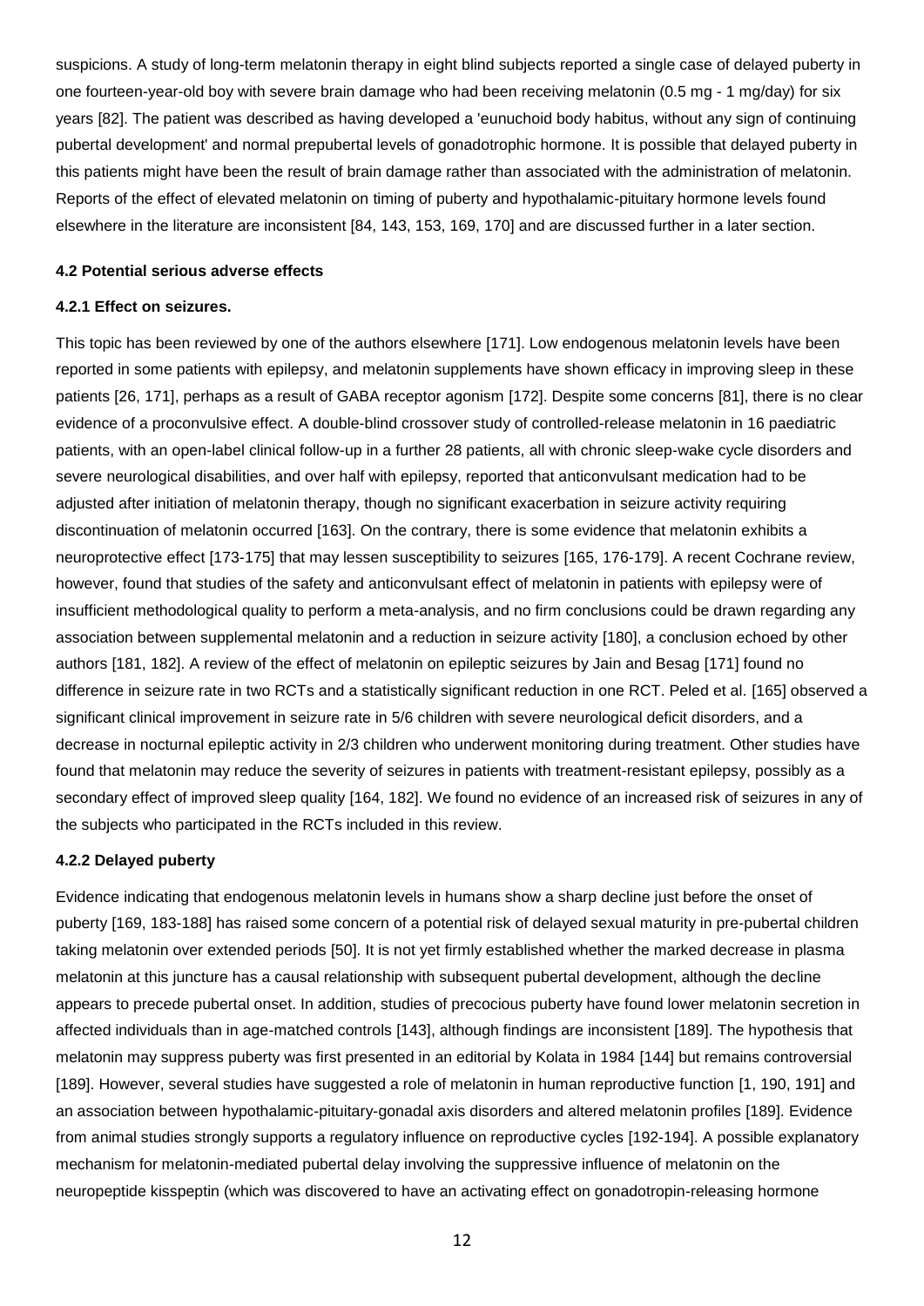suspicions. A study of long-term melatonin therapy in eight blind subjects reported a single case of delayed puberty in one fourteen-year-old boy with severe brain damage who had been receiving melatonin (0.5 mg - 1 mg/day) for six years [82]. The patient was described as having developed a 'eunuchoid body habitus, without any sign of continuing pubertal development' and normal prepubertal levels of gonadotrophic hormone. It is possible that delayed puberty in this patients might have been the result of brain damage rather than associated with the administration of melatonin. Reports of the effect of elevated melatonin on timing of puberty and hypothalamic-pituitary hormone levels found elsewhere in the literature are inconsistent [84, 143, 153, 169, 170] and are discussed further in a later section.

#### 4.2 Potential serious adverse effects

#### 4.2.1 Effect on seizures.

This topic has been reviewed by one of the authors elsewhere [171]. Low endogenous melatonin levels have been reported in some patients with epilepsy, and melatonin supplements have shown efficacy in improving sleep in these patients [26, 171], perhaps as a result of GABA receptor agonism [172]. Despite some concerns [81], there is no clear evidence of a proconvulsive effect. A double-blind crossover study of controlled-release melatonin in 16 paediatric patients, with an open-label clinical follow-up in a further 28 patients, all with chronic sleep-wake cycle disorders and severe neurological disabilities, and over half with epilepsy, reported that anticonvulsant medication had to be adjusted after initiation of melatonin therapy, though no significant exacerbation in seizure activity requiring discontinuation of melatonin occurred [163]. On the contrary, there is some evidence that melatonin exhibits a neuroprotective effect [173-175] that may lessen susceptibility to seizures [165, 176-179]. A recent Cochrane review, however, found that studies of the safety and anticonvulsant effect of melatonin in patients with epilepsy were of insufficient methodological quality to perform a meta-analysis, and no firm conclusions could be drawn regarding any association between supplemental melatonin and a reduction in seizure activity [180], a conclusion echoed by other authors [181, 182]. A review of the effect of melatonin on epileptic seizures by Jain and Besag [171] found no difference in seizure rate in two RCTs and a statistically significant reduction in one RCT. Peled et al. [165] observed a significant clinical improvement in seizure rate in 5/6 children with severe neurological deficit disorders, and a decrease in nocturnal epileptic activity in 2/3 children who underwent monitoring during treatment. Other studies have found that melatonin may reduce the severity of seizures in patients with treatment-resistant epilepsy, possibly as a secondary effect of improved sleep quality [164, 182]. We found no evidence of an increased risk of seizures in any of the subjects who participated in the RCTs included in this review.

#### 4.2.2 Delayed puberty

Evidence indicating that endogenous melatonin levels in humans show a sharp decline just before the onset of puberty [169, 183-188] has raised some concern of a potential risk of delayed sexual maturity in pre-pubertal children taking melatonin over extended periods [50]. It is not yet firmly established whether the marked decrease in plasma melatonin at this juncture has a causal relationship with subsequent pubertal development, although the decline appears to precede pubertal onset. In addition, studies of precocious puberty have found lower melatonin secretion in affected individuals than in age-matched controls [143], although findings are inconsistent [189]. The hypothesis that melatonin may suppress puberty was first presented in an editorial by Kolata in 1984 [144] but remains controversial [189]. However, several studies have suggested a role of melatonin in human reproductive function [1, 190, 191] and an association between hypothalamic-pituitary-gonadal axis disorders and altered melatonin profiles [189]. Evidence from animal studies strongly supports a regulatory influence on reproductive cycles [192-194]. A possible explanatory mechanism for melatonin-mediated pubertal delay involving the suppressive influence of melatonin on the neuropeptide kisspeptin (which was discovered to have an activating effect on gonadotropin-releasing hormone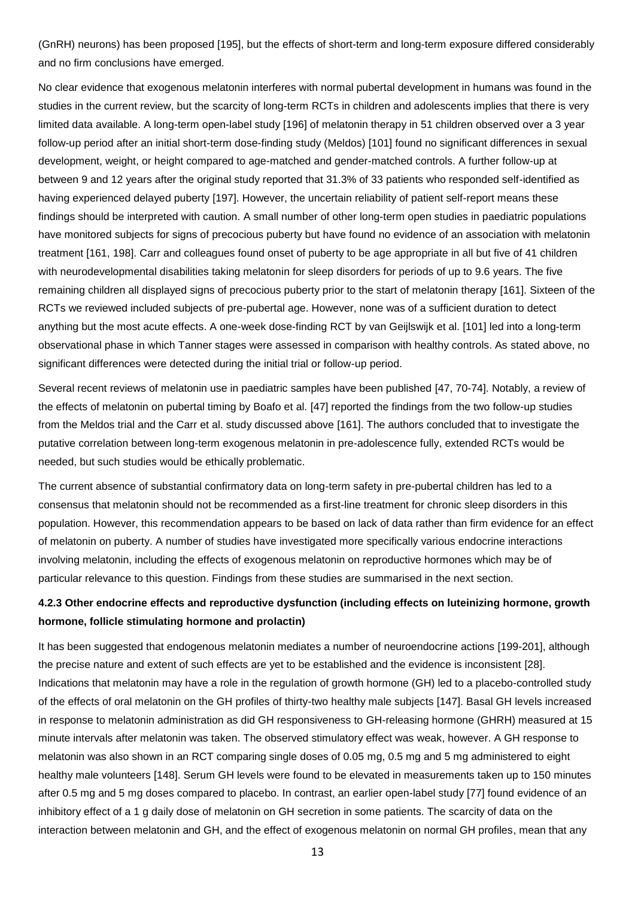(GnRH) neurons) has been proposed [195], but the effects of short-term and long-term exposure differed considerably and no firm conclusions have emerged.

No clear evidence that exogenous melatonin interferes with normal pubertal development in humans was found in the studies in the current review, but the scarcity of long-term RCTs in children and adolescents implies that there is very limited data available. A long-term open-label study [196] of melatonin therapy in 51 children observed over a 3 year follow-up period after an initial short-term dose-finding study (Meldos) [101] found no significant differences in sexual development, weight, or height compared to age-matched and gender-matched controls. A further follow-up at between 9 and 12 years after the original study reported that 31.3% of 33 patients who responded self-identified as having experienced delayed puberty [197]. However, the uncertain reliability of patient self-report means these findings should be interpreted with caution. A small number of other long-term open studies in paediatric populations have monitored subjects for signs of precocious puberty but have found no evidence of an association with melatonin treatment [161, 198]. Carr and colleagues found onset of puberty to be age appropriate in all but five of 41 children with neurodevelopmental disabilities taking melatonin for sleep disorders for periods of up to 9.6 years. The five remaining children all displayed signs of precocious puberty prior to the start of melatonin therapy [161]. Sixteen of the RCTs we reviewed included subjects of pre-pubertal age. However, none was of a sufficient duration to detect anything but the most acute effects. A one-week dose-finding RCT by van Geijlswijk et al. [101] led into a long-term observational phase in which Tanner stages were assessed in comparison with healthy controls. As stated above, no significant differences were detected during the initial trial or follow-up period.

Several recent reviews of melatonin use in paediatric samples have been published [47, 70-74]. Notably, a review of the effects of melatonin on pubertal timing by Boafo et al. [47] reported the findings from the two follow-up studies from the Meldos trial and the Carr et al. study discussed above [161]. The authors concluded that to investigate the putative correlation between long-term exogenous melatonin in pre-adolescence fully, extended RCTs would be needed, but such studies would be ethically problematic.

The current absence of substantial confirmatory data on long-term safety in pre-pubertal children has led to a consensus that melatonin should not be recommended as a first-line treatment for chronic sleep disorders in this population. However, this recommendation appears to be based on lack of data rather than firm evidence for an effect of melatonin on puberty. A number of studies have investigated more specifically various endocrine interactions involving melatonin, including the effects of exogenous melatonin on reproductive hormones which may be of particular relevance to this question. Findings from these studies are summarised in the next section.

### 4.2.3 Other endocrine effects and reproductive dysfunction (including effects on luteinizing hormone, growth hormone, follicle stimulating hormone and prolactin)

It has been suggested that endogenous melatonin mediates a number of neuroendocrine actions [199-201], although the precise nature and extent of such effects are yet to be established and the evidence is inconsistent [28]. Indications that melatonin may have a role in the regulation of growth hormone (GH) led to a placebo-controlled study of the effects of oral melatonin on the GH profiles of thirty-two healthy male subjects [147]. Basal GH levels increased in response to melatonin administration as did GH responsiveness to GH-releasing hormone (GHRH) measured at 15 minute intervals after melatonin was taken. The observed stimulatory effect was weak, however. A GH response to melatonin was also shown in an RCT comparing single doses of 0.05 mg, 0.5 mg and 5 mg administered to eight healthy male volunteers [148]. Serum GH levels were found to be elevated in measurements taken up to 150 minutes after 0.5 mg and 5 mg doses compared to placebo. In contrast, an earlier open-label study [77] found evidence of an inhibitory effect of a 1 g daily dose of melatonin on GH secretion in some patients. The scarcity of data on the interaction between melatonin and GH, and the effect of exogenous melatonin on normal GH profiles, mean that any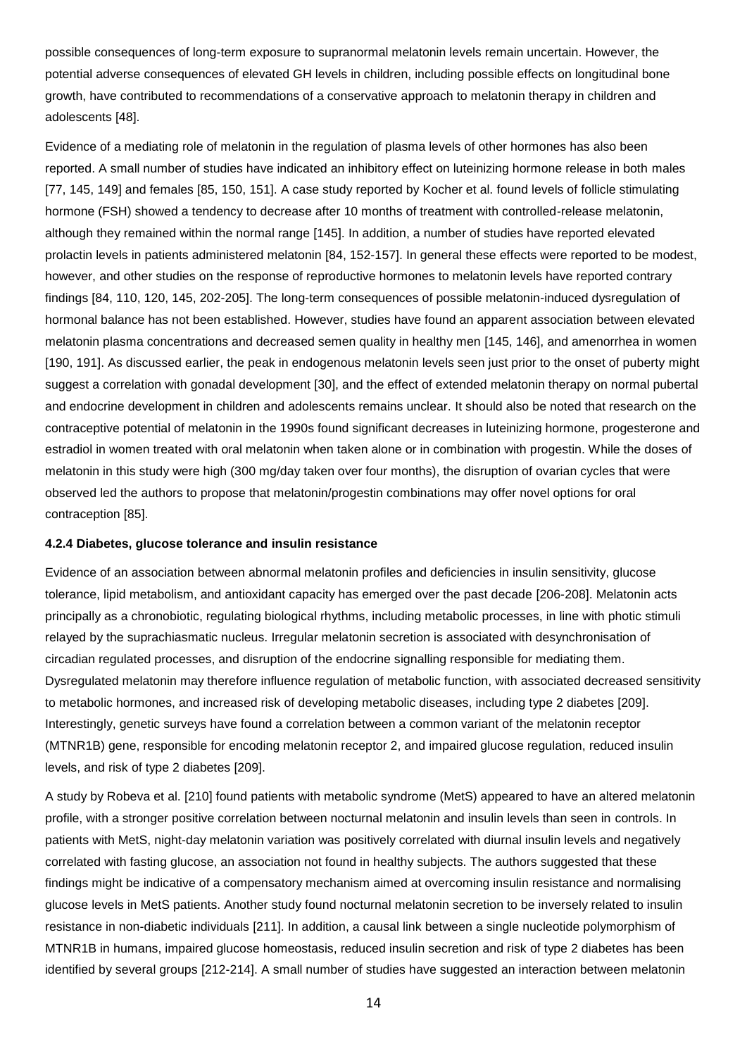possible consequences of long-term exposure to supranormal melatonin levels remain uncertain. However, the potential adverse consequences of elevated GH levels in children, including possible effects on longitudinal bone growth, have contributed to recommendations of a conservative approach to melatonin therapy in children and adolescents [48].

Evidence of a mediating role of melatonin in the regulation of plasma levels of other hormones has also been reported. A small number of studies have indicated an inhibitory effect on luteinizing hormone release in both males [77, 145, 149] and females [85, 150, 151]. A case study reported by Kocher et al. found levels of follicle stimulating hormone (FSH) showed a tendency to decrease after 10 months of treatment with controlled-release melatonin, although they remained within the normal range [145]. In addition, a number of studies have reported elevated prolactin levels in patients administered melatonin [84, 152-157]. In general these effects were reported to be modest, however, and other studies on the response of reproductive hormones to melatonin levels have reported contrary findings [84, 110, 120, 145, 202-205]. The long-term consequences of possible melatonin-induced dysregulation of hormonal balance has not been established. However, studies have found an apparent association between elevated melatonin plasma concentrations and decreased semen quality in healthy men [145, 146], and amenorrhea in women [190, 191]. As discussed earlier, the peak in endogenous melatonin levels seen just prior to the onset of puberty might suggest a correlation with gonadal development [30], and the effect of extended melatonin therapy on normal pubertal and endocrine development in children and adolescents remains unclear. It should also be noted that research on the contraceptive potential of melatonin in the 1990s found significant decreases in luteinizing hormone, progesterone and estradiol in women treated with oral melatonin when taken alone or in combination with progestin. While the doses of melatonin in this study were high (300 mg/day taken over four months), the disruption of ovarian cycles that were observed led the authors to propose that melatonin/progestin combinations may offer novel options for oral contraception [85].

#### 4.2.4 Diabetes, glucose tolerance and insulin resistance

Evidence of an association between abnormal melatonin profiles and deficiencies in insulin sensitivity, glucose tolerance, lipid metabolism, and antioxidant capacity has emerged over the past decade [206-208]. Melatonin acts principally as a chronobiotic, regulating biological rhythms, including metabolic processes, in line with photic stimuli relayed by the suprachiasmatic nucleus. Irregular melatonin secretion is associated with desynchronisation of circadian regulated processes, and disruption of the endocrine signalling responsible for mediating them. Dysregulated melatonin may therefore influence regulation of metabolic function, with associated decreased sensitivity to metabolic hormones, and increased risk of developing metabolic diseases, including type 2 diabetes [209]. Interestingly, genetic surveys have found a correlation between a common variant of the melatonin receptor (MTNR1B) gene, responsible for encoding melatonin receptor 2, and impaired glucose regulation, reduced insulin levels, and risk of type 2 diabetes [209].

A study by Robeva et al. [210] found patients with metabolic syndrome (MetS) appeared to have an altered melatonin profile, with a stronger positive correlation between nocturnal melatonin and insulin levels than seen in controls. In patients with MetS, night-day melatonin variation was positively correlated with diurnal insulin levels and negatively correlated with fasting glucose, an association not found in healthy subjects. The authors suggested that these findings might be indicative of a compensatory mechanism aimed at overcoming insulin resistance and normalising glucose levels in MetS patients. Another study found nocturnal melatonin secretion to be inversely related to insulin resistance in non-diabetic individuals [211]. In addition, a causal link between a single nucleotide polymorphism of MTNR1B in humans, impaired glucose homeostasis, reduced insulin secretion and risk of type 2 diabetes has been identified by several groups [212-214]. A small number of studies have suggested an interaction between melatonin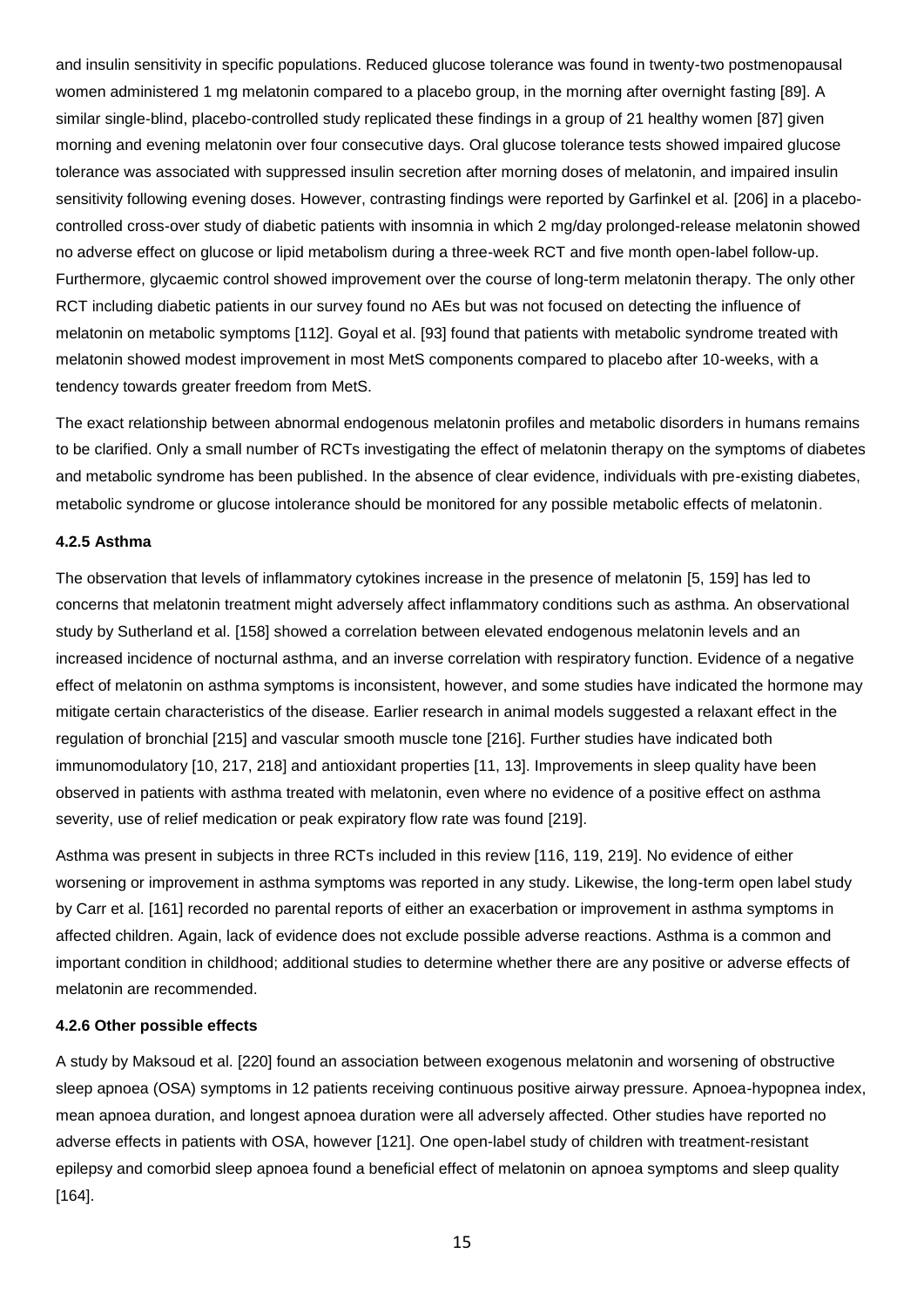and insulin sensitivity in specific populations. Reduced glucose tolerance was found in twenty-two postmenopausal women administered 1 mg melatonin compared to a placebo group, in the morning after overnight fasting [89]. A similar single-blind, placebo-controlled study replicated these findings in a group of 21 healthy women [87] given morning and evening melatonin over four consecutive days. Oral glucose tolerance tests showed impaired glucose tolerance was associated with suppressed insulin secretion after morning doses of melatonin, and impaired insulin sensitivity following evening doses. However, contrasting findings were reported by Garfinkel et al. [206] in a placebo-controlled cross-over study of diabetic patients with insomnia in which 2 mg/day prolonged-release melatonin showed no adverse effect on glucose or lipid metabolism during a three-week RCT and five month open-label follow-up. Furthermore, glycaemic control showed improvement over the course of long-term melatonin therapy. The only other RCT including diabetic patients in our survey found no AEs but was not focused on detecting the influence of melatonin on metabolic symptoms [112]. Goyal et al. [93] found that patients with metabolic syndrome treated with melatonin showed modest improvement in most MetS components compared to placebo after 10-weeks, with a tendency towards greater freedom from MetS.

The exact relationship between abnormal endogenous melatonin profiles and metabolic disorders in humans remains to be clarified. Only a small number of RCTs investigating the effect of melatonin therapy on the symptoms of diabetes and metabolic syndrome has been published. In the absence of clear evidence, individuals with pre-existing diabetes, metabolic syndrome or glucose intolerance should be monitored for any possible metabolic effects of melatonin.

#### 4.2.5 Asthma

The observation that levels of inflammatory cytokines increase in the presence of melatonin [5, 159] has led to concerns that melatonin treatment might adversely affect inflammatory conditions such as asthma. An observational study by Sutherland et al. [158] showed a correlation between elevated endogenous melatonin levels and an increased incidence of nocturnal asthma, and an inverse correlation with respiratory function. Evidence of a negative effect of melatonin on asthma symptoms is inconsistent, however, and some studies have indicated the hormone may mitigate certain characteristics of the disease. Earlier research in animal models suggested a relaxant effect in the regulation of bronchial [215] and vascular smooth muscle tone [216]. Further studies have indicated both immunomodulatory [10, 217, 218] and antioxidant properties [11, 13]. Improvements in sleep quality have been observed in patients with asthma treated with melatonin, even where no evidence of a positive effect on asthma severity, use of relief medication or peak expiratory flow rate was found [219].

Asthma was present in subjects in three RCTs included in this review [116, 119, 219]. No evidence of either worsening or improvement in asthma symptoms was reported in any study. Likewise, the long-term open label study by Carr et al. [161] recorded no parental reports of either an exacerbation or improvement in asthma symptoms in affected children. Again, lack of evidence does not exclude possible adverse reactions. Asthma is a common and important condition in childhood; additional studies to determine whether there are any positive or adverse effects of melatonin are recommended.

#### 4.2.6 Other possible effects

A study by Maksoud et al. [220] found an association between exogenous melatonin and worsening of obstructive sleep apnoea (OSA) symptoms in 12 patients receiving continuous positive airway pressure. Apnoea-hypopnea index, mean apnoea duration, and longest apnoea duration were all adversely affected. Other studies have reported no adverse effects in patients with OSA, however [121]. One open-label study of children with treatment-resistant epilepsy and comorbid sleep apnoea found a beneficial effect of melatonin on apnoea symptoms and sleep quality [164].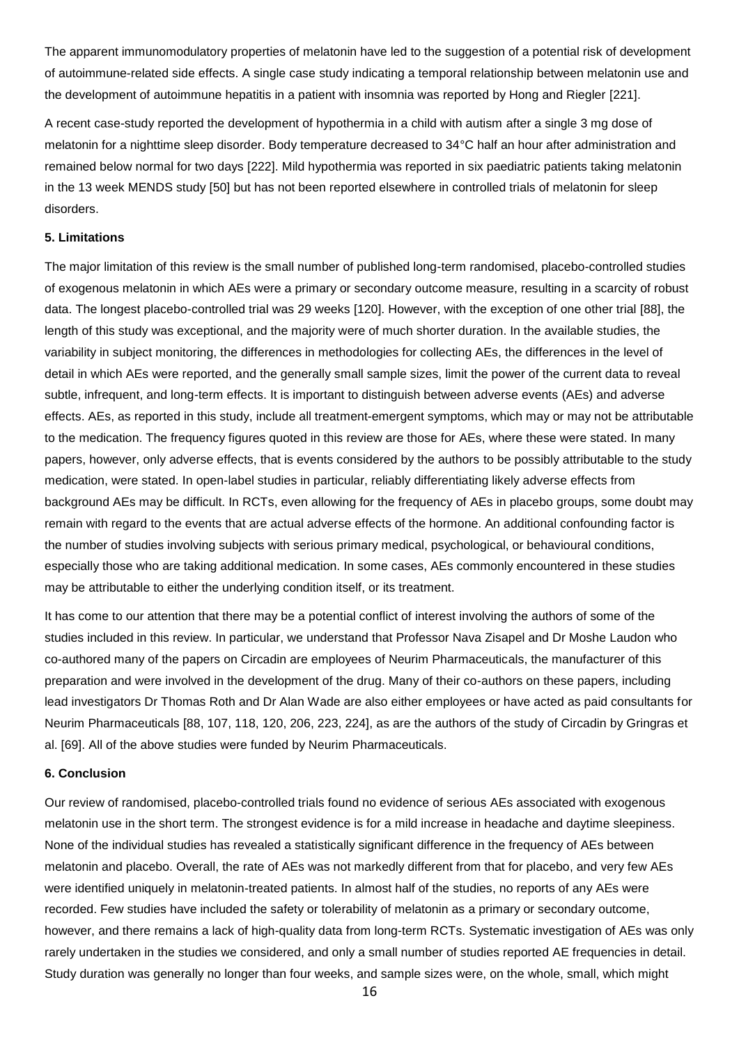The apparent immunomodulatory properties of melatonin have led to the suggestion of a potential risk of development of autoimmune-related side effects. A single case study indicating a temporal relationship between melatonin use and the development of autoimmune hepatitis in a patient with insomnia was reported by Hong and Riegler [221].

A recent case-study reported the development of hypothermia in a child with autism after a single 3 mg dose of melatonin for a nighttime sleep disorder. Body temperature decreased to 34°C half an hour after administration and remained below normal for two days [222]. Mild hypothermia was reported in six paediatric patients taking melatonin in the 13 week MENDS study [50] but has not been reported elsewhere in controlled trials of melatonin for sleep disorders.

## 5. Limitations

The major limitation of this review is the small number of published long-term randomised, placebo-controlled studies of exogenous melatonin in which AEs were a primary or secondary outcome measure, resulting in a scarcity of robust data. The longest placebo-controlled trial was 29 weeks [120]. However, with the exception of one other trial [88], the length of this study was exceptional, and the majority were of much shorter duration. In the available studies, the variability in subject monitoring, the differences in methodologies for collecting AEs, the differences in the level of detail in which AEs were reported, and the generally small sample sizes, limit the power of the current data to reveal subtle, infrequent, and long-term effects. It is important to distinguish between adverse events (AEs) and adverse effects. AEs, as reported in this study, include all treatment-emergent symptoms, which may or may not be attributable to the medication. The frequency figures quoted in this review are those for AEs, where these were stated. In many papers, however, only adverse effects, that is events considered by the authors to be possibly attributable to the study medication, were stated. In open-label studies in particular, reliably differentiating likely adverse effects from background AEs may be difficult. In RCTs, even allowing for the frequency of AEs in placebo groups, some doubt may remain with regard to the events that are actual adverse effects of the hormone. An additional confounding factor is the number of studies involving subjects with serious primary medical, psychological, or behavioural conditions, especially those who are taking additional medication. In some cases, AEs commonly encountered in these studies may be attributable to either the underlying condition itself, or its treatment.

It has come to our attention that there may be a potential conflict of interest involving the authors of some of the studies included in this review. In particular, we understand that Professor Nava Zisapel and Dr Moshe Laudon who co-authored many of the papers on Circadin are employees of Neurim Pharmaceuticals, the manufacturer of this preparation and were involved in the development of the drug. Many of their co-authors on these papers, including lead investigators Dr Thomas Roth and Dr Alan Wade are also either employees or have acted as paid consultants for Neurim Pharmaceuticals [88, 107, 118, 120, 206, 223, 224], as are the authors of the study of Circadin by Gringras et al. [69]. All of the above studies were funded by Neurim Pharmaceuticals.

## 6. Conclusion

Our review of randomised, placebo-controlled trials found no evidence of serious AEs associated with exogenous melatonin use in the short term. The strongest evidence is for a mild increase in headache and daytime sleepiness. None of the individual studies has revealed a statistically significant difference in the frequency of AEs between melatonin and placebo. Overall, the rate of AEs was not markedly different from that for placebo, and very few AEs were identified uniquely in melatonin-treated patients. In almost half of the studies, no reports of any AEs were recorded. Few studies have included the safety or tolerability of melatonin as a primary or secondary outcome, however, and there remains a lack of high-quality data from long-term RCTs. Systematic investigation of AEs was only rarely undertaken in the studies we considered, and only a small number of studies reported AE frequencies in detail. Study duration was generally no longer than four weeks, and sample sizes were, on the whole, small, which might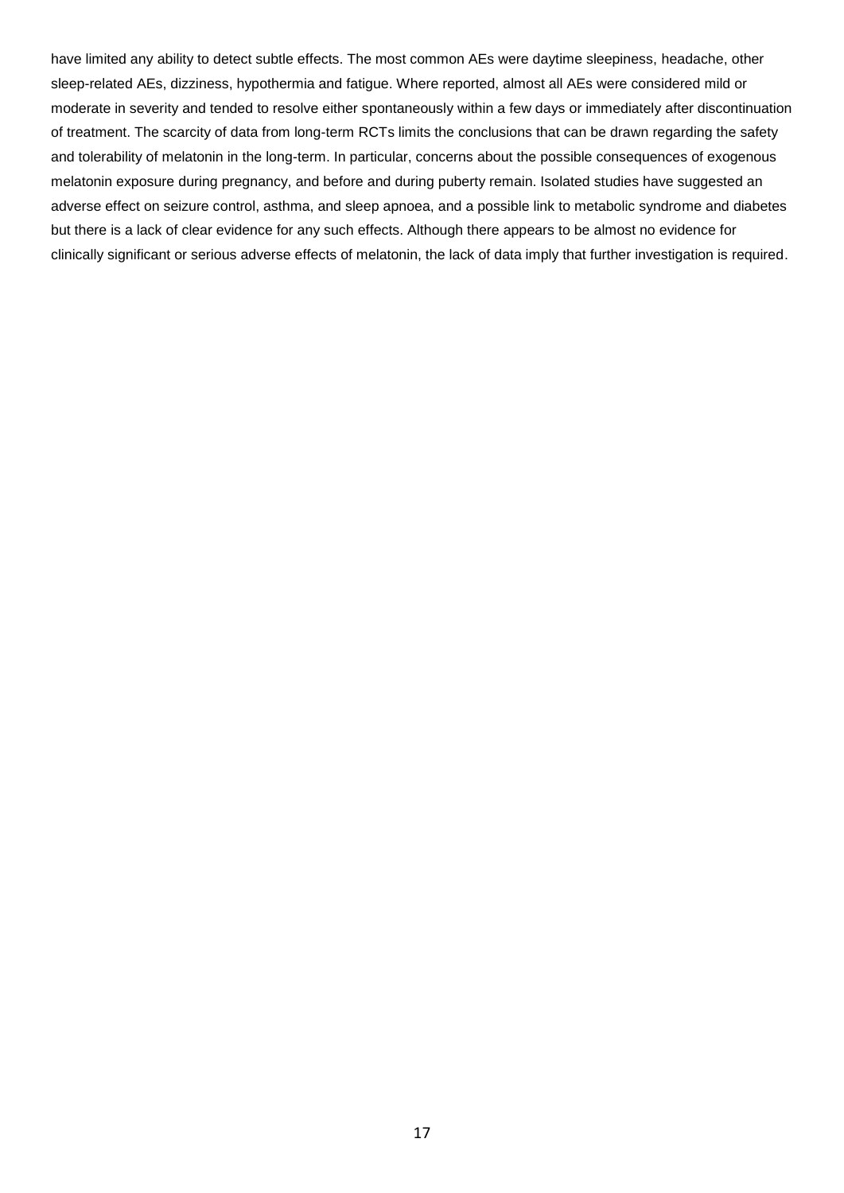have limited any ability to detect subtle effects. The most common AEs were daytime sleepiness, headache, other sleep-related AEs, dizziness, hypothermia and fatigue. Where reported, almost all AEs were considered mild or moderate in severity and tended to resolve either spontaneously within a few days or immediately after discontinuation of treatment. The scarcity of data from long-term RCTs limits the conclusions that can be drawn regarding the safety and tolerability of melatonin in the long-term. In particular, concerns about the possible consequences of exogenous melatonin exposure during pregnancy, and before and during puberty remain. Isolated studies have suggested an adverse effect on seizure control, asthma, and sleep apnoea, and a possible link to metabolic syndrome and diabetes but there is a lack of clear evidence for any such effects. Although there appears to be almost no evidence for clinically significant or serious adverse effects of melatonin, the lack of data imply that further investigation is required.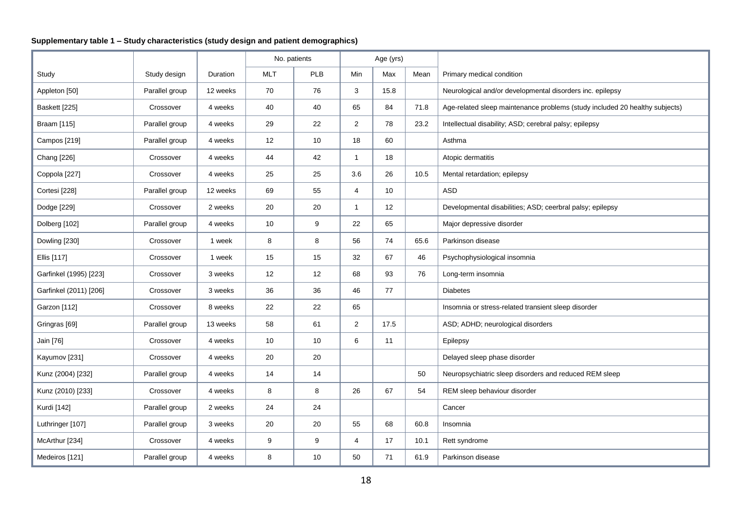**Supplementary table 1 – Study characteristics (study design and patient demographics)**

| Study | Study design | Duration | No. patients | | Age (yrs) | | | Primary medical condition |
|---|---|---|---|---|---|---|---|---|
| | | | MLT | PLB | Min | Max | Mean | |
| Appleton [50] | Parallel group | 12 weeks | 70 | 76 | 3 | 15.8 | | Neurological and/or developmental disorders inc. epilepsy |
| Baskett [225] | Crossover | 4 weeks | 40 | 40 | 65 | 84 | 71.8 | Age-related sleep maintenance problems (study included 20 healthy subjects) |
| Braam [115] | Parallel group | 4 weeks | 29 | 22 | 2 | 78 | 23.2 | Intellectual disability; ASD; cerebral palsy; epilepsy |
| Campos [219] | Parallel group | 4 weeks | 12 | 10 | 18 | 60 | | Asthma |
| Chang [226] | Crossover | 4 weeks | 44 | 42 | 1 | 18 | | Atopic dermatitis |
| Coppola [227] | Crossover | 4 weeks | 25 | 25 | 3.6 | 26 | 10.5 | Mental retardation; epilepsy |
| Cortesi [228] | Parallel group | 12 weeks | 69 | 55 | 4 | 10 | | ASD |
| Dodge [229] | Crossover | 2 weeks | 20 | 20 | 1 | 12 | | Developmental disabilities; ASD; ceerbral palsy; epilepsy |
| Dolberg [102] | Parallel group | 4 weeks | 10 | 9 | 22 | 65 | | Major depressive disorder |
| Dowling [230] | Crossover | 1 week | 8 | 8 | 56 | 74 | 65.6 | Parkinson disease |
| Ellis [117] | Crossover | 1 week | 15 | 15 | 32 | 67 | 46 | Psychophysiological insomnia |
| Garfinkel (1995) [223] | Crossover | 3 weeks | 12 | 12 | 68 | 93 | 76 | Long-term insomnia |
| Garfinkel (2011) [206] | Crossover | 3 weeks | 36 | 36 | 46 | 77 | | Diabetes |
| Garzon [112] | Crossover | 8 weeks | 22 | 22 | 65 | | | Insomnia or stress-related transient sleep disorder |
| Gringras [69] | Parallel group | 13 weeks | 58 | 61 | 2 | 17.5 | | ASD; ADHD; neurological disorders |
| Jain [76] | Crossover | 4 weeks | 10 | 10 | 6 | 11 | | Epilepsy |
| Kayumov [231] | Crossover | 4 weeks | 20 | 20 | | | | Delayed sleep phase disorder |
| Kunz (2004) [232] | Parallel group | 4 weeks | 14 | 14 | | | 50 | Neuropsychiatric sleep disorders and reduced REM sleep |
| Kunz (2010) [233] | Crossover | 4 weeks | 8 | 8 | 26 | 67 | 54 | REM sleep behaviour disorder |
| Kurdi [142] | Parallel group | 2 weeks | 24 | 24 | | | | Cancer |
| Luthringer [107] | Parallel group | 3 weeks | 20 | 20 | 55 | 68 | 60.8 | Insomnia |
| McArthur [234] | Crossover | 4 weeks | 9 | 9 | 4 | 17 | 10.1 | Rett syndrome |
| Medeiros [121] | Parallel group | 4 weeks | 8 | 10 | 50 | 71 | 61.9 | Parkinson disease |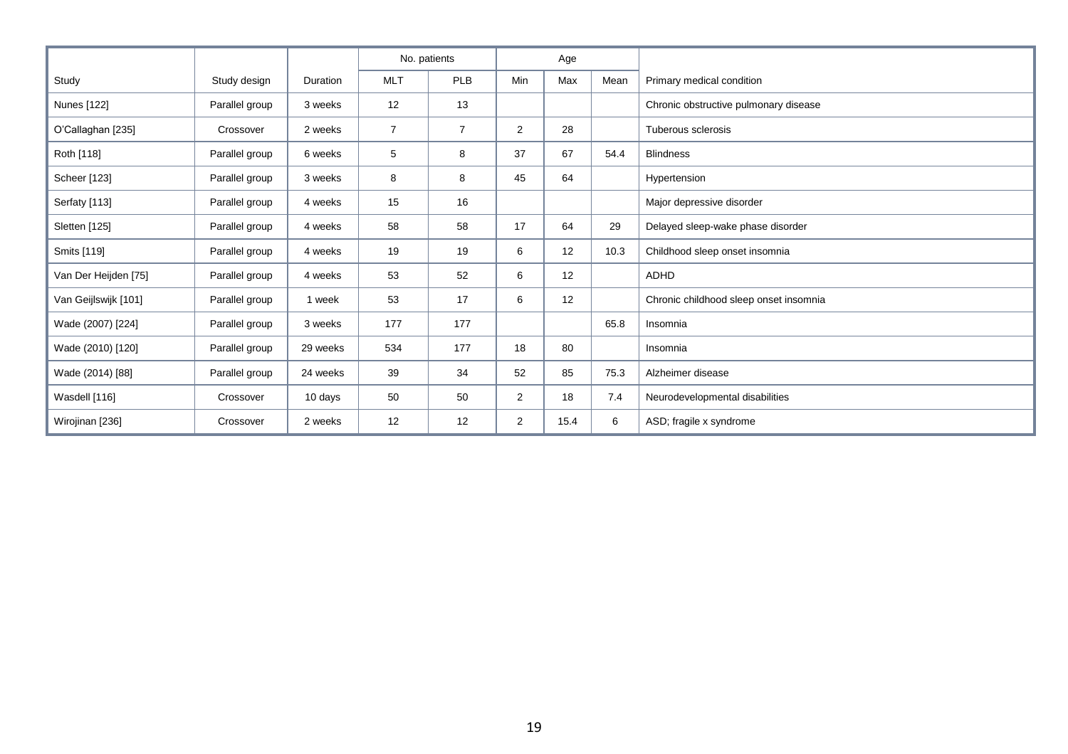| Study | Study design | Duration | No. patients | | Age | | | Primary medical condition |
|---|---|---|---|---|---|---|---|---|
| | | | MLT | PLB | Min | Max | Mean | |
| Nunes [122] | Parallel group | 3 weeks | 12 | 13 | | | | Chronic obstructive pulmonary disease |
| O'Callaghan [235] | Crossover | 2 weeks | 7 | 7 | 2 | 28 | | Tuberous sclerosis |
| Roth [118] | Parallel group | 6 weeks | 5 | 8 | 37 | 67 | 54.4 | Blindness |
| Scheer [123] | Parallel group | 3 weeks | 8 | 8 | 45 | 64 | | Hypertension |
| Serfaty [113] | Parallel group | 4 weeks | 15 | 16 | | | | Major depressive disorder |
| Sletten [125] | Parallel group | 4 weeks | 58 | 58 | 17 | 64 | 29 | Delayed sleep-wake phase disorder |
| Smits [119] | Parallel group | 4 weeks | 19 | 19 | 6 | 12 | 10.3 | Childhood sleep onset insomnia |
| Van Der Heijden [75] | Parallel group | 4 weeks | 53 | 52 | 6 | 12 | | ADHD |
| Van Geijlswijk [101] | Parallel group | 1 week | 53 | 17 | 6 | 12 | | Chronic childhood sleep onset insomnia |
| Wade (2007) [224] | Parallel group | 3 weeks | 177 | 177 | | | 65.8 | Insomnia |
| Wade (2010) [120] | Parallel group | 29 weeks | 534 | 177 | 18 | 80 | | Insomnia |
| Wade (2014) [88] | Parallel group | 24 weeks | 39 | 34 | 52 | 85 | 75.3 | Alzheimer disease |
| Wasdell [116] | Crossover | 10 days | 50 | 50 | 2 | 18 | 7.4 | Neurodevelopmental disabilities |
| Wirojinan [236] | Crossover | 2 weeks | 12 | 12 | 2 | 15.4 | 6 | ASD; fragile x syndrome |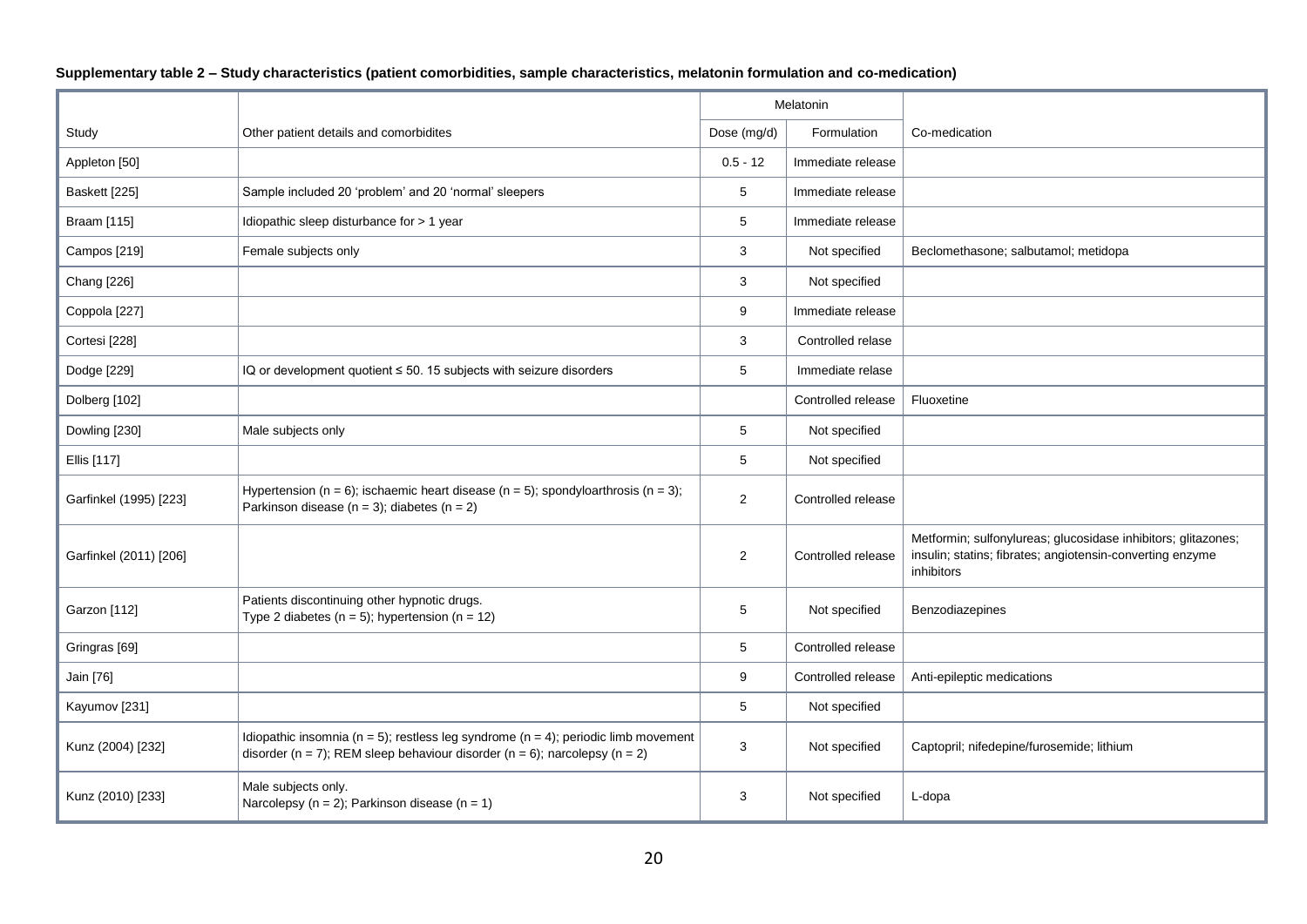**Supplementary table 2 – Study characteristics (patient comorbidities, sample characteristics, melatonin formulation and co-medication)**

| Study | Other patient details and comorbidites | Melatonin | | Co-medication |
|---|---|---|---|---|
| | | Dose (mg/d) | Formulation | |
| Appleton [50] | | 0.5 - 12 | Immediate release | |
| Baskett [225] | Sample included 20 'problem' and 20 'normal' sleepers | 5 | Immediate release | |
| Braam [115] | Idiopathic sleep disturbance for > 1 year | 5 | Immediate release | |
| Campos [219] | Female subjects only | 3 | Not specified | Beclomethasone; salbutamol; metidopa |
| Chang [226] | | 3 | Not specified | |
| Coppola [227] | | 9 | Immediate release | |
| Cortesi [228] | | 3 | Controlled relase | |
| Dodge [229] | IQ or development quotient ≤ 50. 15 subjects with seizure disorders | 5 | Immediate relase | |
| Dolberg [102] | | | Controlled release | Fluoxetine |
| Dowling [230] | Male subjects only | 5 | Not specified | |
| Ellis [117] | | 5 | Not specified | |
| Garfinkel (1995) [223] | Hypertension (n = 6); ischaemic heart disease (n = 5); spondyloarthrosis (n = 3); Parkinson disease (n = 3); diabetes (n = 2) | 2 | Controlled release | |
| Garfinkel (2011) [206] | | 2 | Controlled release | Metformin; sulfonylureas; glucosidase inhibitors; glitazones; insulin; statins; fibrates; angiotensin-converting enzyme inhibitors |
| Garzon [112] | Patients discontinuing other hypnotic drugs. Type 2 diabetes (n = 5); hypertension (n = 12) | 5 | Not specified | Benzodiazepines |
| Gringras [69] | | 5 | Controlled release | |
| Jain [76] | | 9 | Controlled release | Anti-epileptic medications |
| Kayumov [231] | | 5 | Not specified | |
| Kunz (2004) [232] | Idiopathic insomnia (n = 5); restless leg syndrome (n = 4); periodic limb movement disorder (n = 7); REM sleep behaviour disorder (n = 6); narcolepsy (n = 2) | 3 | Not specified | Captopril; nifedepine/furosemide; lithium |
| Kunz (2010) [233] | Male subjects only. Narcolepsy (n = 2); Parkinson disease (n = 1) | 3 | Not specified | L-dopa |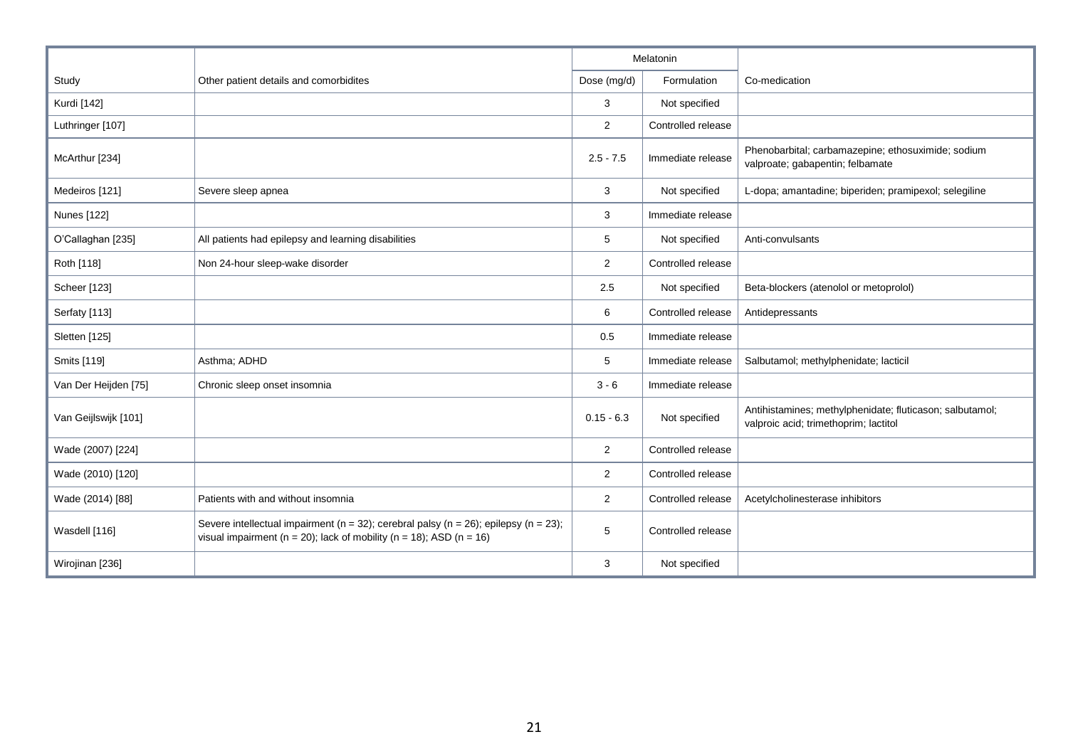| Study | Other patient details and comorbidites | Melatonin | | Co-medication |
|---|---|---|---|---|
| | | Dose (mg/d) | Formulation | |
| Kurdi [142] | | 3 | Not specified | |
| Luthringer [107] | | 2 | Controlled release | |
| McArthur [234] | | 2.5 - 7.5 | Immediate release | Phenobarbital; carbamazepine; ethosuximide; sodium valproate; gabapentin; felbamate |
| Medeiros [121] | Severe sleep apnea | 3 | Not specified | L-dopa; amantadine; biperiden; pramipexol; selegiline |
| Nunes [122] | | 3 | Immediate release | |
| O'Callaghan [235] | All patients had epilepsy and learning disabilities | 5 | Not specified | Anti-convulsants |
| Roth [118] | Non 24-hour sleep-wake disorder | 2 | Controlled release | |
| Scheer [123] | | 2.5 | Not specified | Beta-blockers (atenolol or metoprolol) |
| Serfaty [113] | | 6 | Controlled release | Antidepressants |
| Sletten [125] | | 0.5 | Immediate release | |
| Smits [119] | Asthma; ADHD | 5 | Immediate release | Salbutamol; methylphenidate; lacticil |
| Van Der Heijden [75] | Chronic sleep onset insomnia | 3 - 6 | Immediate release | |
| Van Geijlswijk [101] | | 0.15 - 6.3 | Not specified | Antihistamines; methylphenidate; fluticason; salbutamol; valproic acid; trimethoprim; lactitol |
| Wade (2007) [224] | | 2 | Controlled release | |
| Wade (2010) [120] | | 2 | Controlled release | |
| Wade (2014) [88] | Patients with and without insomnia | 2 | Controlled release | Acetylcholinesterase inhibitors |
| Wasdell [116] | Severe intellectual impairment (n = 32); cerebral palsy (n = 26); epilepsy (n = 23); visual impairment (n = 20); lack of mobility (n = 18); ASD (n = 16) | 5 | Controlled release | |
| Wirojinan [236] | | 3 | Not specified | |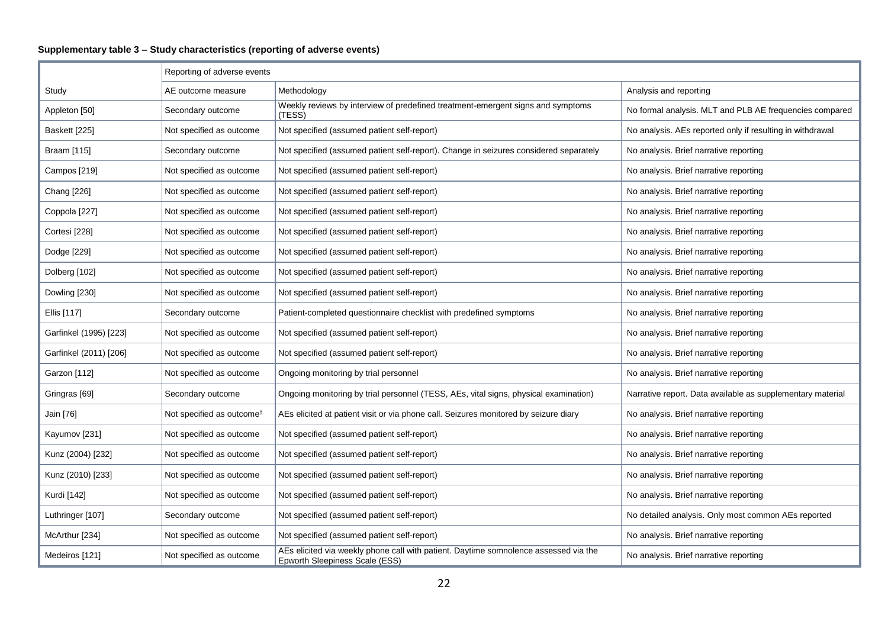**Supplementary table 3 – Study characteristics (reporting of adverse events)**

| | Reporting of adverse events | | |
|---|---|---|---|
| Study | AE outcome measure | Methodology | Analysis and reporting |
| Appleton [50] | Secondary outcome | Weekly reviews by interview of predefined treatment-emergent signs and symptoms (TESS) | No formal analysis. MLT and PLB AE frequencies compared |
| Baskett [225] | Not specified as outcome | Not specified (assumed patient self-report) | No analysis. AEs reported only if resulting in withdrawal |
| Braam [115] | Secondary outcome | Not specified (assumed patient self-report). Change in seizures considered separately | No analysis. Brief narrative reporting |
| Campos [219] | Not specified as outcome | Not specified (assumed patient self-report) | No analysis. Brief narrative reporting |
| Chang [226] | Not specified as outcome | Not specified (assumed patient self-report) | No analysis. Brief narrative reporting |
| Coppola [227] | Not specified as outcome | Not specified (assumed patient self-report) | No analysis. Brief narrative reporting |
| Cortesi [228] | Not specified as outcome | Not specified (assumed patient self-report) | No analysis. Brief narrative reporting |
| Dodge [229] | Not specified as outcome | Not specified (assumed patient self-report) | No analysis. Brief narrative reporting |
| Dolberg [102] | Not specified as outcome | Not specified (assumed patient self-report) | No analysis. Brief narrative reporting |
| Dowling [230] | Not specified as outcome | Not specified (assumed patient self-report) | No analysis. Brief narrative reporting |
| Ellis [117] | Secondary outcome | Patient-completed questionnaire checklist with predefined symptoms | No analysis. Brief narrative reporting |
| Garfinkel (1995) [223] | Not specified as outcome | Not specified (assumed patient self-report) | No analysis. Brief narrative reporting |
| Garfinkel (2011) [206] | Not specified as outcome | Not specified (assumed patient self-report) | No analysis. Brief narrative reporting |
| Garzon [112] | Not specified as outcome | Ongoing monitoring by trial personnel | No analysis. Brief narrative reporting |
| Gringras [69] | Secondary outcome | Ongoing monitoring by trial personnel (TESS, AEs, vital signs, physical examination) | Narrative report. Data available as supplementary material |
| Jain [76] | Not specified as outcome† | AEs elicited at patient visit or via phone call. Seizures monitored by seizure diary | No analysis. Brief narrative reporting |
| Kayumov [231] | Not specified as outcome | Not specified (assumed patient self-report) | No analysis. Brief narrative reporting |
| Kunz (2004) [232] | Not specified as outcome | Not specified (assumed patient self-report) | No analysis. Brief narrative reporting |
| Kunz (2010) [233] | Not specified as outcome | Not specified (assumed patient self-report) | No analysis. Brief narrative reporting |
| Kurdi [142] | Not specified as outcome | Not specified (assumed patient self-report) | No analysis. Brief narrative reporting |
| Luthringer [107] | Secondary outcome | Not specified (assumed patient self-report) | No detailed analysis. Only most common AEs reported |
| McArthur [234] | Not specified as outcome | Not specified (assumed patient self-report) | No analysis. Brief narrative reporting |
| Medeiros [121] | Not specified as outcome | AEs elicited via weekly phone call with patient. Daytime somnolence assessed via the Epworth Sleepiness Scale (ESS) | No analysis. Brief narrative reporting |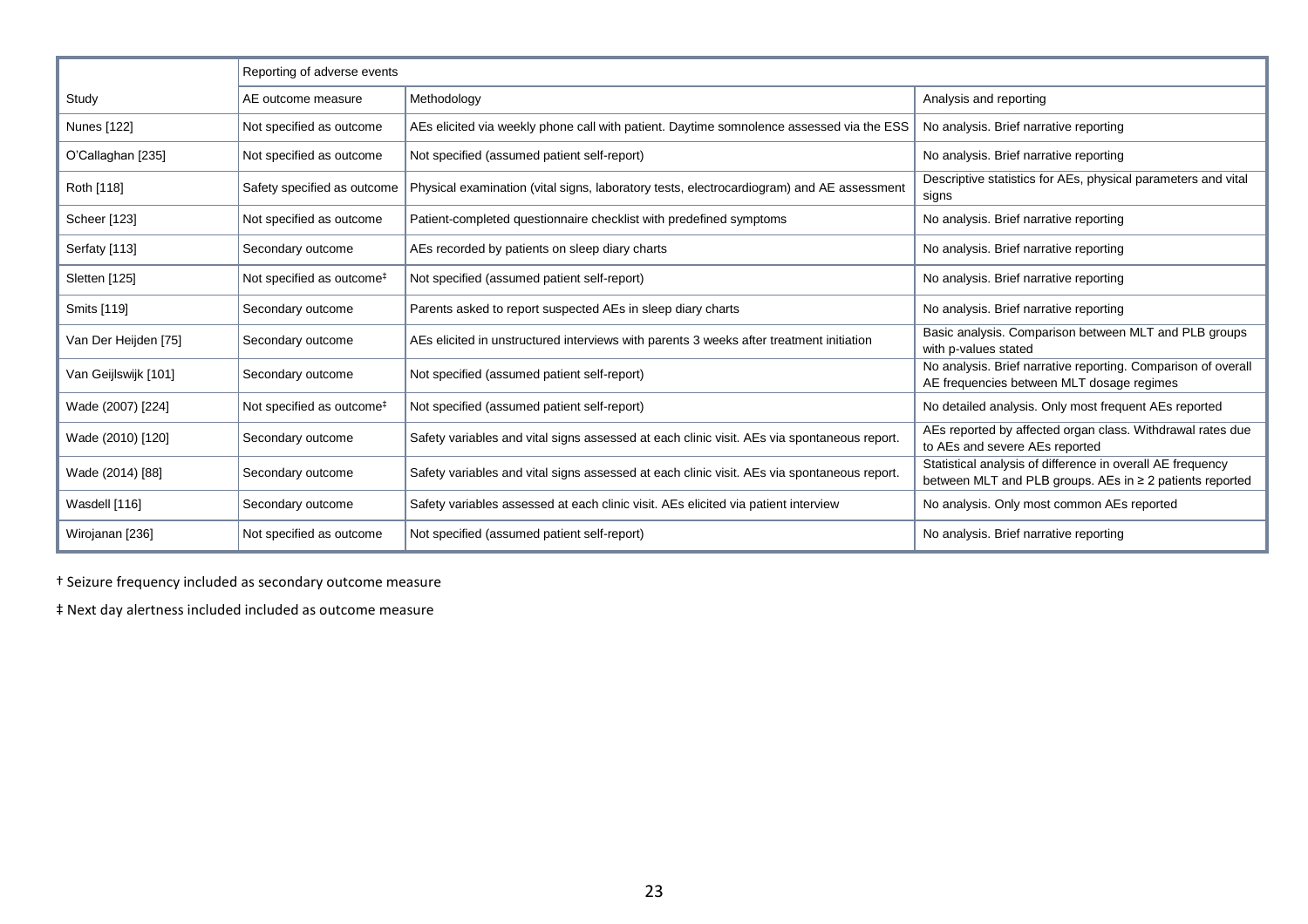| Study | Reporting of adverse events | | |
|---|---|---|---|
| | AE outcome measure | Methodology | Analysis and reporting |
| Nunes [122] | Not specified as outcome | AEs elicited via weekly phone call with patient. Daytime somnolence assessed via the ESS | No analysis. Brief narrative reporting |
| O'Callaghan [235] | Not specified as outcome | Not specified (assumed patient self-report) | No analysis. Brief narrative reporting |
| Roth [118] | Safety specified as outcome | Physical examination (vital signs, laboratory tests, electrocardiogram) and AE assessment | Descriptive statistics for AEs, physical parameters and vital signs |
| Scheer [123] | Not specified as outcome | Patient-completed questionnaire checklist with predefined symptoms | No analysis. Brief narrative reporting |
| Serfaty [113] | Secondary outcome | AEs recorded by patients on sleep diary charts | No analysis. Brief narrative reporting |
| Sletten [125] | Not specified as outcome‡ | Not specified (assumed patient self-report) | No analysis. Brief narrative reporting |
| Smits [119] | Secondary outcome | Parents asked to report suspected AEs in sleep diary charts | No analysis. Brief narrative reporting |
| Van Der Heijden [75] | Secondary outcome | AEs elicited in unstructured interviews with parents 3 weeks after treatment initiation | Basic analysis. Comparison between MLT and PLB groups with p-values stated |
| Van Geijlswijk [101] | Secondary outcome | Not specified (assumed patient self-report) | No analysis. Brief narrative reporting. Comparison of overall AE frequencies between MLT dosage regimes |
| Wade (2007) [224] | Not specified as outcome‡ | Not specified (assumed patient self-report) | No detailed analysis. Only most frequent AEs reported |
| Wade (2010) [120] | Secondary outcome | Safety variables and vital signs assessed at each clinic visit. AEs via spontaneous report. | AEs reported by affected organ class. Withdrawal rates due to AEs and severe AEs reported |
| Wade (2014) [88] | Secondary outcome | Safety variables and vital signs assessed at each clinic visit. AEs via spontaneous report. | Statistical analysis of difference in overall AE frequency between MLT and PLB groups. AEs in ≥ 2 patients reported |
| Wasdell [116] | Secondary outcome | Safety variables assessed at each clinic visit. AEs elicited via patient interview | No analysis. Only most common AEs reported |
| Wirojanan [236] | Not specified as outcome | Not specified (assumed patient self-report) | No analysis. Brief narrative reporting |

† Seizure frequency included as secondary outcome measure

‡ Next day alertness included included as outcome measure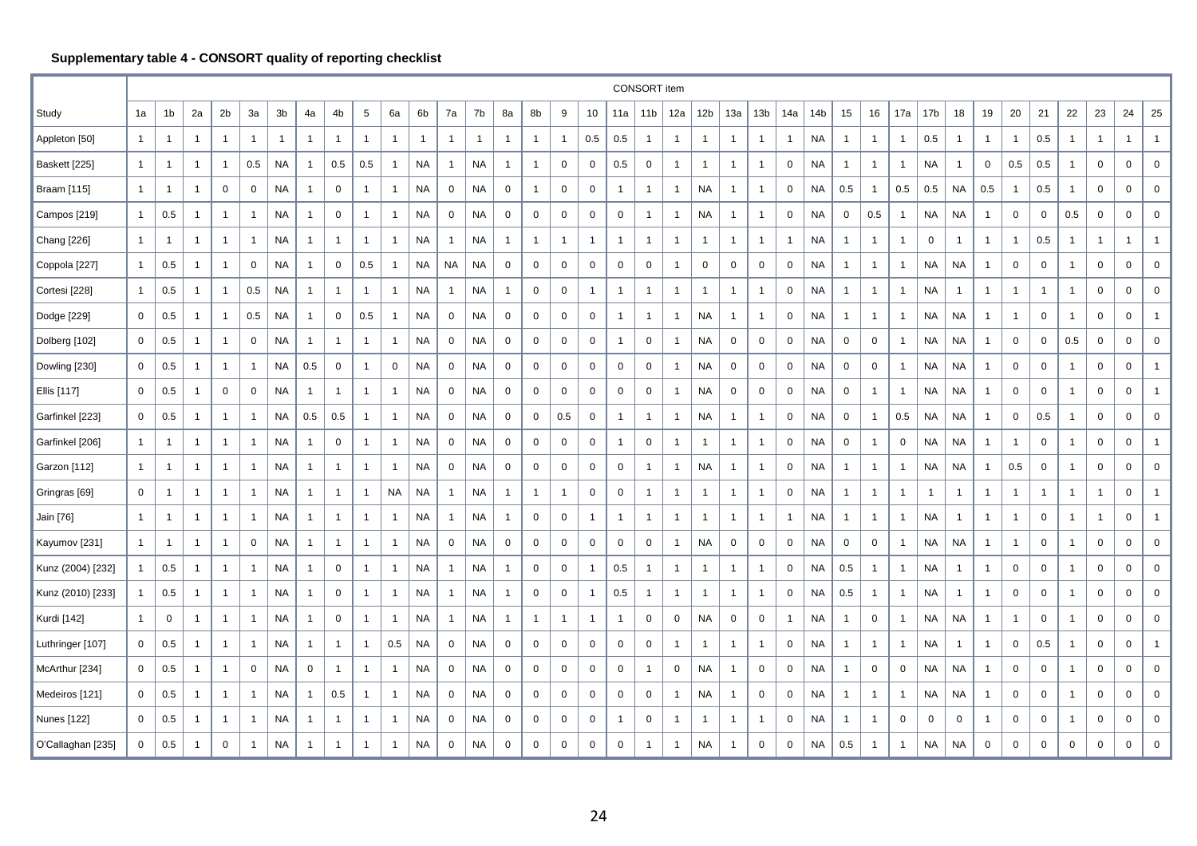**Supplementary table 4 - CONSORT quality of reporting checklist**

| | CONSORT item | | | | | | | | | | | | | | | | | | | | | | | | | | | | | | | | | | | | |
|---|---|---|---|---|---|---|---|---|---|---|---|---|---|---|---|---|---|---|---|---|---|---|---|---|---|---|---|---|---|---|---|---|---|---|---|---|---|
| Study | 1a | 1b | 2a | 2b | 3a | 3b | 4a | 4b | 5 | 6a | 6b | 7a | 7b | 8a | 8b | 9 | 10 | 11a | 11b | 12a | 12b | 13a | 13b | 14a | 14b | 15 | 16 | 17a | 17b | 18 | 19 | 20 | 21 | 22 | 23 | 24 | 25 |
| Appleton [50] | 1 | 1 | 1 | 1 | 1 | 1 | 1 | 1 | 1 | 1 | 1 | 1 | 1 | 1 | 1 | 1 | 0.5 | 0.5 | 1 | 1 | 1 | 1 | 1 | 1 | NA | 1 | 1 | 1 | 0.5 | 1 | 1 | 1 | 0.5 | 1 | 1 | 1 | 1 |
| Baskett [225] | 1 | 1 | 1 | 1 | 0.5 | NA | 1 | 0.5 | 0.5 | 1 | NA | 1 | NA | 1 | 1 | 0 | 0 | 0.5 | 0 | 1 | 1 | 1 | 1 | 0 | NA | 1 | 1 | 1 | NA | 1 | 0 | 0.5 | 0.5 | 1 | 0 | 0 | 0 |
| Braam [115] | 1 | 1 | 1 | 0 | 0 | NA | 1 | 0 | 1 | 1 | NA | 0 | NA | 0 | 1 | 0 | 0 | 1 | 1 | 1 | NA | 1 | 1 | 0 | NA | 0.5 | 1 | 0.5 | 0.5 | NA | 0.5 | 1 | 0.5 | 1 | 0 | 0 | 0 |
| Campos [219] | 1 | 0.5 | 1 | 1 | 1 | NA | 1 | 0 | 1 | 1 | NA | 0 | NA | 0 | 0 | 0 | 0 | 0 | 1 | 1 | NA | 1 | 1 | 0 | NA | 0 | 0.5 | 1 | NA | NA | 1 | 0 | 0 | 0.5 | 0 | 0 | 0 |
| Chang [226] | 1 | 1 | 1 | 1 | 1 | NA | 1 | 1 | 1 | 1 | NA | 1 | NA | 1 | 1 | 1 | 1 | 1 | 1 | 1 | 1 | 1 | 1 | 1 | NA | 1 | 1 | 1 | 0 | 1 | 1 | 1 | 0.5 | 1 | 1 | 1 | 1 |
| Coppola [227] | 1 | 0.5 | 1 | 1 | 0 | NA | 1 | 0 | 0.5 | 1 | NA | NA | NA | 0 | 0 | 0 | 0 | 0 | 0 | 1 | 0 | 0 | 0 | 0 | NA | 1 | 1 | 1 | NA | NA | 1 | 0 | 0 | 1 | 0 | 0 | 0 |
| Cortesi [228] | 1 | 0.5 | 1 | 1 | 0.5 | NA | 1 | 1 | 1 | 1 | NA | 1 | NA | 1 | 0 | 0 | 1 | 1 | 1 | 1 | 1 | 1 | 1 | 0 | NA | 1 | 1 | 1 | NA | 1 | 1 | 1 | 1 | 1 | 0 | 0 | 0 |
| Dodge [229] | 0 | 0.5 | 1 | 1 | 0.5 | NA | 1 | 0 | 0.5 | 1 | NA | 0 | NA | 0 | 0 | 0 | 0 | 1 | 1 | 1 | NA | 1 | 1 | 0 | NA | 1 | 1 | 1 | NA | NA | 1 | 1 | 0 | 1 | 0 | 0 | 1 |
| Dolberg [102] | 0 | 0.5 | 1 | 1 | 0 | NA | 1 | 1 | 1 | 1 | NA | 0 | NA | 0 | 0 | 0 | 0 | 1 | 0 | 1 | NA | 0 | 0 | 0 | NA | 0 | 0 | 1 | NA | NA | 1 | 0 | 0 | 0.5 | 0 | 0 | 0 |
| Dowling [230] | 0 | 0.5 | 1 | 1 | 1 | NA | 0.5 | 0 | 1 | 0 | NA | 0 | NA | 0 | 0 | 0 | 0 | 0 | 0 | 1 | NA | 0 | 0 | 0 | NA | 0 | 0 | 1 | NA | NA | 1 | 0 | 0 | 1 | 0 | 0 | 1 |
| Ellis [117] | 0 | 0.5 | 1 | 0 | 0 | NA | 1 | 1 | 1 | 1 | NA | 0 | NA | 0 | 0 | 0 | 0 | 0 | 0 | 1 | NA | 0 | 0 | 0 | NA | 0 | 1 | 1 | NA | NA | 1 | 0 | 0 | 1 | 0 | 0 | 1 |
| Garfinkel [223] | 0 | 0.5 | 1 | 1 | 1 | NA | 0.5 | 0.5 | 1 | 1 | NA | 0 | NA | 0 | 0 | 0.5 | 0 | 1 | 1 | 1 | NA | 1 | 1 | 0 | NA | 0 | 1 | 0.5 | NA | NA | 1 | 0 | 0.5 | 1 | 0 | 0 | 0 |
| Garfinkel [206] | 1 | 1 | 1 | 1 | 1 | NA | 1 | 0 | 1 | 1 | NA | 0 | NA | 0 | 0 | 0 | 0 | 1 | 0 | 1 | 1 | 1 | 1 | 0 | NA | 0 | 1 | 0 | NA | NA | 1 | 1 | 0 | 1 | 0 | 0 | 1 |
| Garzon [112] | 1 | 1 | 1 | 1 | 1 | NA | 1 | 1 | 1 | 1 | NA | 0 | NA | 0 | 0 | 0 | 0 | 0 | 1 | 1 | NA | 1 | 1 | 0 | NA | 1 | 1 | 1 | NA | NA | 1 | 0.5 | 0 | 1 | 0 | 0 | 0 |
| Gringras [69] | 0 | 1 | 1 | 1 | 1 | NA | 1 | 1 | 1 | NA | NA | 1 | NA | 1 | 1 | 1 | 0 | 0 | 1 | 1 | 1 | 1 | 1 | 0 | NA | 1 | 1 | 1 | 1 | 1 | 1 | 1 | 1 | 1 | 1 | 0 | 1 |
| Jain [76] | 1 | 1 | 1 | 1 | 1 | NA | 1 | 1 | 1 | 1 | NA | 1 | NA | 1 | 0 | 0 | 1 | 1 | 1 | 1 | 1 | 1 | 1 | 1 | NA | 1 | 1 | 1 | NA | 1 | 1 | 1 | 0 | 1 | 1 | 0 | 1 |
| Kayumov [231] | 1 | 1 | 1 | 1 | 0 | NA | 1 | 1 | 1 | 1 | NA | 0 | NA | 0 | 0 | 0 | 0 | 0 | 0 | 1 | NA | 0 | 0 | 0 | NA | 0 | 0 | 1 | NA | NA | 1 | 1 | 0 | 1 | 0 | 0 | 0 |
| Kunz (2004) [232] | 1 | 0.5 | 1 | 1 | 1 | NA | 1 | 0 | 1 | 1 | NA | 1 | NA | 1 | 0 | 0 | 1 | 0.5 | 1 | 1 | 1 | 1 | 1 | 0 | NA | 0.5 | 1 | 1 | NA | 1 | 1 | 0 | 0 | 1 | 0 | 0 | 0 |
| Kunz (2010) [233] | 1 | 0.5 | 1 | 1 | 1 | NA | 1 | 0 | 1 | 1 | NA | 1 | NA | 1 | 0 | 0 | 1 | 0.5 | 1 | 1 | 1 | 1 | 1 | 0 | NA | 0.5 | 1 | 1 | NA | 1 | 1 | 0 | 0 | 1 | 0 | 0 | 0 |
| Kurdi [142] | 1 | 0 | 1 | 1 | 1 | NA | 1 | 0 | 1 | 1 | NA | 1 | NA | 1 | 1 | 1 | 1 | 1 | 0 | 0 | NA | 0 | 0 | 1 | NA | 1 | 0 | 1 | NA | NA | 1 | 1 | 0 | 1 | 0 | 0 | 0 |
| Luthringer [107] | 0 | 0.5 | 1 | 1 | 1 | NA | 1 | 1 | 1 | 0.5 | NA | 0 | NA | 0 | 0 | 0 | 0 | 0 | 0 | 1 | 1 | 1 | 1 | 0 | NA | 1 | 1 | 1 | NA | 1 | 1 | 0 | 0.5 | 1 | 0 | 0 | 1 |
| McArthur [234] | 0 | 0.5 | 1 | 1 | 0 | NA | 0 | 1 | 1 | 1 | NA | 0 | NA | 0 | 0 | 0 | 0 | 0 | 1 | 0 | NA | 1 | 0 | 0 | NA | 1 | 0 | 0 | NA | NA | 1 | 0 | 0 | 1 | 0 | 0 | 0 |
| Medeiros [121] | 0 | 0.5 | 1 | 1 | 1 | NA | 1 | 0.5 | 1 | 1 | NA | 0 | NA | 0 | 0 | 0 | 0 | 0 | 0 | 1 | NA | 1 | 0 | 0 | NA | 1 | 1 | 1 | NA | NA | 1 | 0 | 0 | 1 | 0 | 0 | 0 |
| Nunes [122] | 0 | 0.5 | 1 | 1 | 1 | NA | 1 | 1 | 1 | 1 | NA | 0 | NA | 0 | 0 | 0 | 0 | 1 | 0 | 1 | 1 | 1 | 1 | 0 | NA | 1 | 1 | 0 | 0 | 0 | 1 | 0 | 0 | 1 | 0 | 0 | 0 |
| O'Callaghan [235] | 0 | 0.5 | 1 | 0 | 1 | NA | 1 | 1 | 1 | 1 | NA | 0 | NA | 0 | 0 | 0 | 0 | 0 | 1 | 1 | NA | 1 | 0 | 0 | NA | 0.5 | 1 | 1 | NA | NA | 0 | 0 | 0 | 0 | 0 | 0 | 0 |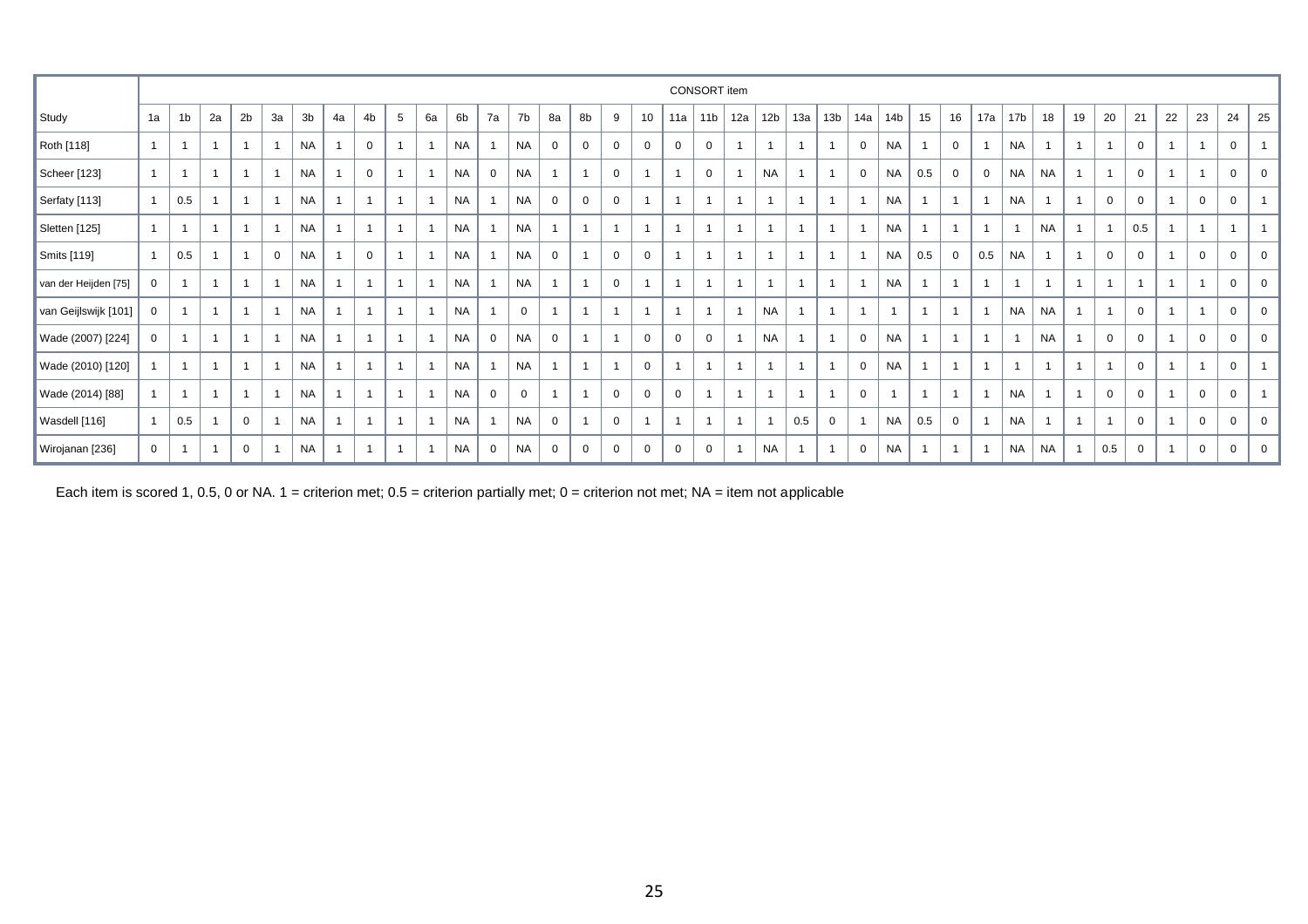| | CONSORT item | | | | | | | | | | | | | | | | | | | | | | | | | | | | | | | | | | | | | |
|---|---|---|---|---|---|---|---|---|---|---|---|---|---|---|---|---|---|---|---|---|---|---|---|---|---|---|---|---|---|---|---|---|---|---|---|---|---|---|
| Study | 1a | 1b | 2a | 2b | 3a | 3b | 4a | 4b | 5 | 6a | 6b | 7a | 7b | 8a | 8b | 9 | 10 | 11a | 11b | 12a | 12b | 13a | 13b | 14a | 14b | 15 | 16 | 17a | 17b | 18 | 19 | 20 | 21 | 22 | 23 | 24 | 25 |
| Roth [118] | 1 | 1 | 1 | 1 | 1 | NA | 1 | 0 | 1 | 1 | NA | 1 | NA | 0 | 0 | 0 | 0 | 0 | 0 | 1 | 1 | 1 | 1 | 0 | NA | 1 | 0 | 1 | NA | 1 | 1 | 1 | 0 | 1 | 1 | 0 | 1 |
| Scheer [123] | 1 | 1 | 1 | 1 | 1 | NA | 1 | 0 | 1 | 1 | NA | 0 | NA | 1 | 1 | 0 | 1 | 1 | 0 | 1 | NA | 1 | 1 | 0 | NA | 0.5 | 0 | 0 | NA | NA | 1 | 1 | 0 | 1 | 1 | 0 | 0 |
| Serfaty [113] | 1 | 0.5 | 1 | 1 | 1 | NA | 1 | 1 | 1 | 1 | NA | 1 | NA | 0 | 0 | 0 | 1 | 1 | 1 | 1 | 1 | 1 | 1 | 1 | NA | 1 | 1 | 1 | NA | 1 | 1 | 0 | 0 | 1 | 0 | 0 | 1 |
| Sletten [125] | 1 | 1 | 1 | 1 | 1 | NA | 1 | 1 | 1 | 1 | NA | 1 | NA | 1 | 1 | 1 | 1 | 1 | 1 | 1 | 1 | 1 | 1 | 1 | NA | 1 | 1 | 1 | 1 | NA | 1 | 1 | 0.5 | 1 | 1 | 1 | 1 |
| Smits [119] | 1 | 0.5 | 1 | 1 | 0 | NA | 1 | 0 | 1 | 1 | NA | 1 | NA | 0 | 1 | 0 | 0 | 1 | 1 | 1 | 1 | 1 | 1 | 1 | NA | 0.5 | 0 | 0.5 | NA | 1 | 1 | 0 | 0 | 1 | 0 | 0 | 0 |
| van der Heijden [75] | 0 | 1 | 1 | 1 | 1 | NA | 1 | 1 | 1 | 1 | NA | 1 | NA | 1 | 1 | 0 | 1 | 1 | 1 | 1 | 1 | 1 | 1 | 1 | NA | 1 | 1 | 1 | 1 | 1 | 1 | 1 | 1 | 1 | 1 | 0 | 0 |
| van Geijlswijk [101] | 0 | 1 | 1 | 1 | 1 | NA | 1 | 1 | 1 | 1 | NA | 1 | 0 | 1 | 1 | 1 | 1 | 1 | 1 | 1 | NA | 1 | 1 | 1 | 1 | 1 | 1 | 1 | NA | NA | 1 | 1 | 0 | 1 | 1 | 0 | 0 |
| Wade (2007) [224] | 0 | 1 | 1 | 1 | 1 | NA | 1 | 1 | 1 | 1 | NA | 0 | NA | 0 | 1 | 1 | 0 | 0 | 0 | 1 | NA | 1 | 1 | 0 | NA | 1 | 1 | 1 | 1 | NA | 1 | 0 | 0 | 1 | 0 | 0 | 0 |
| Wade (2010) [120] | 1 | 1 | 1 | 1 | 1 | NA | 1 | 1 | 1 | 1 | NA | 1 | NA | 1 | 1 | 1 | 0 | 1 | 1 | 1 | 1 | 1 | 1 | 0 | NA | 1 | 1 | 1 | 1 | 1 | 1 | 1 | 0 | 1 | 1 | 0 | 1 |
| Wade (2014) [88] | 1 | 1 | 1 | 1 | 1 | NA | 1 | 1 | 1 | 1 | NA | 0 | 0 | 1 | 1 | 0 | 0 | 0 | 1 | 1 | 1 | 1 | 1 | 0 | 1 | 1 | 1 | 1 | NA | 1 | 1 | 0 | 0 | 1 | 0 | 0 | 1 |
| Wasdell [116] | 1 | 0.5 | 1 | 0 | 1 | NA | 1 | 1 | 1 | 1 | NA | 1 | NA | 0 | 1 | 0 | 1 | 1 | 1 | 1 | 1 | 0.5 | 0 | 1 | NA | 0.5 | 0 | 1 | NA | 1 | 1 | 1 | 0 | 1 | 0 | 0 | 0 |
| Wirojanan [236] | 0 | 1 | 1 | 0 | 1 | NA | 1 | 1 | 1 | 1 | NA | 0 | NA | 0 | 0 | 0 | 0 | 0 | 0 | 1 | NA | 1 | 1 | 0 | NA | 1 | 1 | 1 | NA | NA | 1 | 0.5 | 0 | 1 | 0 | 0 | 0 |

Each item is scored 1, 0.5, 0 or NA. 1 = criterion met; 0.5 = criterion partially met; 0 = criterion not met; NA = item not applicable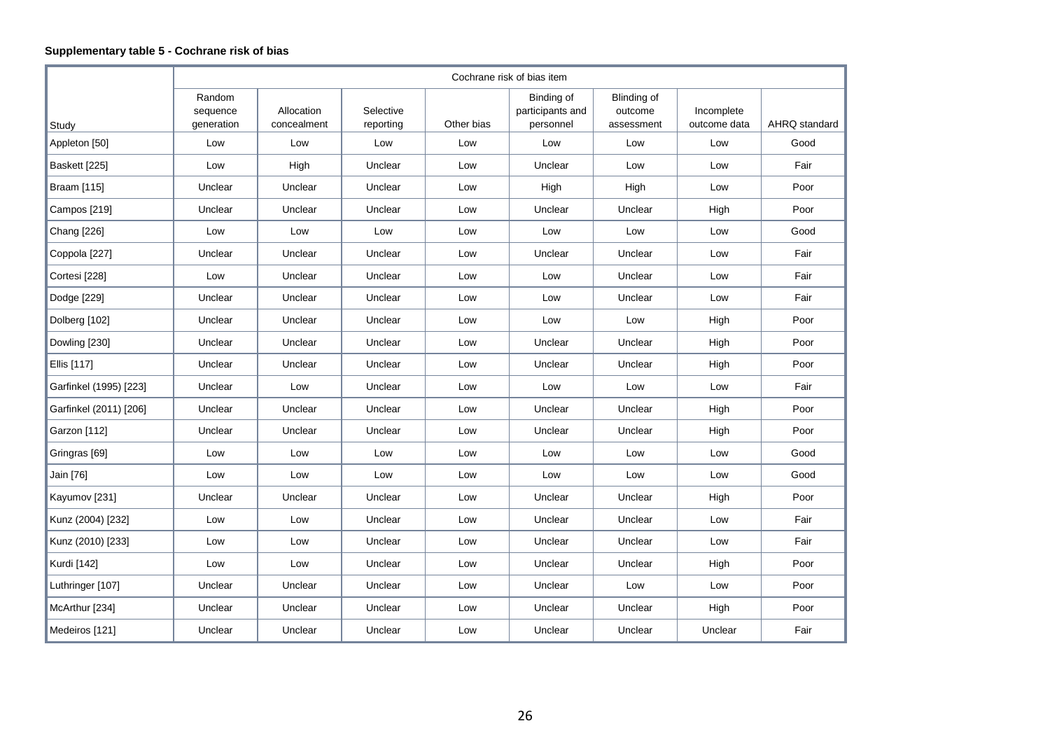**Supplementary table 5 - Cochrane risk of bias**

| | Cochrane risk of bias item | | | | | | | |
|---|---|---|---|---|---|---|---|---|
| Study | Random sequence generation | Allocation concealment | Selective reporting | Other bias | Binding of participants and personnel | Blinding of outcome assessment | Incomplete outcome data | AHRQ standard |
| Appleton [50] | Low | Low | Low | Low | Low | Low | Low | Good |
| Baskett [225] | Low | High | Unclear | Low | Unclear | Low | Low | Fair |
| Braam [115] | Unclear | Unclear | Unclear | Low | High | High | Low | Poor |
| Campos [219] | Unclear | Unclear | Unclear | Low | Unclear | Unclear | High | Poor |
| Chang [226] | Low | Low | Low | Low | Low | Low | Low | Good |
| Coppola [227] | Unclear | Unclear | Unclear | Low | Unclear | Unclear | Low | Fair |
| Cortesi [228] | Low | Unclear | Unclear | Low | Low | Unclear | Low | Fair |
| Dodge [229] | Unclear | Unclear | Unclear | Low | Low | Unclear | Low | Fair |
| Dolberg [102] | Unclear | Unclear | Unclear | Low | Low | Low | High | Poor |
| Dowling [230] | Unclear | Unclear | Unclear | Low | Unclear | Unclear | High | Poor |
| Ellis [117] | Unclear | Unclear | Unclear | Low | Unclear | Unclear | High | Poor |
| Garfinkel (1995) [223] | Unclear | Low | Unclear | Low | Low | Low | Low | Fair |
| Garfinkel (2011) [206] | Unclear | Unclear | Unclear | Low | Unclear | Unclear | High | Poor |
| Garzon [112] | Unclear | Unclear | Unclear | Low | Unclear | Unclear | High | Poor |
| Gringras [69] | Low | Low | Low | Low | Low | Low | Low | Good |
| Jain [76] | Low | Low | Low | Low | Low | Low | Low | Good |
| Kayumov [231] | Unclear | Unclear | Unclear | Low | Unclear | Unclear | High | Poor |
| Kunz (2004) [232] | Low | Low | Unclear | Low | Unclear | Unclear | Low | Fair |
| Kunz (2010) [233] | Low | Low | Unclear | Low | Unclear | Unclear | Low | Fair |
| Kurdi [142] | Low | Low | Unclear | Low | Unclear | Unclear | High | Poor |
| Luthringer [107] | Unclear | Unclear | Unclear | Low | Unclear | Low | Low | Poor |
| McArthur [234] | Unclear | Unclear | Unclear | Low | Unclear | Unclear | High | Poor |
| Medeiros [121] | Unclear | Unclear | Unclear | Low | Unclear | Unclear | Unclear | Fair |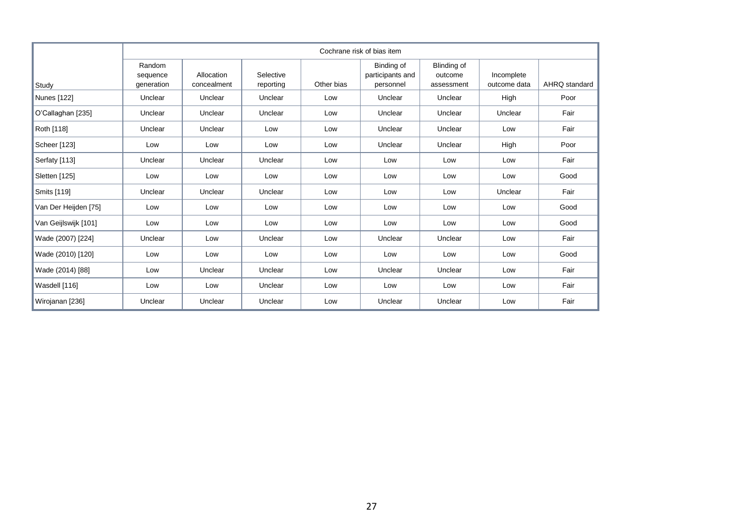| Study | Cochrane risk of bias item | | | | | | | |
|---|---|---|---|---|---|---|---|---|
| | Random sequence generation | Allocation concealment | Selective reporting | Other bias | Binding of participants and personnel | Blinding of outcome assessment | Incomplete outcome data | AHRQ standard |
| Nunes [122] | Unclear | Unclear | Unclear | Low | Unclear | Unclear | High | Poor |
| O'Callaghan [235] | Unclear | Unclear | Unclear | Low | Unclear | Unclear | Unclear | Fair |
| Roth [118] | Unclear | Unclear | Low | Low | Unclear | Unclear | Low | Fair |
| Scheer [123] | Low | Low | Low | Low | Unclear | Unclear | High | Poor |
| Serfaty [113] | Unclear | Unclear | Unclear | Low | Low | Low | Low | Fair |
| Sletten [125] | Low | Low | Low | Low | Low | Low | Low | Good |
| Smits [119] | Unclear | Unclear | Unclear | Low | Low | Low | Unclear | Fair |
| Van Der Heijden [75] | Low | Low | Low | Low | Low | Low | Low | Good |
| Van Geijlswijk [101] | Low | Low | Low | Low | Low | Low | Low | Good |
| Wade (2007) [224] | Unclear | Low | Unclear | Low | Unclear | Unclear | Low | Fair |
| Wade (2010) [120] | Low | Low | Low | Low | Low | Low | Low | Good |
| Wade (2014) [88] | Low | Unclear | Unclear | Low | Unclear | Unclear | Low | Fair |
| Wasdell [116] | Low | Low | Unclear | Low | Low | Low | Low | Fair |
| Wirojanan [236] | Unclear | Unclear | Unclear | Low | Unclear | Unclear | Low | Fair |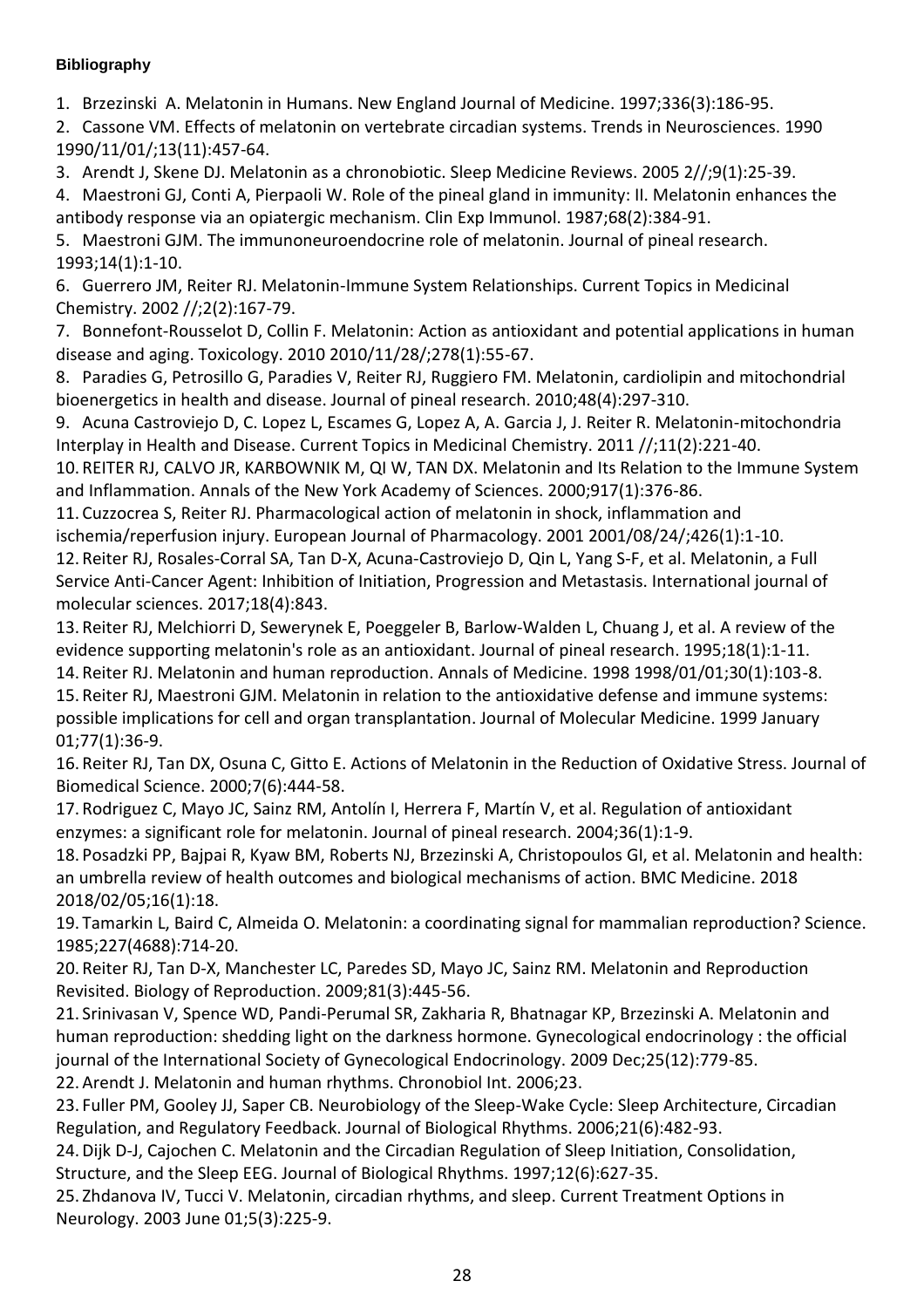**Bibliography**

1. Brzezinski A. Melatonin in Humans. New England Journal of Medicine. 1997;336(3):186-95.
2. Cassone VM. Effects of melatonin on vertebrate circadian systems. Trends in Neurosciences. 1990 1990/11/01/;13(11):457-64.
3. Arendt J, Skene DJ. Melatonin as a chronobiotic. Sleep Medicine Reviews. 2005 2//;9(1):25-39.
4. Maestroni GJ, Conti A, Pierpaoli W. Role of the pineal gland in immunity: II. Melatonin enhances the antibody response via an opiatergic mechanism. Clin Exp Immunol. 1987;68(2):384-91.
5. Maestroni GJM. The immunoneuroendocrine role of melatonin. Journal of pineal research. 1993;14(1):1-10.
6. Guerrero JM, Reiter RJ. Melatonin-Immune System Relationships. Current Topics in Medicinal Chemistry. 2002 //;2(2):167-79.
7. Bonnefont-Rousselot D, Collin F. Melatonin: Action as antioxidant and potential applications in human disease and aging. Toxicology. 2010 2010/11/28/;278(1):55-67.
8. Paradies G, Petrosillo G, Paradies V, Reiter RJ, Ruggiero FM. Melatonin, cardiolipin and mitochondrial bioenergetics in health and disease. Journal of pineal research. 2010;48(4):297-310.
9. Acuna Castroviejo D, C. Lopez L, Escames G, Lopez A, A. Garcia J, J. Reiter R. Melatonin-mitochondria Interplay in Health and Disease. Current Topics in Medicinal Chemistry. 2011 //;11(2):221-40.
10. REITER RJ, CALVO JR, KARBOWNIK M, QI W, TAN DX. Melatonin and Its Relation to the Immune System and Inflammation. Annals of the New York Academy of Sciences. 2000;917(1):376-86.
11. Cuzzocrea S, Reiter RJ. Pharmacological action of melatonin in shock, inflammation and ischemia/reperfusion injury. European Journal of Pharmacology. 2001 2001/08/24/;426(1):1-10.
12. Reiter RJ, Rosales-Corral SA, Tan D-X, Acuna-Castroviejo D, Qin L, Yang S-F, et al. Melatonin, a Full Service Anti-Cancer Agent: Inhibition of Initiation, Progression and Metastasis. International journal of molecular sciences. 2017;18(4):843.
13. Reiter RJ, Melchiorri D, Sewerynek E, Poeggeler B, Barlow-Walden L, Chuang J, et al. A review of the evidence supporting melatonin's role as an antioxidant. Journal of pineal research. 1995;18(1):1-11.
14. Reiter RJ. Melatonin and human reproduction. Annals of Medicine. 1998 1998/01/01;30(1):103-8.
15. Reiter RJ, Maestroni GJM. Melatonin in relation to the antioxidative defense and immune systems: possible implications for cell and organ transplantation. Journal of Molecular Medicine. 1999 January 01;77(1):36-9.
16. Reiter RJ, Tan DX, Osuna C, Gitto E. Actions of Melatonin in the Reduction of Oxidative Stress. Journal of Biomedical Science. 2000;7(6):444-58.
17. Rodriguez C, Mayo JC, Sainz RM, Antolín I, Herrera F, Martín V, et al. Regulation of antioxidant enzymes: a significant role for melatonin. Journal of pineal research. 2004;36(1):1-9.
18. Posadzki PP, Bajpai R, Kyaw BM, Roberts NJ, Brzezinski A, Christopoulos GI, et al. Melatonin and health: an umbrella review of health outcomes and biological mechanisms of action. BMC Medicine. 2018 2018/02/05;16(1):18.
19. Tamarkin L, Baird C, Almeida O. Melatonin: a coordinating signal for mammalian reproduction? Science. 1985;227(4688):714-20.
20. Reiter RJ, Tan D-X, Manchester LC, Paredes SD, Mayo JC, Sainz RM. Melatonin and Reproduction Revisited. Biology of Reproduction. 2009;81(3):445-56.
21. Srinivasan V, Spence WD, Pandi-Perumal SR, Zakharia R, Bhatnagar KP, Brzezinski A. Melatonin and human reproduction: shedding light on the darkness hormone. Gynecological endocrinology : the official journal of the International Society of Gynecological Endocrinology. 2009 Dec;25(12):779-85.
22. Arendt J. Melatonin and human rhythms. Chronobiol Int. 2006;23.
23. Fuller PM, Gooley JJ, Saper CB. Neurobiology of the Sleep-Wake Cycle: Sleep Architecture, Circadian Regulation, and Regulatory Feedback. Journal of Biological Rhythms. 2006;21(6):482-93.
24. Dijk D-J, Cajochen C. Melatonin and the Circadian Regulation of Sleep Initiation, Consolidation, Structure, and the Sleep EEG. Journal of Biological Rhythms. 1997;12(6):627-35.
25. Zhdanova IV, Tucci V. Melatonin, circadian rhythms, and sleep. Current Treatment Options in Neurology. 2003 June 01;5(3):225-9.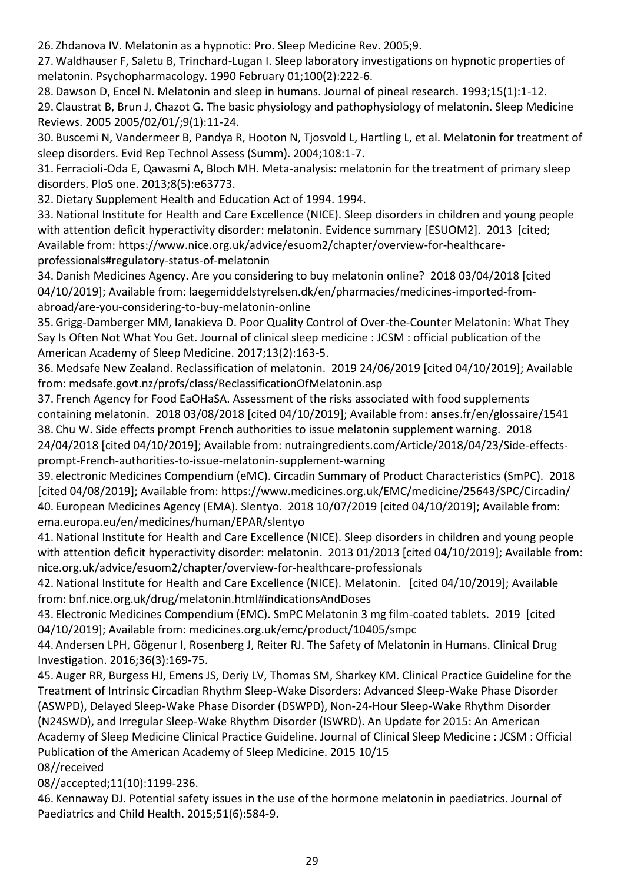26. Zhdanova IV. Melatonin as a hypnotic: Pro. Sleep Medicine Rev. 2005;9.
27. Waldhauser F, Saletu B, Trinchard-Lugan I. Sleep laboratory investigations on hypnotic properties of melatonin. Psychopharmacology. 1990 February 01;100(2):222-6.
28. Dawson D, Encel N. Melatonin and sleep in humans. Journal of pineal research. 1993;15(1):1-12.
29. Claustrat B, Brun J, Chazot G. The basic physiology and pathophysiology of melatonin. Sleep Medicine Reviews. 2005 2005/02/01/;9(1):11-24.
30. Buscemi N, Vandermeer B, Pandya R, Hooton N, Tjosvold L, Hartling L, et al. Melatonin for treatment of sleep disorders. Evid Rep Technol Assess (Summ). 2004;108:1-7.
31. Ferracioli-Oda E, Qawasmi A, Bloch MH. Meta-analysis: melatonin for the treatment of primary sleep disorders. PloS one. 2013;8(5):e63773.
32. Dietary Supplement Health and Education Act of 1994. 1994.
33. National Institute for Health and Care Excellence (NICE). Sleep disorders in children and young people with attention deficit hyperactivity disorder: melatonin. Evidence summary [ESUOM2]. 2013 [cited; Available from: https://www.nice.org.uk/advice/esuom2/chapter/overview-for-healthcare-professionals#regulatory-status-of-melatonin
34. Danish Medicines Agency. Are you considering to buy melatonin online? 2018 03/04/2018 [cited 04/10/2019]; Available from: laegemiddelstyrelsen.dk/en/pharmacies/medicines-imported-from-abroad/are-you-considering-to-buy-melatonin-online
35. Grigg-Damberger MM, Ianakieva D. Poor Quality Control of Over-the-Counter Melatonin: What They Say Is Often Not What You Get. Journal of clinical sleep medicine : JCSM : official publication of the American Academy of Sleep Medicine. 2017;13(2):163-5.
36. Medsafe New Zealand. Reclassification of melatonin. 2019 24/06/2019 [cited 04/10/2019]; Available from: medsafe.govt.nz/profs/class/ReclassificationOfMelatonin.asp
37. French Agency for Food EaOHaSA. Assessment of the risks associated with food supplements containing melatonin. 2018 03/08/2018 [cited 04/10/2019]; Available from: anses.fr/en/glossaire/1541
38. Chu W. Side effects prompt French authorities to issue melatonin supplement warning. 2018 24/04/2018 [cited 04/10/2019]; Available from: nutraingredients.com/Article/2018/04/23/Side-effects-prompt-French-authorities-to-issue-melatonin-supplement-warning
39. electronic Medicines Compendium (eMC). Circadin Summary of Product Characteristics (SmPC). 2018 [cited 04/08/2019]; Available from: https://www.medicines.org.uk/EMC/medicine/25643/SPC/Circadin/
40. European Medicines Agency (EMA). Slentyo. 2018 10/07/2019 [cited 04/10/2019]; Available from: ema.europa.eu/en/medicines/human/EPAR/slentyo
41. National Institute for Health and Care Excellence (NICE). Sleep disorders in children and young people with attention deficit hyperactivity disorder: melatonin. 2013 01/2013 [cited 04/10/2019]; Available from: nice.org.uk/advice/esuom2/chapter/overview-for-healthcare-professionals
42. National Institute for Health and Care Excellence (NICE). Melatonin. [cited 04/10/2019]; Available from: bnf.nice.org.uk/drug/melatonin.html#indicationsAndDoses
43. Electronic Medicines Compendium (EMC). SmPC Melatonin 3 mg film-coated tablets. 2019 [cited 04/10/2019]; Available from: medicines.org.uk/emc/product/10405/smpc
44. Andersen LPH, Gögenur I, Rosenberg J, Reiter RJ. The Safety of Melatonin in Humans. Clinical Drug Investigation. 2016;36(3):169-75.
45. Auger RR, Burgess HJ, Emens JS, Deriy LV, Thomas SM, Sharkey KM. Clinical Practice Guideline for the Treatment of Intrinsic Circadian Rhythm Sleep-Wake Disorders: Advanced Sleep-Wake Phase Disorder (ASWPD), Delayed Sleep-Wake Phase Disorder (DSWPD), Non-24-Hour Sleep-Wake Rhythm Disorder (N24SWD), and Irregular Sleep-Wake Rhythm Disorder (ISWRD). An Update for 2015: An American Academy of Sleep Medicine Clinical Practice Guideline. Journal of Clinical Sleep Medicine : JCSM : Official Publication of the American Academy of Sleep Medicine. 2015 10/15
08//received
08//accepted;11(10):1199-236.
46. Kennaway DJ. Potential safety issues in the use of the hormone melatonin in paediatrics. Journal of Paediatrics and Child Health. 2015;51(6):584-9.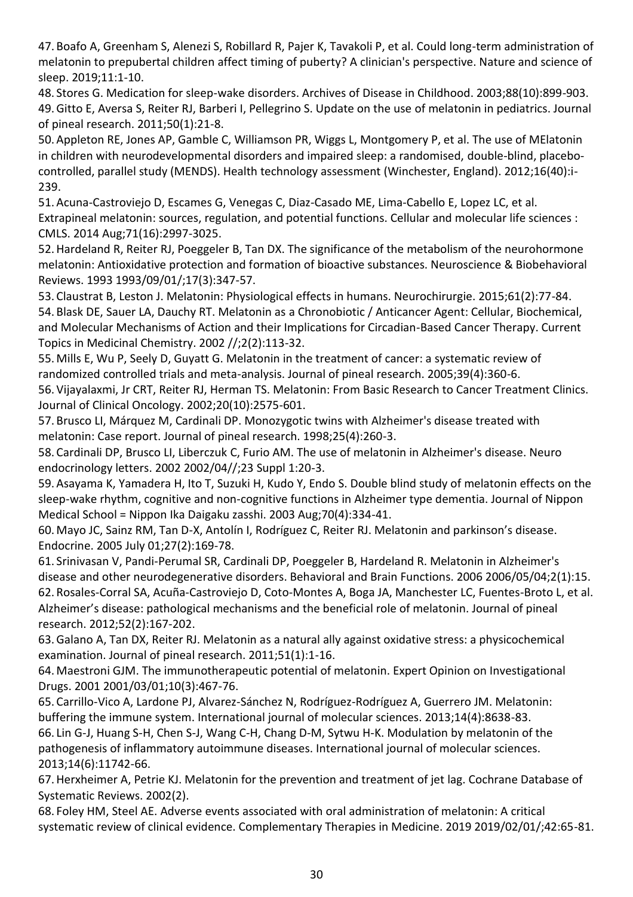47. Boafo A, Greenham S, Alenezi S, Robillard R, Pajer K, Tavakoli P, et al. Could long-term administration of melatonin to prepubertal children affect timing of puberty? A clinician's perspective. Nature and science of sleep. 2019;11:1-10.
48. Stores G. Medication for sleep-wake disorders. Archives of Disease in Childhood. 2003;88(10):899-903.
49. Gitto E, Aversa S, Reiter RJ, Barberi I, Pellegrino S. Update on the use of melatonin in pediatrics. Journal of pineal research. 2011;50(1):21-8.
50. Appleton RE, Jones AP, Gamble C, Williamson PR, Wiggs L, Montgomery P, et al. The use of MElatonin in children with neurodevelopmental disorders and impaired sleep: a randomised, double-blind, placebo-controlled, parallel study (MENDS). Health technology assessment (Winchester, England). 2012;16(40):i-239.
51. Acuna-Castroviejo D, Escames G, Venegas C, Diaz-Casado ME, Lima-Cabello E, Lopez LC, et al. Extrapineal melatonin: sources, regulation, and potential functions. Cellular and molecular life sciences : CMLS. 2014 Aug;71(16):2997-3025.
52. Hardeland R, Reiter RJ, Poeggeler B, Tan DX. The significance of the metabolism of the neurohormone melatonin: Antioxidative protection and formation of bioactive substances. Neuroscience & Biobehavioral Reviews. 1993 1993/09/01/;17(3):347-57.
53. Claustrat B, Leston J. Melatonin: Physiological effects in humans. Neurochirurgie. 2015;61(2):77-84.
54. Blask DE, Sauer LA, Dauchy RT. Melatonin as a Chronobiotic / Anticancer Agent: Cellular, Biochemical, and Molecular Mechanisms of Action and their Implications for Circadian-Based Cancer Therapy. Current Topics in Medicinal Chemistry. 2002 //;2(2):113-32.
55. Mills E, Wu P, Seely D, Guyatt G. Melatonin in the treatment of cancer: a systematic review of randomized controlled trials and meta-analysis. Journal of pineal research. 2005;39(4):360-6.
56. Vijayalaxmi, Jr CRT, Reiter RJ, Herman TS. Melatonin: From Basic Research to Cancer Treatment Clinics. Journal of Clinical Oncology. 2002;20(10):2575-601.
57. Brusco LI, Márquez M, Cardinali DP. Monozygotic twins with Alzheimer's disease treated with melatonin: Case report. Journal of pineal research. 1998;25(4):260-3.
58. Cardinali DP, Brusco LI, Liberczuk C, Furio AM. The use of melatonin in Alzheimer's disease. Neuro endocrinology letters. 2002 2002/04//;23 Suppl 1:20-3.
59. Asayama K, Yamadera H, Ito T, Suzuki H, Kudo Y, Endo S. Double blind study of melatonin effects on the sleep-wake rhythm, cognitive and non-cognitive functions in Alzheimer type dementia. Journal of Nippon Medical School = Nippon Ika Daigaku zasshi. 2003 Aug;70(4):334-41.
60. Mayo JC, Sainz RM, Tan D-X, Antolín I, Rodríguez C, Reiter RJ. Melatonin and parkinson's disease. Endocrine. 2005 July 01;27(2):169-78.
61. Srinivasan V, Pandi-Perumal SR, Cardinali DP, Poeggeler B, Hardeland R. Melatonin in Alzheimer's disease and other neurodegenerative disorders. Behavioral and Brain Functions. 2006 2006/05/04;2(1):15.
62. Rosales-Corral SA, Acuña-Castroviejo D, Coto-Montes A, Boga JA, Manchester LC, Fuentes-Broto L, et al. Alzheimer's disease: pathological mechanisms and the beneficial role of melatonin. Journal of pineal research. 2012;52(2):167-202.
63. Galano A, Tan DX, Reiter RJ. Melatonin as a natural ally against oxidative stress: a physicochemical examination. Journal of pineal research. 2011;51(1):1-16.
64. Maestroni GJM. The immunotherapeutic potential of melatonin. Expert Opinion on Investigational Drugs. 2001 2001/03/01;10(3):467-76.
65. Carrillo-Vico A, Lardone PJ, Alvarez-Sánchez N, Rodríguez-Rodríguez A, Guerrero JM. Melatonin: buffering the immune system. International journal of molecular sciences. 2013;14(4):8638-83.
66. Lin G-J, Huang S-H, Chen S-J, Wang C-H, Chang D-M, Sytwu H-K. Modulation by melatonin of the pathogenesis of inflammatory autoimmune diseases. International journal of molecular sciences. 2013;14(6):11742-66.
67. Herxheimer A, Petrie KJ. Melatonin for the prevention and treatment of jet lag. Cochrane Database of Systematic Reviews. 2002(2).
68. Foley HM, Steel AE. Adverse events associated with oral administration of melatonin: A critical systematic review of clinical evidence. Complementary Therapies in Medicine. 2019 2019/02/01/;42:65-81.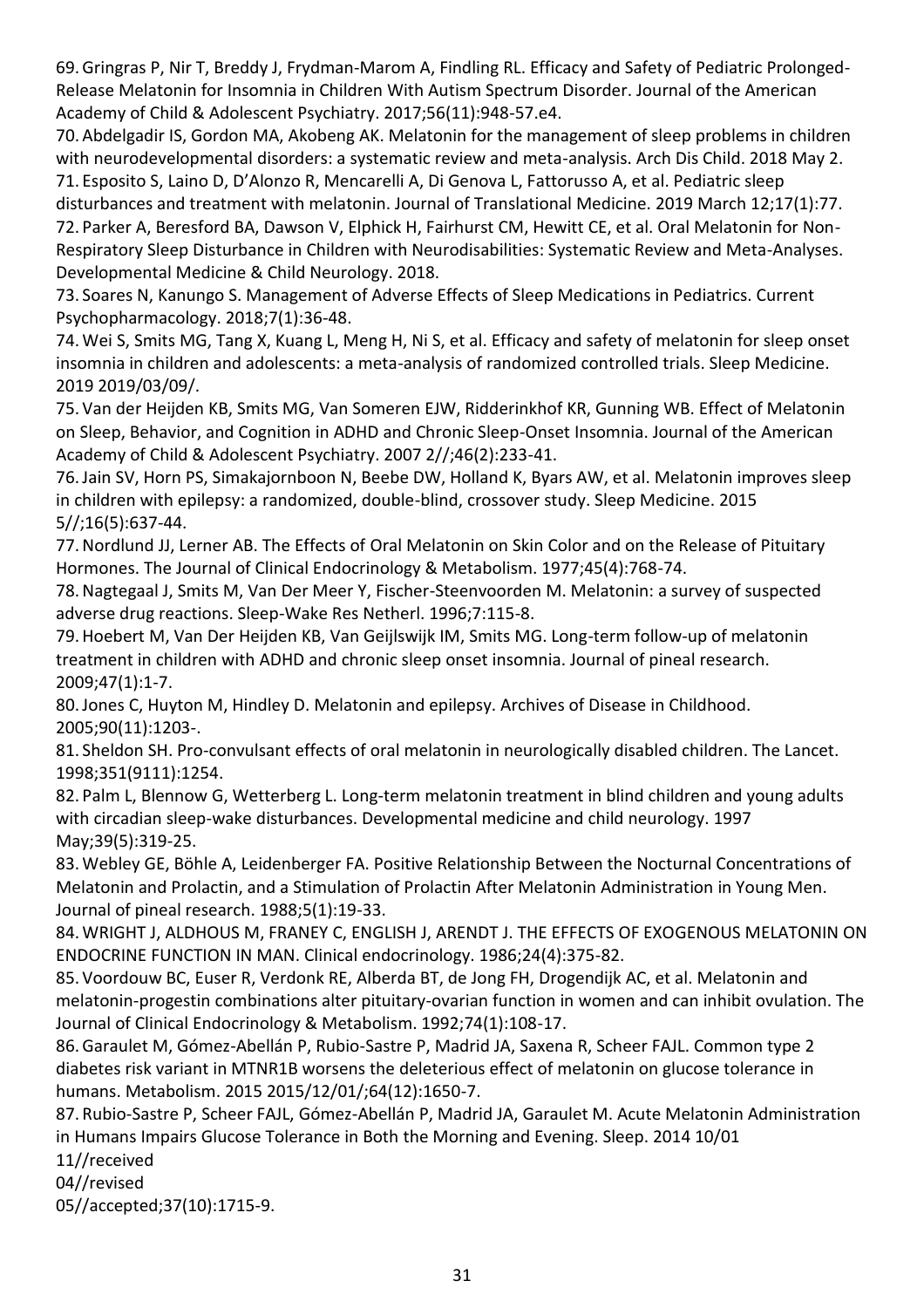69. Gringras P, Nir T, Breddy J, Frydman-Marom A, Findling RL. Efficacy and Safety of Pediatric Prolonged-Release Melatonin for Insomnia in Children With Autism Spectrum Disorder. Journal of the American Academy of Child & Adolescent Psychiatry. 2017;56(11):948-57.e4.
70. Abdelgadir IS, Gordon MA, Akobeng AK. Melatonin for the management of sleep problems in children with neurodevelopmental disorders: a systematic review and meta-analysis. Arch Dis Child. 2018 May 2.
71. Esposito S, Laino D, D'Alonzo R, Mencarelli A, Di Genova L, Fattorusso A, et al. Pediatric sleep disturbances and treatment with melatonin. Journal of Translational Medicine. 2019 March 12;17(1):77.
72. Parker A, Beresford BA, Dawson V, Elphick H, Fairhurst CM, Hewitt CE, et al. Oral Melatonin for Non-Respiratory Sleep Disturbance in Children with Neurodisabilities: Systematic Review and Meta-Analyses. Developmental Medicine & Child Neurology. 2018.
73. Soares N, Kanungo S. Management of Adverse Effects of Sleep Medications in Pediatrics. Current Psychopharmacology. 2018;7(1):36-48.
74. Wei S, Smits MG, Tang X, Kuang L, Meng H, Ni S, et al. Efficacy and safety of melatonin for sleep onset insomnia in children and adolescents: a meta-analysis of randomized controlled trials. Sleep Medicine. 2019 2019/03/09/.
75. Van der Heijden KB, Smits MG, Van Someren EJW, Ridderinkhof KR, Gunning WB. Effect of Melatonin on Sleep, Behavior, and Cognition in ADHD and Chronic Sleep-Onset Insomnia. Journal of the American Academy of Child & Adolescent Psychiatry. 2007 2//;46(2):233-41.
76. Jain SV, Horn PS, Simakajornboon N, Beebe DW, Holland K, Byars AW, et al. Melatonin improves sleep in children with epilepsy: a randomized, double-blind, crossover study. Sleep Medicine. 2015 5//;16(5):637-44.
77. Nordlund JJ, Lerner AB. The Effects of Oral Melatonin on Skin Color and on the Release of Pituitary Hormones. The Journal of Clinical Endocrinology & Metabolism. 1977;45(4):768-74.
78. Nagtegaal J, Smits M, Van Der Meer Y, Fischer-Steenvoorden M. Melatonin: a survey of suspected adverse drug reactions. Sleep-Wake Res Netherl. 1996;7:115-8.
79. Hoebert M, Van Der Heijden KB, Van Geijlswijk IM, Smits MG. Long-term follow-up of melatonin treatment in children with ADHD and chronic sleep onset insomnia. Journal of pineal research. 2009;47(1):1-7.
80. Jones C, Huyton M, Hindley D. Melatonin and epilepsy. Archives of Disease in Childhood. 2005;90(11):1203-.
81. Sheldon SH. Pro-convulsant effects of oral melatonin in neurologically disabled children. The Lancet. 1998;351(9111):1254.
82. Palm L, Blennow G, Wetterberg L. Long-term melatonin treatment in blind children and young adults with circadian sleep-wake disturbances. Developmental medicine and child neurology. 1997 May;39(5):319-25.
83. Webley GE, Böhle A, Leidenberger FA. Positive Relationship Between the Nocturnal Concentrations of Melatonin and Prolactin, and a Stimulation of Prolactin After Melatonin Administration in Young Men. Journal of pineal research. 1988;5(1):19-33.
84. WRIGHT J, ALDHOUS M, FRANEY C, ENGLISH J, ARENDT J. THE EFFECTS OF EXOGENOUS MELATONIN ON ENDOCRINE FUNCTION IN MAN. Clinical endocrinology. 1986;24(4):375-82.
85. Voordouw BC, Euser R, Verdonk RE, Alberda BT, de Jong FH, Drogendijk AC, et al. Melatonin and melatonin-progestin combinations alter pituitary-ovarian function in women and can inhibit ovulation. The Journal of Clinical Endocrinology & Metabolism. 1992;74(1):108-17.
86. Garaulet M, Gómez-Abellán P, Rubio-Sastre P, Madrid JA, Saxena R, Scheer FAJL. Common type 2 diabetes risk variant in MTNR1B worsens the deleterious effect of melatonin on glucose tolerance in humans. Metabolism. 2015 2015/12/01/;64(12):1650-7.
87. Rubio-Sastre P, Scheer FAJL, Gómez-Abellán P, Madrid JA, Garaulet M. Acute Melatonin Administration in Humans Impairs Glucose Tolerance in Both the Morning and Evening. Sleep. 2014 10/01
11//received
04//revised
05//accepted;37(10):1715-9.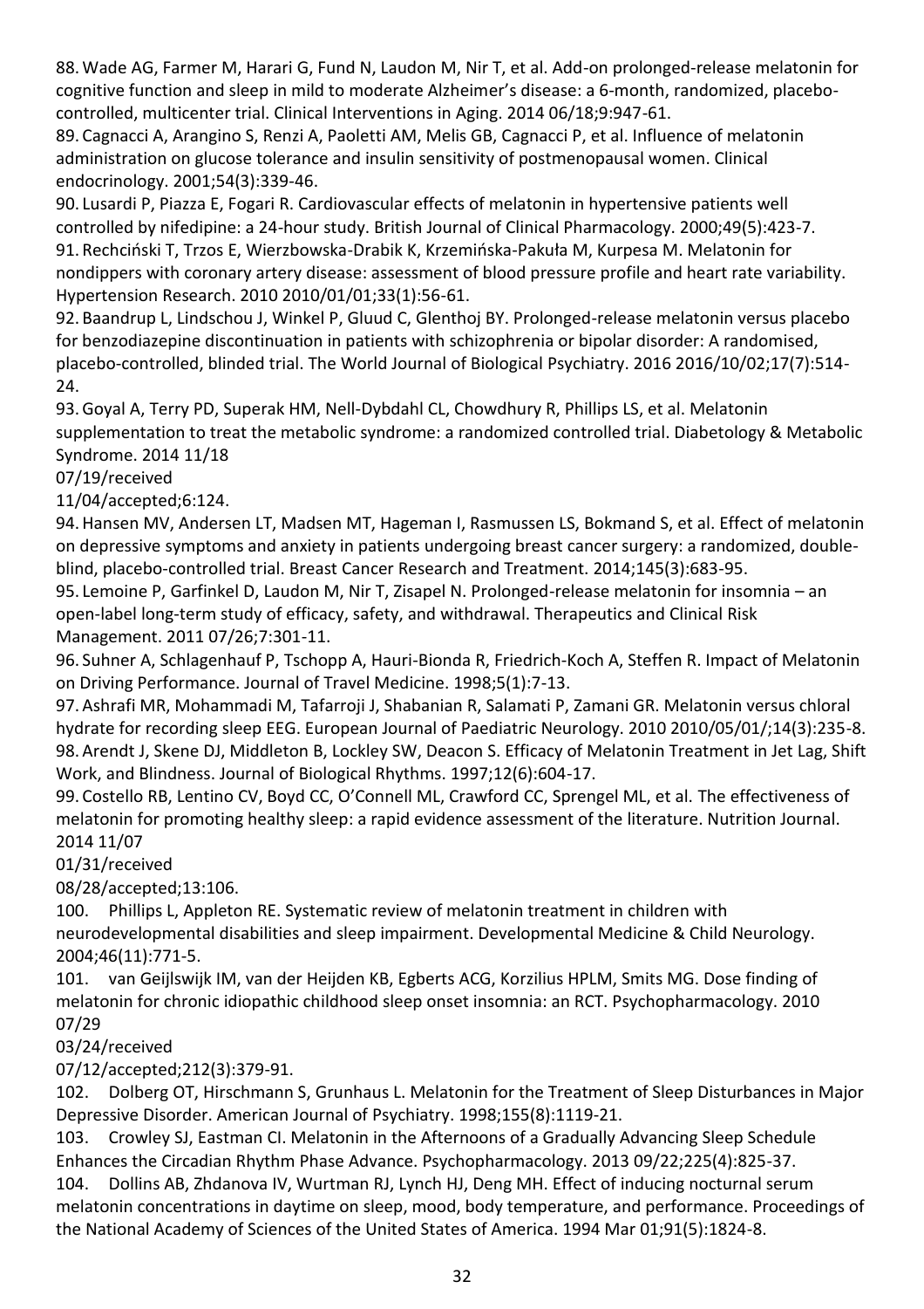88. Wade AG, Farmer M, Harari G, Fund N, Laudon M, Nir T, et al. Add-on prolonged-release melatonin for cognitive function and sleep in mild to moderate Alzheimer's disease: a 6-month, randomized, placebo-controlled, multicenter trial. Clinical Interventions in Aging. 2014 06/18;9:947-61.

89. Cagnacci A, Arangino S, Renzi A, Paoletti AM, Melis GB, Cagnacci P, et al. Influence of melatonin administration on glucose tolerance and insulin sensitivity of postmenopausal women. Clinical endocrinology. 2001;54(3):339-46.

90. Lusardi P, Piazza E, Fogari R. Cardiovascular effects of melatonin in hypertensive patients well controlled by nifedipine: a 24-hour study. British Journal of Clinical Pharmacology. 2000;49(5):423-7.

91. Rechciński T, Trzos E, Wierzbowska-Drabik K, Krzemińska-Pakuła M, Kurpesa M. Melatonin for nondippers with coronary artery disease: assessment of blood pressure profile and heart rate variability. Hypertension Research. 2010 2010/01/01;33(1):56-61.

92. Baandrup L, Lindschou J, Winkel P, Gluud C, Glenthoj BY. Prolonged-release melatonin versus placebo for benzodiazepine discontinuation in patients with schizophrenia or bipolar disorder: A randomised, placebo-controlled, blinded trial. The World Journal of Biological Psychiatry. 2016 2016/10/02;17(7):514-24.

93. Goyal A, Terry PD, Superak HM, Nell-Dybdahl CL, Chowdhury R, Phillips LS, et al. Melatonin supplementation to treat the metabolic syndrome: a randomized controlled trial. Diabetology & Metabolic Syndrome. 2014 11/18
07/19/received
11/04/accepted;6:124.

94. Hansen MV, Andersen LT, Madsen MT, Hageman I, Rasmussen LS, Bokmand S, et al. Effect of melatonin on depressive symptoms and anxiety in patients undergoing breast cancer surgery: a randomized, double-blind, placebo-controlled trial. Breast Cancer Research and Treatment. 2014;145(3):683-95.

95. Lemoine P, Garfinkel D, Laudon M, Nir T, Zisapel N. Prolonged-release melatonin for insomnia – an open-label long-term study of efficacy, safety, and withdrawal. Therapeutics and Clinical Risk Management. 2011 07/26;7:301-11.

96. Suhner A, Schlagenhauf P, Tschopp A, Hauri-Bionda R, Friedrich-Koch A, Steffen R. Impact of Melatonin on Driving Performance. Journal of Travel Medicine. 1998;5(1):7-13.

97. Ashrafi MR, Mohammadi M, Tafarroji J, Shabanian R, Salamati P, Zamani GR. Melatonin versus chloral hydrate for recording sleep EEG. European Journal of Paediatric Neurology. 2010 2010/05/01/;14(3):235-8.

98. Arendt J, Skene DJ, Middleton B, Lockley SW, Deacon S. Efficacy of Melatonin Treatment in Jet Lag, Shift Work, and Blindness. Journal of Biological Rhythms. 1997;12(6):604-17.

99. Costello RB, Lentino CV, Boyd CC, O'Connell ML, Crawford CC, Sprengel ML, et al. The effectiveness of melatonin for promoting healthy sleep: a rapid evidence assessment of the literature. Nutrition Journal. 2014 11/07
01/31/received
08/28/accepted;13:106.

100. Phillips L, Appleton RE. Systematic review of melatonin treatment in children with neurodevelopmental disabilities and sleep impairment. Developmental Medicine & Child Neurology. 2004;46(11):771-5.

101. van Geijlswijk IM, van der Heijden KB, Egberts ACG, Korzilius HPLM, Smits MG. Dose finding of melatonin for chronic idiopathic childhood sleep onset insomnia: an RCT. Psychopharmacology. 2010 07/29
03/24/received
07/12/accepted;212(3):379-91.

102. Dolberg OT, Hirschmann S, Grunhaus L. Melatonin for the Treatment of Sleep Disturbances in Major Depressive Disorder. American Journal of Psychiatry. 1998;155(8):1119-21.

103. Crowley SJ, Eastman CI. Melatonin in the Afternoons of a Gradually Advancing Sleep Schedule Enhances the Circadian Rhythm Phase Advance. Psychopharmacology. 2013 09/22;225(4):825-37.

104. Dollins AB, Zhdanova IV, Wurtman RJ, Lynch HJ, Deng MH. Effect of inducing nocturnal serum melatonin concentrations in daytime on sleep, mood, body temperature, and performance. Proceedings of the National Academy of Sciences of the United States of America. 1994 Mar 01;91(5):1824-8.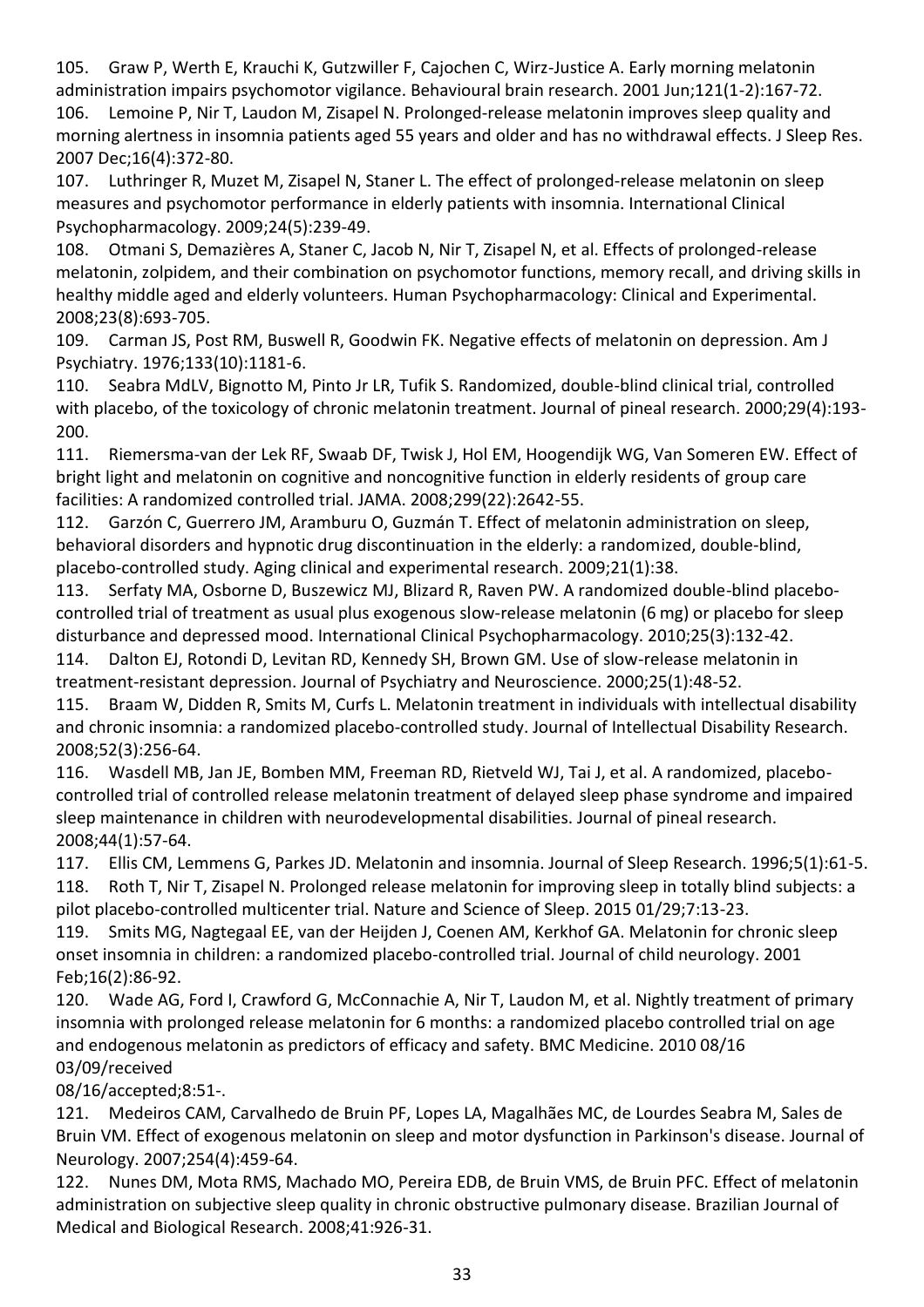105. Graw P, Werth E, Krauchi K, Gutzwiller F, Cajochen C, Wirz-Justice A. Early morning melatonin administration impairs psychomotor vigilance. Behavioural brain research. 2001 Jun;121(1-2):167-72.

106. Lemoine P, Nir T, Laudon M, Zisapel N. Prolonged-release melatonin improves sleep quality and morning alertness in insomnia patients aged 55 years and older and has no withdrawal effects. J Sleep Res. 2007 Dec;16(4):372-80.

107. Luthringer R, Muzet M, Zisapel N, Staner L. The effect of prolonged-release melatonin on sleep measures and psychomotor performance in elderly patients with insomnia. International Clinical Psychopharmacology. 2009;24(5):239-49.

108. Otmani S, Demazières A, Staner C, Jacob N, Nir T, Zisapel N, et al. Effects of prolonged-release melatonin, zolpidem, and their combination on psychomotor functions, memory recall, and driving skills in healthy middle aged and elderly volunteers. Human Psychopharmacology: Clinical and Experimental. 2008;23(8):693-705.

109. Carman JS, Post RM, Buswell R, Goodwin FK. Negative effects of melatonin on depression. Am J Psychiatry. 1976;133(10):1181-6.

110. Seabra MdLV, Bignotto M, Pinto Jr LR, Tufik S. Randomized, double-blind clinical trial, controlled with placebo, of the toxicology of chronic melatonin treatment. Journal of pineal research. 2000;29(4):193-200.

111. Riemersma-van der Lek RF, Swaab DF, Twisk J, Hol EM, Hoogendijk WG, Van Someren EW. Effect of bright light and melatonin on cognitive and noncognitive function in elderly residents of group care facilities: A randomized controlled trial. JAMA. 2008;299(22):2642-55.

112. Garzón C, Guerrero JM, Aramburu O, Guzmán T. Effect of melatonin administration on sleep, behavioral disorders and hypnotic drug discontinuation in the elderly: a randomized, double-blind, placebo-controlled study. Aging clinical and experimental research. 2009;21(1):38.

113. Serfaty MA, Osborne D, Buszewicz MJ, Blizard R, Raven PW. A randomized double-blind placebo-controlled trial of treatment as usual plus exogenous slow-release melatonin (6 mg) or placebo for sleep disturbance and depressed mood. International Clinical Psychopharmacology. 2010;25(3):132-42.

114. Dalton EJ, Rotondi D, Levitan RD, Kennedy SH, Brown GM. Use of slow-release melatonin in treatment-resistant depression. Journal of Psychiatry and Neuroscience. 2000;25(1):48-52.

115. Braam W, Didden R, Smits M, Curfs L. Melatonin treatment in individuals with intellectual disability and chronic insomnia: a randomized placebo-controlled study. Journal of Intellectual Disability Research. 2008;52(3):256-64.

116. Wasdell MB, Jan JE, Bomben MM, Freeman RD, Rietveld WJ, Tai J, et al. A randomized, placebo-controlled trial of controlled release melatonin treatment of delayed sleep phase syndrome and impaired sleep maintenance in children with neurodevelopmental disabilities. Journal of pineal research. 2008;44(1):57-64.

117. Ellis CM, Lemmens G, Parkes JD. Melatonin and insomnia. Journal of Sleep Research. 1996;5(1):61-5.

118. Roth T, Nir T, Zisapel N. Prolonged release melatonin for improving sleep in totally blind subjects: a pilot placebo-controlled multicenter trial. Nature and Science of Sleep. 2015 01/29;7:13-23.

119. Smits MG, Nagtegaal EE, van der Heijden J, Coenen AM, Kerkhof GA. Melatonin for chronic sleep onset insomnia in children: a randomized placebo-controlled trial. Journal of child neurology. 2001 Feb;16(2):86-92.

120. Wade AG, Ford I, Crawford G, McConnachie A, Nir T, Laudon M, et al. Nightly treatment of primary insomnia with prolonged release melatonin for 6 months: a randomized placebo controlled trial on age and endogenous melatonin as predictors of efficacy and safety. BMC Medicine. 2010 08/16
03/09/received
08/16/accepted;8:51-.

121. Medeiros CAM, Carvalhedo de Bruin PF, Lopes LA, Magalhães MC, de Lourdes Seabra M, Sales de Bruin VM. Effect of exogenous melatonin on sleep and motor dysfunction in Parkinson's disease. Journal of Neurology. 2007;254(4):459-64.

122. Nunes DM, Mota RMS, Machado MO, Pereira EDB, de Bruin VMS, de Bruin PFC. Effect of melatonin administration on subjective sleep quality in chronic obstructive pulmonary disease. Brazilian Journal of Medical and Biological Research. 2008;41:926-31.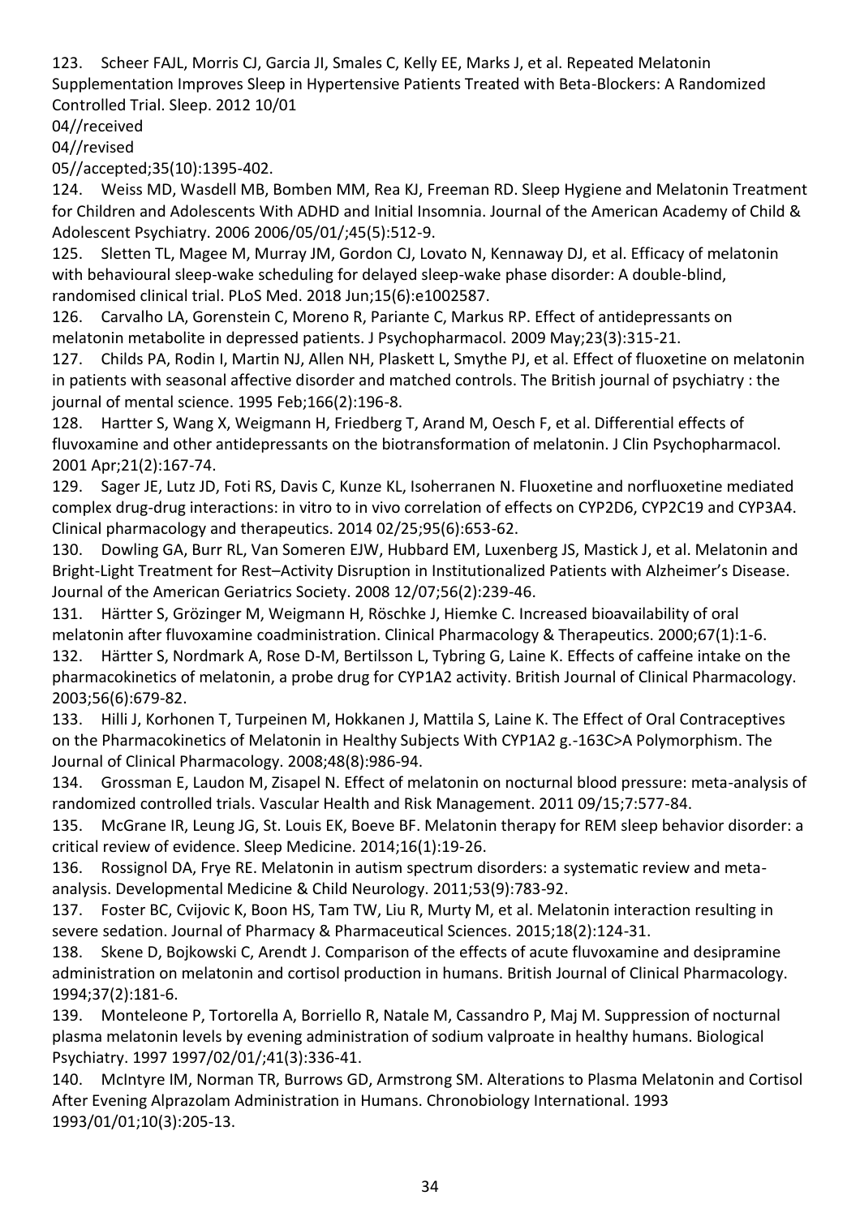123. Scheer FAJL, Morris CJ, Garcia JI, Smales C, Kelly EE, Marks J, et al. Repeated Melatonin Supplementation Improves Sleep in Hypertensive Patients Treated with Beta-Blockers: A Randomized Controlled Trial. Sleep. 2012 10/01
04//received
04//revised
05//accepted;35(10):1395-402.

124. Weiss MD, Wasdell MB, Bomben MM, Rea KJ, Freeman RD. Sleep Hygiene and Melatonin Treatment for Children and Adolescents With ADHD and Initial Insomnia. Journal of the American Academy of Child & Adolescent Psychiatry. 2006 2006/05/01/;45(5):512-9.

125. Sletten TL, Magee M, Murray JM, Gordon CJ, Lovato N, Kennaway DJ, et al. Efficacy of melatonin with behavioural sleep-wake scheduling for delayed sleep-wake phase disorder: A double-blind, randomised clinical trial. PLoS Med. 2018 Jun;15(6):e1002587.

126. Carvalho LA, Gorenstein C, Moreno R, Pariante C, Markus RP. Effect of antidepressants on melatonin metabolite in depressed patients. J Psychopharmacol. 2009 May;23(3):315-21.

127. Childs PA, Rodin I, Martin NJ, Allen NH, Plaskett L, Smythe PJ, et al. Effect of fluoxetine on melatonin in patients with seasonal affective disorder and matched controls. The British journal of psychiatry : the journal of mental science. 1995 Feb;166(2):196-8.

128. Hartter S, Wang X, Weigmann H, Friedberg T, Arand M, Oesch F, et al. Differential effects of fluvoxamine and other antidepressants on the biotransformation of melatonin. J Clin Psychopharmacol. 2001 Apr;21(2):167-74.

129. Sager JE, Lutz JD, Foti RS, Davis C, Kunze KL, Isoherranen N. Fluoxetine and norfluoxetine mediated complex drug-drug interactions: in vitro to in vivo correlation of effects on CYP2D6, CYP2C19 and CYP3A4. Clinical pharmacology and therapeutics. 2014 02/25;95(6):653-62.

130. Dowling GA, Burr RL, Van Someren EJW, Hubbard EM, Luxenberg JS, Mastick J, et al. Melatonin and Bright-Light Treatment for Rest–Activity Disruption in Institutionalized Patients with Alzheimer's Disease. Journal of the American Geriatrics Society. 2008 12/07;56(2):239-46.

131. Härtter S, Grözinger M, Weigmann H, Röschke J, Hiemke C. Increased bioavailability of oral melatonin after fluvoxamine coadministration. Clinical Pharmacology & Therapeutics. 2000;67(1):1-6.

132. Härtter S, Nordmark A, Rose D-M, Bertilsson L, Tybring G, Laine K. Effects of caffeine intake on the pharmacokinetics of melatonin, a probe drug for CYP1A2 activity. British Journal of Clinical Pharmacology. 2003;56(6):679-82.

133. Hilli J, Korhonen T, Turpeinen M, Hokkanen J, Mattila S, Laine K. The Effect of Oral Contraceptives on the Pharmacokinetics of Melatonin in Healthy Subjects With CYP1A2 g.-163C>A Polymorphism. The Journal of Clinical Pharmacology. 2008;48(8):986-94.

134. Grossman E, Laudon M, Zisapel N. Effect of melatonin on nocturnal blood pressure: meta-analysis of randomized controlled trials. Vascular Health and Risk Management. 2011 09/15;7:577-84.

135. McGrane IR, Leung JG, St. Louis EK, Boeve BF. Melatonin therapy for REM sleep behavior disorder: a critical review of evidence. Sleep Medicine. 2014;16(1):19-26.

136. Rossignol DA, Frye RE. Melatonin in autism spectrum disorders: a systematic review and meta-analysis. Developmental Medicine & Child Neurology. 2011;53(9):783-92.

137. Foster BC, Cvijovic K, Boon HS, Tam TW, Liu R, Murty M, et al. Melatonin interaction resulting in severe sedation. Journal of Pharmacy & Pharmaceutical Sciences. 2015;18(2):124-31.

138. Skene D, Bojkowski C, Arendt J. Comparison of the effects of acute fluvoxamine and desipramine administration on melatonin and cortisol production in humans. British Journal of Clinical Pharmacology. 1994;37(2):181-6.

139. Monteleone P, Tortorella A, Borriello R, Natale M, Cassandro P, Maj M. Suppression of nocturnal plasma melatonin levels by evening administration of sodium valproate in healthy humans. Biological Psychiatry. 1997 1997/02/01/;41(3):336-41.

140. McIntyre IM, Norman TR, Burrows GD, Armstrong SM. Alterations to Plasma Melatonin and Cortisol After Evening Alprazolam Administration in Humans. Chronobiology International. 1993 1993/01/01;10(3):205-13.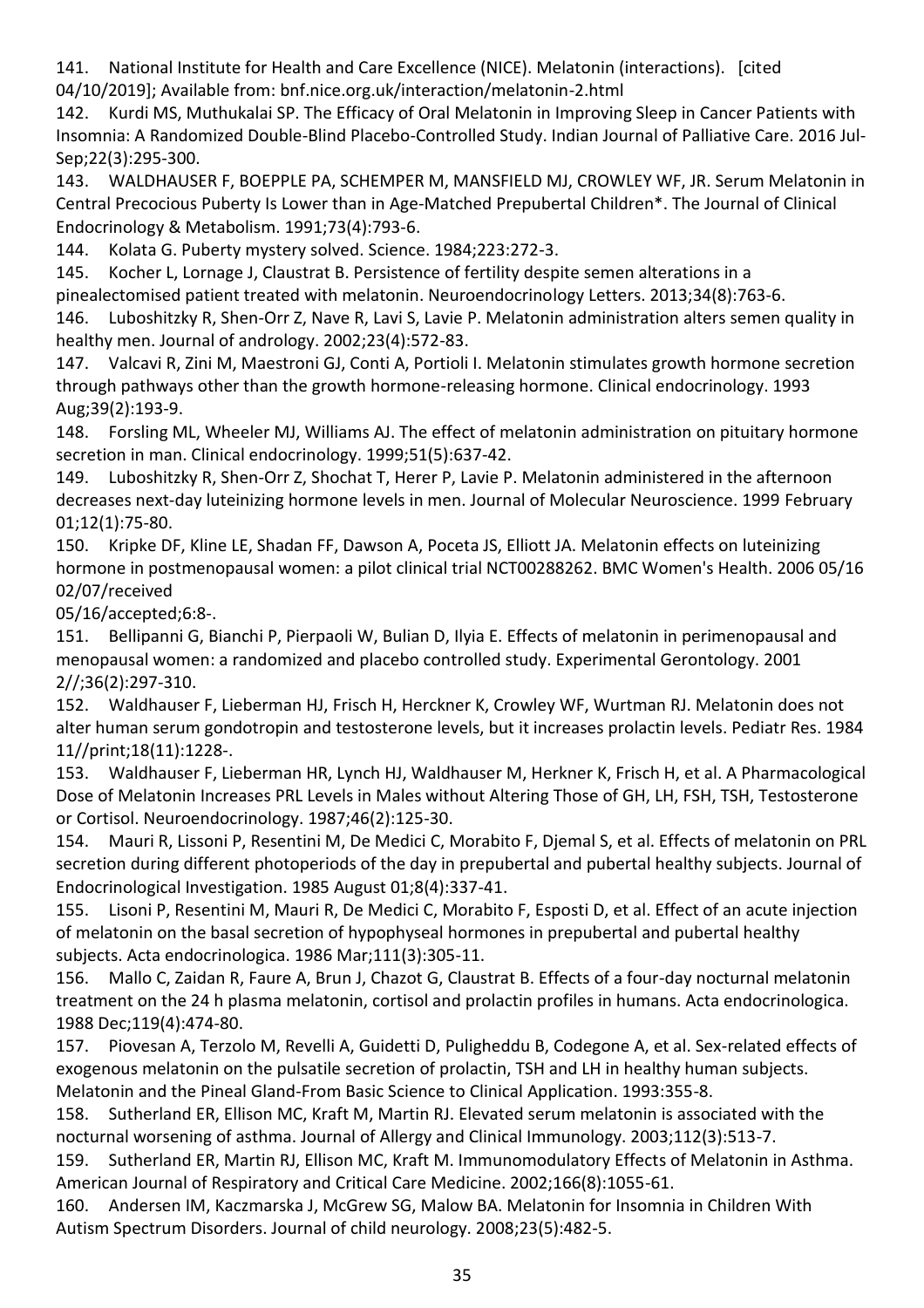141. National Institute for Health and Care Excellence (NICE). Melatonin (interactions). [cited 04/10/2019]; Available from: bnf.nice.org.uk/interaction/melatonin-2.html

142. Kurdi MS, Muthukalai SP. The Efficacy of Oral Melatonin in Improving Sleep in Cancer Patients with Insomnia: A Randomized Double-Blind Placebo-Controlled Study. Indian Journal of Palliative Care. 2016 Jul-Sep;22(3):295-300.

143. WALDHAUSER F, BOEPPLE PA, SCHEMPER M, MANSFIELD MJ, CROWLEY WF, JR. Serum Melatonin in Central Precocious Puberty Is Lower than in Age-Matched Prepubertal Children*. The Journal of Clinical Endocrinology & Metabolism. 1991;73(4):793-6.

144. Kolata G. Puberty mystery solved. Science. 1984;223:272-3.

145. Kocher L, Lornage J, Claustrat B. Persistence of fertility despite semen alterations in a pinealectomised patient treated with melatonin. Neuroendocrinology Letters. 2013;34(8):763-6.

146. Luboshitzky R, Shen-Orr Z, Nave R, Lavi S, Lavie P. Melatonin administration alters semen quality in healthy men. Journal of andrology. 2002;23(4):572-83.

147. Valcavi R, Zini M, Maestroni GJ, Conti A, Portioli I. Melatonin stimulates growth hormone secretion through pathways other than the growth hormone-releasing hormone. Clinical endocrinology. 1993 Aug;39(2):193-9.

148. Forsling ML, Wheeler MJ, Williams AJ. The effect of melatonin administration on pituitary hormone secretion in man. Clinical endocrinology. 1999;51(5):637-42.

149. Luboshitzky R, Shen-Orr Z, Shochat T, Herer P, Lavie P. Melatonin administered in the afternoon decreases next-day luteinizing hormone levels in men. Journal of Molecular Neuroscience. 1999 February 01;12(1):75-80.

150. Kripke DF, Kline LE, Shadan FF, Dawson A, Poceta JS, Elliott JA. Melatonin effects on luteinizing hormone in postmenopausal women: a pilot clinical trial NCT00288262. BMC Women's Health. 2006 05/16 02/07/received
05/16/accepted;6:8-.

151. Bellipanni G, Bianchi P, Pierpaoli W, Bulian D, Ilyia E. Effects of melatonin in perimenopausal and menopausal women: a randomized and placebo controlled study. Experimental Gerontology. 2001 2//;36(2):297-310.

152. Waldhauser F, Lieberman HJ, Frisch H, Herckner K, Crowley WF, Wurtman RJ. Melatonin does not alter human serum gondotropin and testosterone levels, but it increases prolactin levels. Pediatr Res. 1984 11//print;18(11):1228-.

153. Waldhauser F, Lieberman HR, Lynch HJ, Waldhauser M, Herkner K, Frisch H, et al. A Pharmacological Dose of Melatonin Increases PRL Levels in Males without Altering Those of GH, LH, FSH, TSH, Testosterone or Cortisol. Neuroendocrinology. 1987;46(2):125-30.

154. Mauri R, Lissoni P, Resentini M, De Medici C, Morabito F, Djemal S, et al. Effects of melatonin on PRL secretion during different photoperiods of the day in prepubertal and pubertal healthy subjects. Journal of Endocrinological Investigation. 1985 August 01;8(4):337-41.

155. Lisoni P, Resentini M, Mauri R, De Medici C, Morabito F, Esposti D, et al. Effect of an acute injection of melatonin on the basal secretion of hypophyseal hormones in prepubertal and pubertal healthy subjects. Acta endocrinologica. 1986 Mar;111(3):305-11.

156. Mallo C, Zaidan R, Faure A, Brun J, Chazot G, Claustrat B. Effects of a four-day nocturnal melatonin treatment on the 24 h plasma melatonin, cortisol and prolactin profiles in humans. Acta endocrinologica. 1988 Dec;119(4):474-80.

157. Piovesan A, Terzolo M, Revelli A, Guidetti D, Puligheddu B, Codegone A, et al. Sex-related effects of exogenous melatonin on the pulsatile secretion of prolactin, TSH and LH in healthy human subjects. Melatonin and the Pineal Gland-From Basic Science to Clinical Application. 1993:355-8.

158. Sutherland ER, Ellison MC, Kraft M, Martin RJ. Elevated serum melatonin is associated with the nocturnal worsening of asthma. Journal of Allergy and Clinical Immunology. 2003;112(3):513-7.

159. Sutherland ER, Martin RJ, Ellison MC, Kraft M. Immunomodulatory Effects of Melatonin in Asthma. American Journal of Respiratory and Critical Care Medicine. 2002;166(8):1055-61.

160. Andersen IM, Kaczmarska J, McGrew SG, Malow BA. Melatonin for Insomnia in Children With Autism Spectrum Disorders. Journal of child neurology. 2008;23(5):482-5.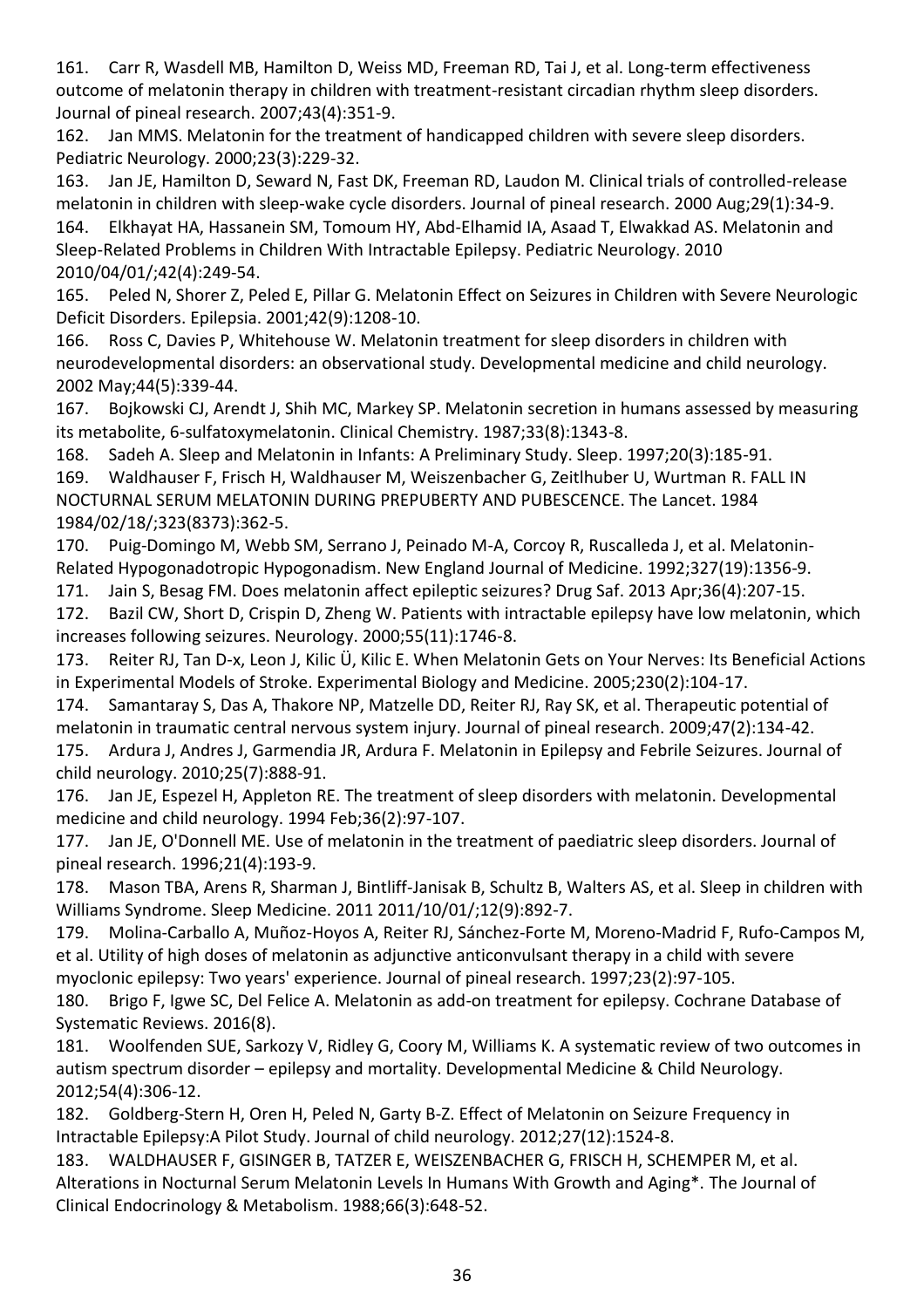161. Carr R, Wasdell MB, Hamilton D, Weiss MD, Freeman RD, Tai J, et al. Long-term effectiveness outcome of melatonin therapy in children with treatment-resistant circadian rhythm sleep disorders. Journal of pineal research. 2007;43(4):351-9.

162. Jan MMS. Melatonin for the treatment of handicapped children with severe sleep disorders. Pediatric Neurology. 2000;23(3):229-32.

163. Jan JE, Hamilton D, Seward N, Fast DK, Freeman RD, Laudon M. Clinical trials of controlled-release melatonin in children with sleep-wake cycle disorders. Journal of pineal research. 2000 Aug;29(1):34-9.

164. Elkhayat HA, Hassanein SM, Tomoum HY, Abd-Elhamid IA, Asaad T, Elwakkad AS. Melatonin and Sleep-Related Problems in Children With Intractable Epilepsy. Pediatric Neurology. 2010 2010/04/01/;42(4):249-54.

165. Peled N, Shorer Z, Peled E, Pillar G. Melatonin Effect on Seizures in Children with Severe Neurologic Deficit Disorders. Epilepsia. 2001;42(9):1208-10.

166. Ross C, Davies P, Whitehouse W. Melatonin treatment for sleep disorders in children with neurodevelopmental disorders: an observational study. Developmental medicine and child neurology. 2002 May;44(5):339-44.

167. Bojkowski CJ, Arendt J, Shih MC, Markey SP. Melatonin secretion in humans assessed by measuring its metabolite, 6-sulfatoxymelatonin. Clinical Chemistry. 1987;33(8):1343-8.

168. Sadeh A. Sleep and Melatonin in Infants: A Preliminary Study. Sleep. 1997;20(3):185-91.

169. Waldhauser F, Frisch H, Waldhauser M, Weiszenbacher G, Zeitlhuber U, Wurtman R. FALL IN NOCTURNAL SERUM MELATONIN DURING PREPUBERTY AND PUBESCENCE. The Lancet. 1984 1984/02/18/;323(8373):362-5.

170. Puig-Domingo M, Webb SM, Serrano J, Peinado M-A, Corcoy R, Ruscalleda J, et al. Melatonin-Related Hypogonadotropic Hypogonadism. New England Journal of Medicine. 1992;327(19):1356-9.

171. Jain S, Besag FM. Does melatonin affect epileptic seizures? Drug Saf. 2013 Apr;36(4):207-15.

172. Bazil CW, Short D, Crispin D, Zheng W. Patients with intractable epilepsy have low melatonin, which increases following seizures. Neurology. 2000;55(11):1746-8.

173. Reiter RJ, Tan D-x, Leon J, Kilic Ü, Kilic E. When Melatonin Gets on Your Nerves: Its Beneficial Actions in Experimental Models of Stroke. Experimental Biology and Medicine. 2005;230(2):104-17.

174. Samantaray S, Das A, Thakore NP, Matzelle DD, Reiter RJ, Ray SK, et al. Therapeutic potential of melatonin in traumatic central nervous system injury. Journal of pineal research. 2009;47(2):134-42.

175. Ardura J, Andres J, Garmendia JR, Ardura F. Melatonin in Epilepsy and Febrile Seizures. Journal of child neurology. 2010;25(7):888-91.

176. Jan JE, Espezel H, Appleton RE. The treatment of sleep disorders with melatonin. Developmental medicine and child neurology. 1994 Feb;36(2):97-107.

177. Jan JE, O'Donnell ME. Use of melatonin in the treatment of paediatric sleep disorders. Journal of pineal research. 1996;21(4):193-9.

178. Mason TBA, Arens R, Sharman J, Bintliff-Janisak B, Schultz B, Walters AS, et al. Sleep in children with Williams Syndrome. Sleep Medicine. 2011 2011/10/01/;12(9):892-7.

179. Molina-Carballo A, Muñoz-Hoyos A, Reiter RJ, Sánchez-Forte M, Moreno-Madrid F, Rufo-Campos M, et al. Utility of high doses of melatonin as adjunctive anticonvulsant therapy in a child with severe myoclonic epilepsy: Two years' experience. Journal of pineal research. 1997;23(2):97-105.

180. Brigo F, Igwe SC, Del Felice A. Melatonin as add-on treatment for epilepsy. Cochrane Database of Systematic Reviews. 2016(8).

181. Woolfenden SUE, Sarkozy V, Ridley G, Coory M, Williams K. A systematic review of two outcomes in autism spectrum disorder – epilepsy and mortality. Developmental Medicine & Child Neurology. 2012;54(4):306-12.

182. Goldberg-Stern H, Oren H, Peled N, Garty B-Z. Effect of Melatonin on Seizure Frequency in Intractable Epilepsy:A Pilot Study. Journal of child neurology. 2012;27(12):1524-8.

183. WALDHAUSER F, GISINGER B, TATZER E, WEISZENBACHER G, FRISCH H, SCHEMPER M, et al. Alterations in Nocturnal Serum Melatonin Levels In Humans With Growth and Aging*. The Journal of Clinical Endocrinology & Metabolism. 1988;66(3):648-52.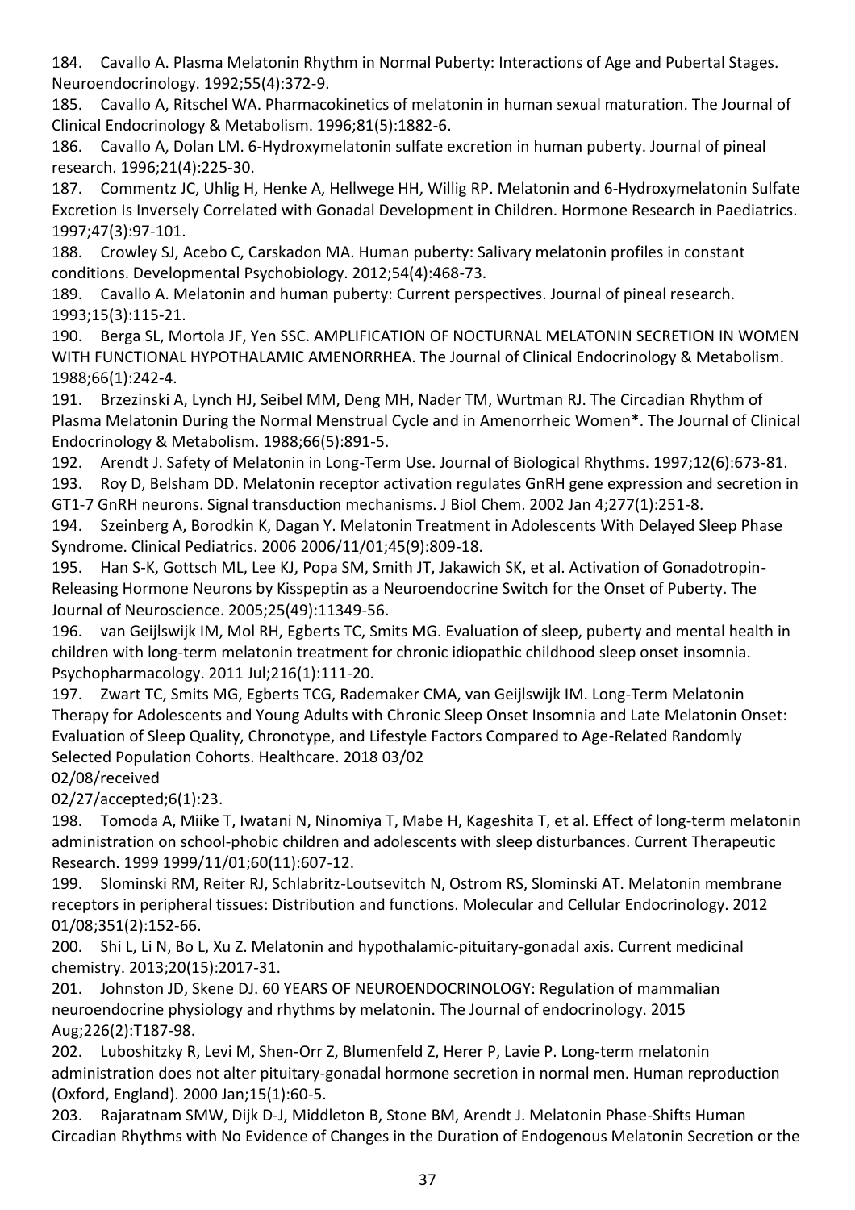184. Cavallo A. Plasma Melatonin Rhythm in Normal Puberty: Interactions of Age and Pubertal Stages. Neuroendocrinology. 1992;55(4):372-9.

185. Cavallo A, Ritschel WA. Pharmacokinetics of melatonin in human sexual maturation. The Journal of Clinical Endocrinology & Metabolism. 1996;81(5):1882-6.

186. Cavallo A, Dolan LM. 6-Hydroxymelatonin sulfate excretion in human puberty. Journal of pineal research. 1996;21(4):225-30.

187. Commentz JC, Uhlig H, Henke A, Hellwege HH, Willig RP. Melatonin and 6-Hydroxymelatonin Sulfate Excretion Is Inversely Correlated with Gonadal Development in Children. Hormone Research in Paediatrics. 1997;47(3):97-101.

188. Crowley SJ, Acebo C, Carskadon MA. Human puberty: Salivary melatonin profiles in constant conditions. Developmental Psychobiology. 2012;54(4):468-73.

189. Cavallo A. Melatonin and human puberty: Current perspectives. Journal of pineal research. 1993;15(3):115-21.

190. Berga SL, Mortola JF, Yen SSC. AMPLIFICATION OF NOCTURNAL MELATONIN SECRETION IN WOMEN WITH FUNCTIONAL HYPOTHALAMIC AMENORRHEA. The Journal of Clinical Endocrinology & Metabolism. 1988;66(1):242-4.

191. Brzezinski A, Lynch HJ, Seibel MM, Deng MH, Nader TM, Wurtman RJ. The Circadian Rhythm of Plasma Melatonin During the Normal Menstrual Cycle and in Amenorrheic Women*. The Journal of Clinical Endocrinology & Metabolism. 1988;66(5):891-5.

192. Arendt J. Safety of Melatonin in Long-Term Use. Journal of Biological Rhythms. 1997;12(6):673-81.

193. Roy D, Belsham DD. Melatonin receptor activation regulates GnRH gene expression and secretion in GT1-7 GnRH neurons. Signal transduction mechanisms. J Biol Chem. 2002 Jan 4;277(1):251-8.

194. Szeinberg A, Borodkin K, Dagan Y. Melatonin Treatment in Adolescents With Delayed Sleep Phase Syndrome. Clinical Pediatrics. 2006 2006/11/01;45(9):809-18.

195. Han S-K, Gottsch ML, Lee KJ, Popa SM, Smith JT, Jakawich SK, et al. Activation of Gonadotropin-Releasing Hormone Neurons by Kisspeptin as a Neuroendocrine Switch for the Onset of Puberty. The Journal of Neuroscience. 2005;25(49):11349-56.

196. van Geijlswijk IM, Mol RH, Egberts TC, Smits MG. Evaluation of sleep, puberty and mental health in children with long-term melatonin treatment for chronic idiopathic childhood sleep onset insomnia. Psychopharmacology. 2011 Jul;216(1):111-20.

197. Zwart TC, Smits MG, Egberts TCG, Rademaker CMA, van Geijlswijk IM. Long-Term Melatonin Therapy for Adolescents and Young Adults with Chronic Sleep Onset Insomnia and Late Melatonin Onset: Evaluation of Sleep Quality, Chronotype, and Lifestyle Factors Compared to Age-Related Randomly Selected Population Cohorts. Healthcare. 2018 03/02
02/08/received
02/27/accepted;6(1):23.

198. Tomoda A, Miike T, Iwatani N, Ninomiya T, Mabe H, Kageshita T, et al. Effect of long-term melatonin administration on school-phobic children and adolescents with sleep disturbances. Current Therapeutic Research. 1999 1999/11/01;60(11):607-12.

199. Slominski RM, Reiter RJ, Schlabritz-Loutsevitch N, Ostrom RS, Slominski AT. Melatonin membrane receptors in peripheral tissues: Distribution and functions. Molecular and Cellular Endocrinology. 2012 01/08;351(2):152-66.

200. Shi L, Li N, Bo L, Xu Z. Melatonin and hypothalamic-pituitary-gonadal axis. Current medicinal chemistry. 2013;20(15):2017-31.

201. Johnston JD, Skene DJ. 60 YEARS OF NEUROENDOCRINOLOGY: Regulation of mammalian neuroendocrine physiology and rhythms by melatonin. The Journal of endocrinology. 2015 Aug;226(2):T187-98.

202. Luboshitzky R, Levi M, Shen-Orr Z, Blumenfeld Z, Herer P, Lavie P. Long-term melatonin administration does not alter pituitary-gonadal hormone secretion in normal men. Human reproduction (Oxford, England). 2000 Jan;15(1):60-5.

203. Rajaratnam SMW, Dijk D-J, Middleton B, Stone BM, Arendt J. Melatonin Phase-Shifts Human Circadian Rhythms with No Evidence of Changes in the Duration of Endogenous Melatonin Secretion or the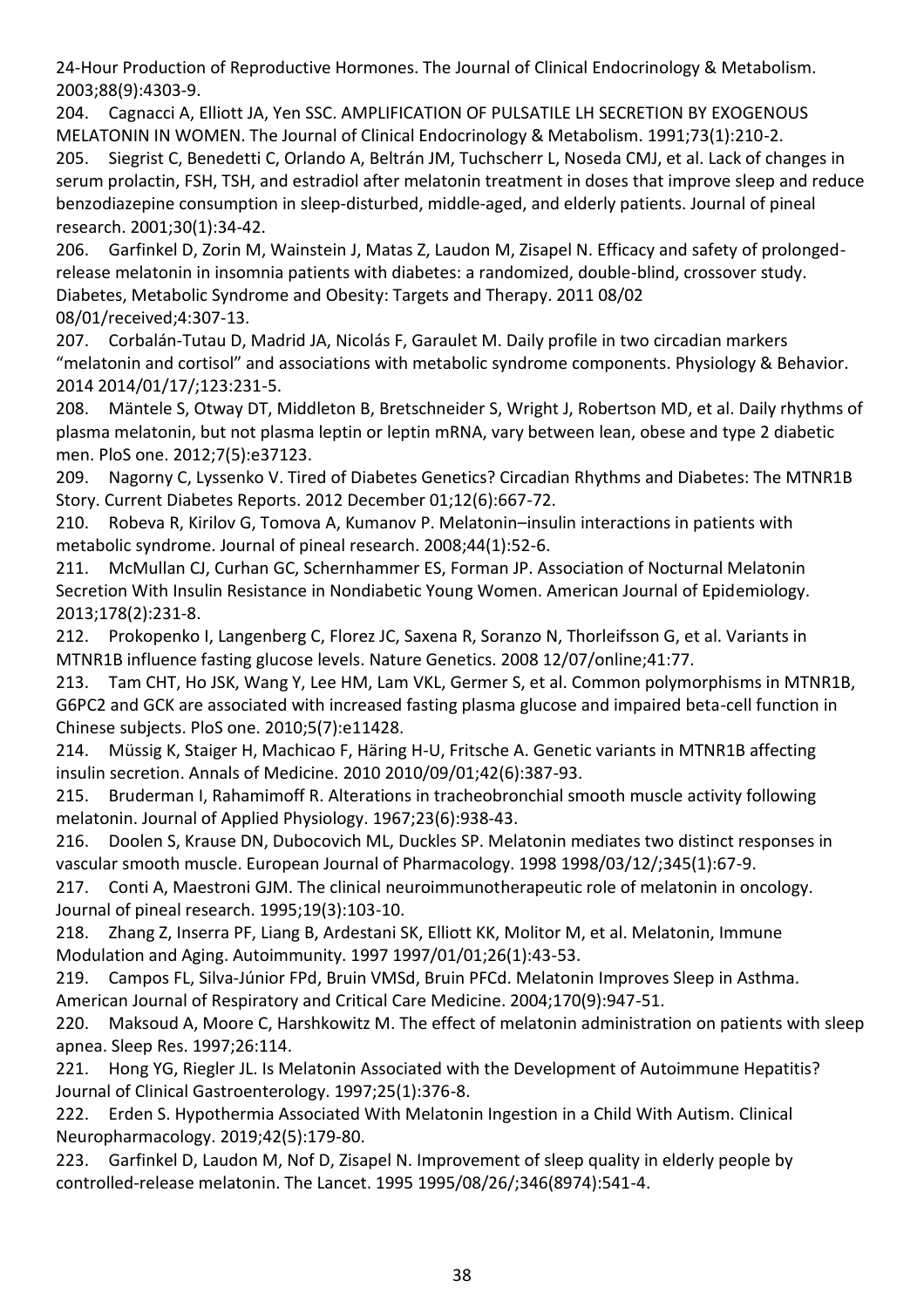24-Hour Production of Reproductive Hormones. The Journal of Clinical Endocrinology & Metabolism. 2003;88(9):4303-9.

204. Cagnacci A, Elliott JA, Yen SSC. AMPLIFICATION OF PULSATILE LH SECRETION BY EXOGENOUS MELATONIN IN WOMEN. The Journal of Clinical Endocrinology & Metabolism. 1991;73(1):210-2.

205. Siegrist C, Benedetti C, Orlando A, Beltrán JM, Tuchscherr L, Noseda CMJ, et al. Lack of changes in serum prolactin, FSH, TSH, and estradiol after melatonin treatment in doses that improve sleep and reduce benzodiazepine consumption in sleep-disturbed, middle-aged, and elderly patients. Journal of pineal research. 2001;30(1):34-42.

206. Garfinkel D, Zorin M, Wainstein J, Matas Z, Laudon M, Zisapel N. Efficacy and safety of prolonged-release melatonin in insomnia patients with diabetes: a randomized, double-blind, crossover study. Diabetes, Metabolic Syndrome and Obesity: Targets and Therapy. 2011 08/02 08/01/received;4:307-13.

207. Corbalán-Tutau D, Madrid JA, Nicolás F, Garaulet M. Daily profile in two circadian markers "melatonin and cortisol" and associations with metabolic syndrome components. Physiology & Behavior. 2014 2014/01/17/;123:231-5.

208. Mäntele S, Otway DT, Middleton B, Bretschneider S, Wright J, Robertson MD, et al. Daily rhythms of plasma melatonin, but not plasma leptin or leptin mRNA, vary between lean, obese and type 2 diabetic men. PloS one. 2012;7(5):e37123.

209. Nagorny C, Lyssenko V. Tired of Diabetes Genetics? Circadian Rhythms and Diabetes: The MTNR1B Story. Current Diabetes Reports. 2012 December 01;12(6):667-72.

210. Robeva R, Kirilov G, Tomova A, Kumanov P. Melatonin–insulin interactions in patients with metabolic syndrome. Journal of pineal research. 2008;44(1):52-6.

211. McMullan CJ, Curhan GC, Schernhammer ES, Forman JP. Association of Nocturnal Melatonin Secretion With Insulin Resistance in Nondiabetic Young Women. American Journal of Epidemiology. 2013;178(2):231-8.

212. Prokopenko I, Langenberg C, Florez JC, Saxena R, Soranzo N, Thorleifsson G, et al. Variants in MTNR1B influence fasting glucose levels. Nature Genetics. 2008 12/07/online;41:77.

213. Tam CHT, Ho JSK, Wang Y, Lee HM, Lam VKL, Germer S, et al. Common polymorphisms in MTNR1B, G6PC2 and GCK are associated with increased fasting plasma glucose and impaired beta-cell function in Chinese subjects. PloS one. 2010;5(7):e11428.

214. Müssig K, Staiger H, Machicao F, Häring H-U, Fritsche A. Genetic variants in MTNR1B affecting insulin secretion. Annals of Medicine. 2010 2010/09/01;42(6):387-93.

215. Bruderman I, Rahamimoff R. Alterations in tracheobronchial smooth muscle activity following melatonin. Journal of Applied Physiology. 1967;23(6):938-43.

216. Doolen S, Krause DN, Dubocovich ML, Duckles SP. Melatonin mediates two distinct responses in vascular smooth muscle. European Journal of Pharmacology. 1998 1998/03/12/;345(1):67-9.

217. Conti A, Maestroni GJM. The clinical neuroimmunotherapeutic role of melatonin in oncology. Journal of pineal research. 1995;19(3):103-10.

218. Zhang Z, Inserra PF, Liang B, Ardestani SK, Elliott KK, Molitor M, et al. Melatonin, Immune Modulation and Aging. Autoimmunity. 1997 1997/01/01;26(1):43-53.

219. Campos FL, Silva-Júnior FPd, Bruin VMSd, Bruin PFCd. Melatonin Improves Sleep in Asthma. American Journal of Respiratory and Critical Care Medicine. 2004;170(9):947-51.

220. Maksoud A, Moore C, Harshkowitz M. The effect of melatonin administration on patients with sleep apnea. Sleep Res. 1997;26:114.

221. Hong YG, Riegler JL. Is Melatonin Associated with the Development of Autoimmune Hepatitis? Journal of Clinical Gastroenterology. 1997;25(1):376-8.

222. Erden S. Hypothermia Associated With Melatonin Ingestion in a Child With Autism. Clinical Neuropharmacology. 2019;42(5):179-80.

223. Garfinkel D, Laudon M, Nof D, Zisapel N. Improvement of sleep quality in elderly people by controlled-release melatonin. The Lancet. 1995 1995/08/26/;346(8974):541-4.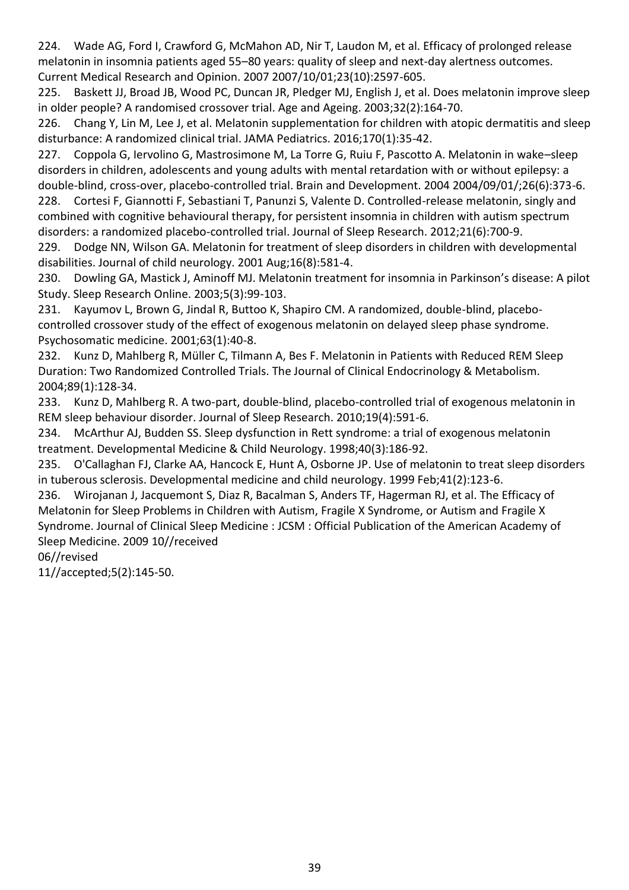224. Wade AG, Ford I, Crawford G, McMahon AD, Nir T, Laudon M, et al. Efficacy of prolonged release melatonin in insomnia patients aged 55–80 years: quality of sleep and next-day alertness outcomes. Current Medical Research and Opinion. 2007 2007/10/01;23(10):2597-605.

225. Baskett JJ, Broad JB, Wood PC, Duncan JR, Pledger MJ, English J, et al. Does melatonin improve sleep in older people? A randomised crossover trial. Age and Ageing. 2003;32(2):164-70.

226. Chang Y, Lin M, Lee J, et al. Melatonin supplementation for children with atopic dermatitis and sleep disturbance: A randomized clinical trial. JAMA Pediatrics. 2016;170(1):35-42.

227. Coppola G, Iervolino G, Mastrosimone M, La Torre G, Ruiu F, Pascotto A. Melatonin in wake–sleep disorders in children, adolescents and young adults with mental retardation with or without epilepsy: a double-blind, cross-over, placebo-controlled trial. Brain and Development. 2004 2004/09/01/;26(6):373-6.

228. Cortesi F, Giannotti F, Sebastiani T, Panunzi S, Valente D. Controlled-release melatonin, singly and combined with cognitive behavioural therapy, for persistent insomnia in children with autism spectrum disorders: a randomized placebo-controlled trial. Journal of Sleep Research. 2012;21(6):700-9.

229. Dodge NN, Wilson GA. Melatonin for treatment of sleep disorders in children with developmental disabilities. Journal of child neurology. 2001 Aug;16(8):581-4.

230. Dowling GA, Mastick J, Aminoff MJ. Melatonin treatment for insomnia in Parkinson's disease: A pilot Study. Sleep Research Online. 2003;5(3):99-103.

231. Kayumov L, Brown G, Jindal R, Buttoo K, Shapiro CM. A randomized, double-blind, placebo-controlled crossover study of the effect of exogenous melatonin on delayed sleep phase syndrome. Psychosomatic medicine. 2001;63(1):40-8.

232. Kunz D, Mahlberg R, Müller C, Tilmann A, Bes F. Melatonin in Patients with Reduced REM Sleep Duration: Two Randomized Controlled Trials. The Journal of Clinical Endocrinology & Metabolism. 2004;89(1):128-34.

233. Kunz D, Mahlberg R. A two-part, double-blind, placebo-controlled trial of exogenous melatonin in REM sleep behaviour disorder. Journal of Sleep Research. 2010;19(4):591-6.

234. McArthur AJ, Budden SS. Sleep dysfunction in Rett syndrome: a trial of exogenous melatonin treatment. Developmental Medicine & Child Neurology. 1998;40(3):186-92.

235. O'Callaghan FJ, Clarke AA, Hancock E, Hunt A, Osborne JP. Use of melatonin to treat sleep disorders in tuberous sclerosis. Developmental medicine and child neurology. 1999 Feb;41(2):123-6.

236. Wirojanan J, Jacquemont S, Diaz R, Bacalman S, Anders TF, Hagerman RJ, et al. The Efficacy of Melatonin for Sleep Problems in Children with Autism, Fragile X Syndrome, or Autism and Fragile X Syndrome. Journal of Clinical Sleep Medicine : JCSM : Official Publication of the American Academy of Sleep Medicine. 2009 10//received
06//revised
11//accepted;5(2):145-50.